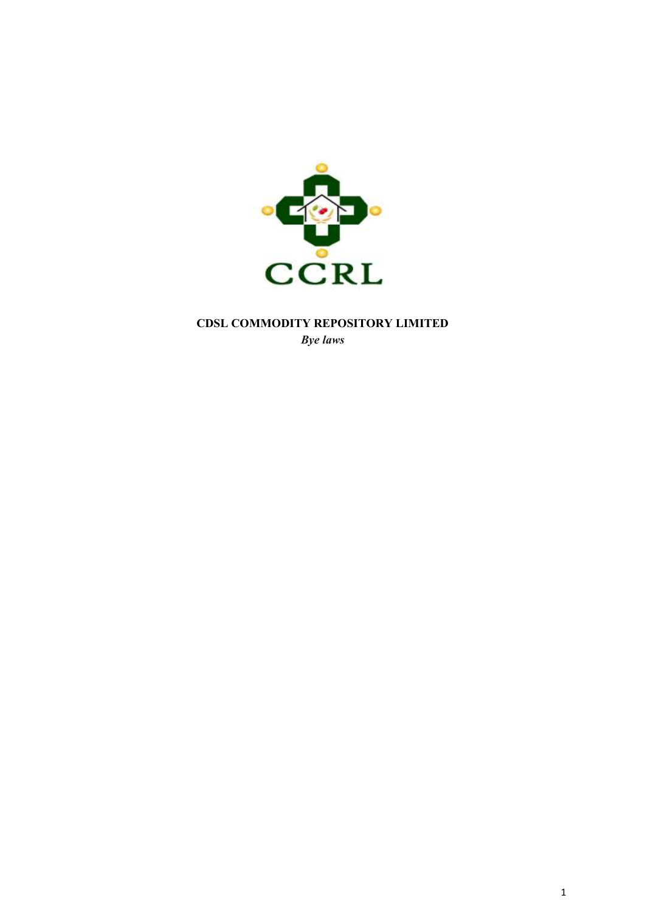CCRL

**CDSL COMMODITY REPOSITORY LIMITED**

***Bye laws***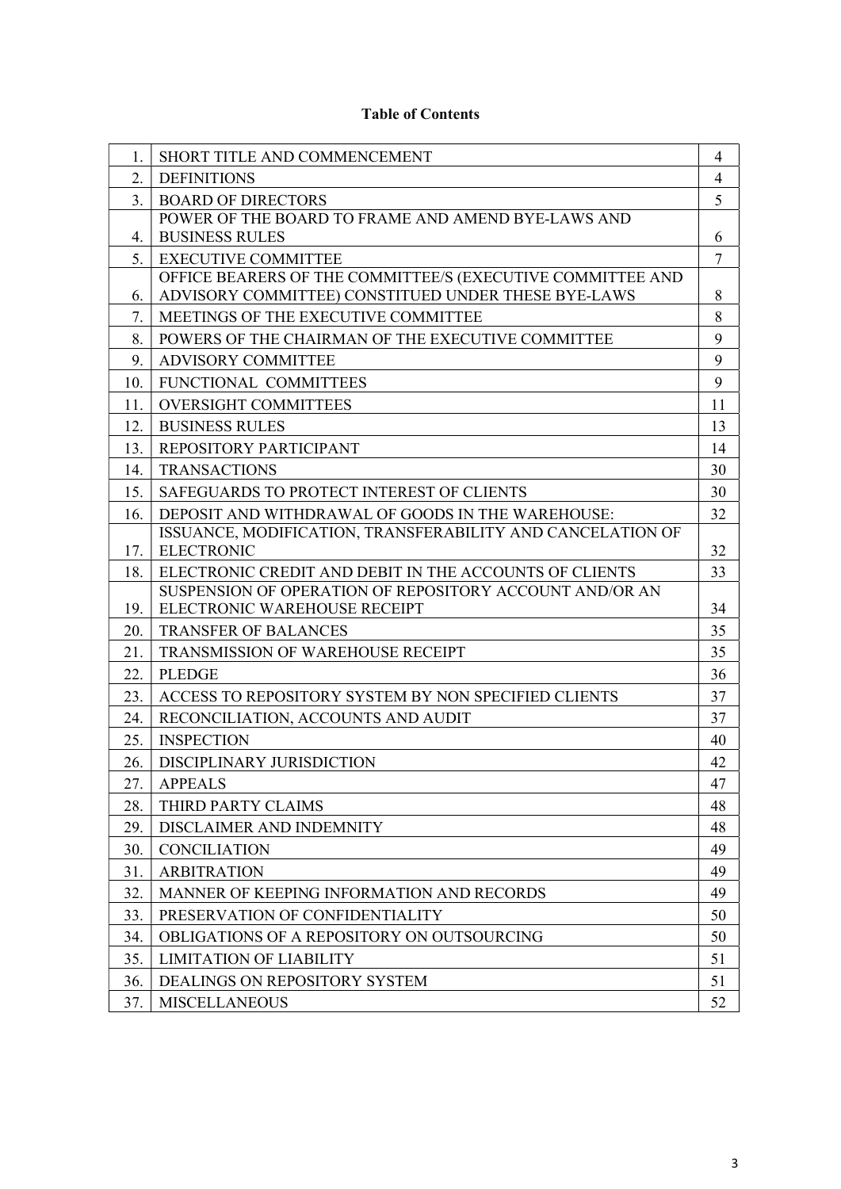**Table of Contents**

| | | |
|---|---|---|
| 1. | SHORT TITLE AND COMMENCEMENT | 4 |
| 2. | DEFINITIONS | 4 |
| 3. | BOARD OF DIRECTORS | 5 |
| 4. | POWER OF THE BOARD TO FRAME AND AMEND BYE-LAWS AND BUSINESS RULES | 6 |
| 5. | EXECUTIVE COMMITTEE | 7 |
| 6. | OFFICE BEARERS OF THE COMMITTEE/S (EXECUTIVE COMMITTEE AND ADVISORY COMMITTEE) CONSTITUED UNDER THESE BYE-LAWS | 8 |
| 7. | MEETINGS OF THE EXECUTIVE COMMITTEE | 8 |
| 8. | POWERS OF THE CHAIRMAN OF THE EXECUTIVE COMMITTEE | 9 |
| 9. | ADVISORY COMMITTEE | 9 |
| 10. | FUNCTIONAL COMMITTEES | 9 |
| 11. | OVERSIGHT COMMITTEES | 11 |
| 12. | BUSINESS RULES | 13 |
| 13. | REPOSITORY PARTICIPANT | 14 |
| 14. | TRANSACTIONS | 30 |
| 15. | SAFEGUARDS TO PROTECT INTEREST OF CLIENTS | 30 |
| 16. | DEPOSIT AND WITHDRAWAL OF GOODS IN THE WAREHOUSE: | 32 |
| 17. | ISSUANCE, MODIFICATION, TRANSFERABILITY AND CANCELATION OF ELECTRONIC | 32 |
| 18. | ELECTRONIC CREDIT AND DEBIT IN THE ACCOUNTS OF CLIENTS | 33 |
| 19. | SUSPENSION OF OPERATION OF REPOSITORY ACCOUNT AND/OR AN ELECTRONIC WAREHOUSE RECEIPT | 34 |
| 20. | TRANSFER OF BALANCES | 35 |
| 21. | TRANSMISSION OF WAREHOUSE RECEIPT | 35 |
| 22. | PLEDGE | 36 |
| 23. | ACCESS TO REPOSITORY SYSTEM BY NON SPECIFIED CLIENTS | 37 |
| 24. | RECONCILIATION, ACCOUNTS AND AUDIT | 37 |
| 25. | INSPECTION | 40 |
| 26. | DISCIPLINARY JURISDICTION | 42 |
| 27. | APPEALS | 47 |
| 28. | THIRD PARTY CLAIMS | 48 |
| 29. | DISCLAIMER AND INDEMNITY | 48 |
| 30. | CONCILIATION | 49 |
| 31. | ARBITRATION | 49 |
| 32. | MANNER OF KEEPING INFORMATION AND RECORDS | 49 |
| 33. | PRESERVATION OF CONFIDENTIALITY | 50 |
| 34. | OBLIGATIONS OF A REPOSITORY ON OUTSOURCING | 50 |
| 35. | LIMITATION OF LIABILITY | 51 |
| 36. | DEALINGS ON REPOSITORY SYSTEM | 51 |
| 37. | MISCELLANEOUS | 52 |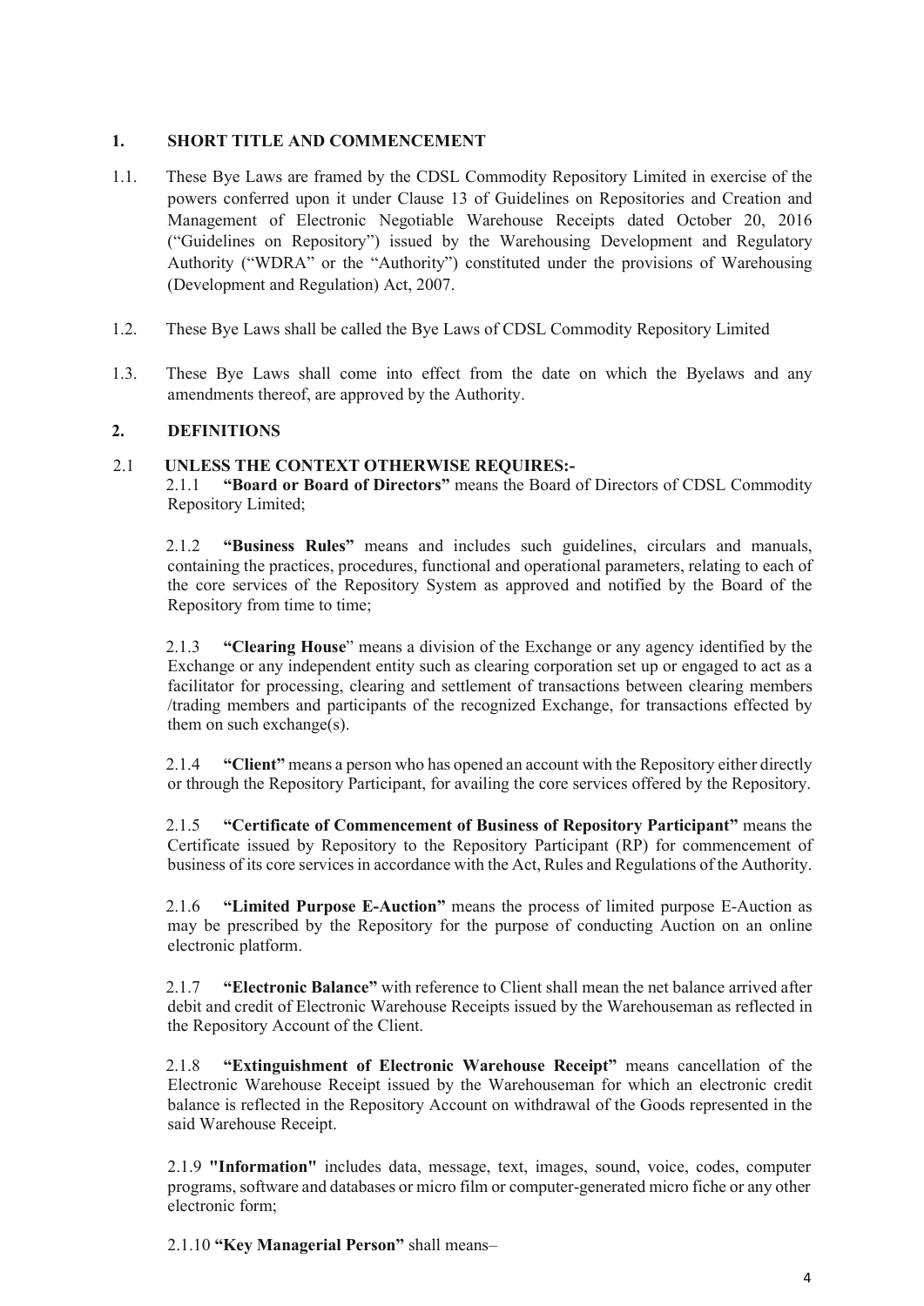## 1. SHORT TITLE AND COMMENCEMENT

1.1. These Bye Laws are framed by the CDSL Commodity Repository Limited in exercise of the powers conferred upon it under Clause 13 of Guidelines on Repositories and Creation and Management of Electronic Negotiable Warehouse Receipts dated October 20, 2016 ("Guidelines on Repository") issued by the Warehousing Development and Regulatory Authority ("WDRA" or the "Authority") constituted under the provisions of Warehousing (Development and Regulation) Act, 2007.

1.2. These Bye Laws shall be called the Bye Laws of CDSL Commodity Repository Limited

1.3. These Bye Laws shall come into effect from the date on which the Byelaws and any amendments thereof, are approved by the Authority.

## 2. DEFINITIONS

### 2.1 UNLESS THE CONTEXT OTHERWISE REQUIRES:-

2.1.1 **"Board or Board of Directors"** means the Board of Directors of CDSL Commodity Repository Limited;

2.1.2 **"Business Rules"** means and includes such guidelines, circulars and manuals, containing the practices, procedures, functional and operational parameters, relating to each of the core services of the Repository System as approved and notified by the Board of the Repository from time to time;

2.1.3 **"Clearing House"** means a division of the Exchange or any agency identified by the Exchange or any independent entity such as clearing corporation set up or engaged to act as a facilitator for processing, clearing and settlement of transactions between clearing members /trading members and participants of the recognized Exchange, for transactions effected by them on such exchange(s).

2.1.4 **"Client"** means a person who has opened an account with the Repository either directly or through the Repository Participant, for availing the core services offered by the Repository.

2.1.5 **"Certificate of Commencement of Business of Repository Participant"** means the Certificate issued by Repository to the Repository Participant (RP) for commencement of business of its core services in accordance with the Act, Rules and Regulations of the Authority.

2.1.6 **"Limited Purpose E-Auction"** means the process of limited purpose E-Auction as may be prescribed by the Repository for the purpose of conducting Auction on an online electronic platform.

2.1.7 **"Electronic Balance"** with reference to Client shall mean the net balance arrived after debit and credit of Electronic Warehouse Receipts issued by the Warehouseman as reflected in the Repository Account of the Client.

2.1.8 **"Extinguishment of Electronic Warehouse Receipt"** means cancellation of the Electronic Warehouse Receipt issued by the Warehouseman for which an electronic credit balance is reflected in the Repository Account on withdrawal of the Goods represented in the said Warehouse Receipt.

2.1.9 **"Information"** includes data, message, text, images, sound, voice, codes, computer programs, software and databases or micro film or computer-generated micro fiche or any other electronic form;

2.1.10 **"Key Managerial Person"** shall means–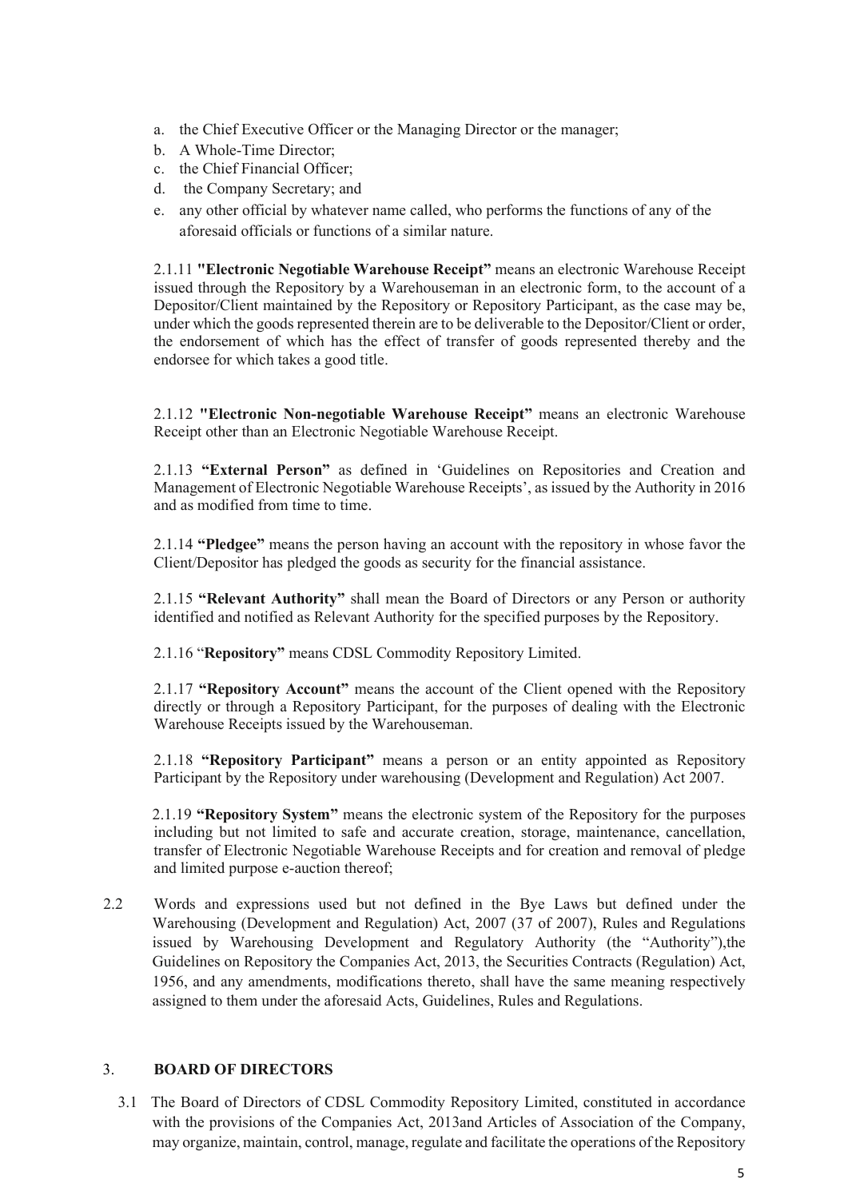a. the Chief Executive Officer or the Managing Director or the manager;
b. A Whole-Time Director;
c. the Chief Financial Officer;
d. the Company Secretary; and
e. any other official by whatever name called, who performs the functions of any of the aforesaid officials or functions of a similar nature.

2.1.11 **"Electronic Negotiable Warehouse Receipt"** means an electronic Warehouse Receipt issued through the Repository by a Warehouseman in an electronic form, to the account of a Depositor/Client maintained by the Repository or Repository Participant, as the case may be, under which the goods represented therein are to be deliverable to the Depositor/Client or order, the endorsement of which has the effect of transfer of goods represented thereby and the endorsee for which takes a good title.

2.1.12 **"Electronic Non-negotiable Warehouse Receipt"** means an electronic Warehouse Receipt other than an Electronic Negotiable Warehouse Receipt.

2.1.13 **"External Person"** as defined in 'Guidelines on Repositories and Creation and Management of Electronic Negotiable Warehouse Receipts', as issued by the Authority in 2016 and as modified from time to time.

2.1.14 **"Pledgee"** means the person having an account with the repository in whose favor the Client/Depositor has pledged the goods as security for the financial assistance.

2.1.15 **"Relevant Authority"** shall mean the Board of Directors or any Person or authority identified and notified as Relevant Authority for the specified purposes by the Repository.

2.1.16 "**Repository"** means CDSL Commodity Repository Limited.

2.1.17 **"Repository Account"** means the account of the Client opened with the Repository directly or through a Repository Participant, for the purposes of dealing with the Electronic Warehouse Receipts issued by the Warehouseman.

2.1.18 **"Repository Participant"** means a person or an entity appointed as Repository Participant by the Repository under warehousing (Development and Regulation) Act 2007.

2.1.19 **"Repository System"** means the electronic system of the Repository for the purposes including but not limited to safe and accurate creation, storage, maintenance, cancellation, transfer of Electronic Negotiable Warehouse Receipts and for creation and removal of pledge and limited purpose e-auction thereof;

2.2 Words and expressions used but not defined in the Bye Laws but defined under the Warehousing (Development and Regulation) Act, 2007 (37 of 2007), Rules and Regulations issued by Warehousing Development and Regulatory Authority (the "Authority"),the Guidelines on Repository the Companies Act, 2013, the Securities Contracts (Regulation) Act, 1956, and any amendments, modifications thereto, shall have the same meaning respectively assigned to them under the aforesaid Acts, Guidelines, Rules and Regulations.

## 3. BOARD OF DIRECTORS

3.1 The Board of Directors of CDSL Commodity Repository Limited, constituted in accordance with the provisions of the Companies Act, 2013and Articles of Association of the Company, may organize, maintain, control, manage, regulate and facilitate the operations of the Repository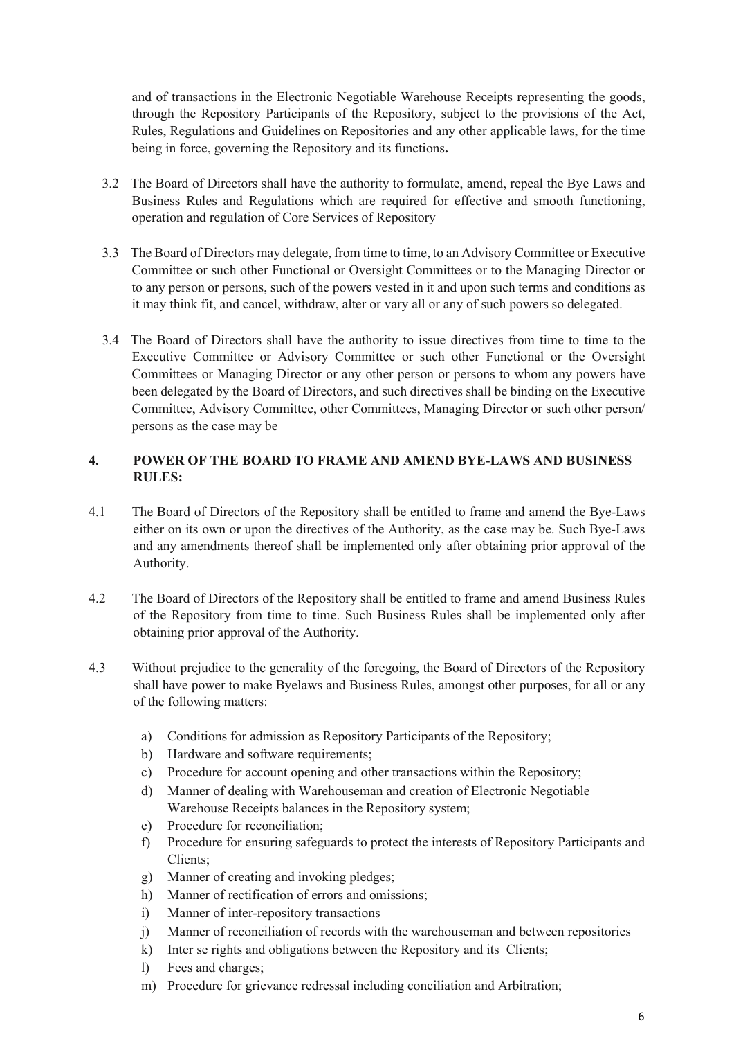and of transactions in the Electronic Negotiable Warehouse Receipts representing the goods, through the Repository Participants of the Repository, subject to the provisions of the Act, Rules, Regulations and Guidelines on Repositories and any other applicable laws, for the time being in force, governing the Repository and its functions**.**

3.2 The Board of Directors shall have the authority to formulate, amend, repeal the Bye Laws and Business Rules and Regulations which are required for effective and smooth functioning, operation and regulation of Core Services of Repository

3.3 The Board of Directors may delegate, from time to time, to an Advisory Committee or Executive Committee or such other Functional or Oversight Committees or to the Managing Director or to any person or persons, such of the powers vested in it and upon such terms and conditions as it may think fit, and cancel, withdraw, alter or vary all or any of such powers so delegated.

3.4 The Board of Directors shall have the authority to issue directives from time to time to the Executive Committee or Advisory Committee or such other Functional or the Oversight Committees or Managing Director or any other person or persons to whom any powers have been delegated by the Board of Directors, and such directives shall be binding on the Executive Committee, Advisory Committee, other Committees, Managing Director or such other person/ persons as the case may be

## 4. POWER OF THE BOARD TO FRAME AND AMEND BYE-LAWS AND BUSINESS RULES:

4.1 The Board of Directors of the Repository shall be entitled to frame and amend the Bye-Laws either on its own or upon the directives of the Authority, as the case may be. Such Bye-Laws and any amendments thereof shall be implemented only after obtaining prior approval of the Authority.

4.2 The Board of Directors of the Repository shall be entitled to frame and amend Business Rules of the Repository from time to time. Such Business Rules shall be implemented only after obtaining prior approval of the Authority.

4.3 Without prejudice to the generality of the foregoing, the Board of Directors of the Repository shall have power to make Byelaws and Business Rules, amongst other purposes, for all or any of the following matters:

a) Conditions for admission as Repository Participants of the Repository;
b) Hardware and software requirements;
c) Procedure for account opening and other transactions within the Repository;
d) Manner of dealing with Warehouseman and creation of Electronic Negotiable Warehouse Receipts balances in the Repository system;
e) Procedure for reconciliation;
f) Procedure for ensuring safeguards to protect the interests of Repository Participants and Clients;
g) Manner of creating and invoking pledges;
h) Manner of rectification of errors and omissions;
i) Manner of inter-repository transactions
j) Manner of reconciliation of records with the warehouseman and between repositories
k) Inter se rights and obligations between the Repository and its Clients;
l) Fees and charges;
m) Procedure for grievance redressal including conciliation and Arbitration;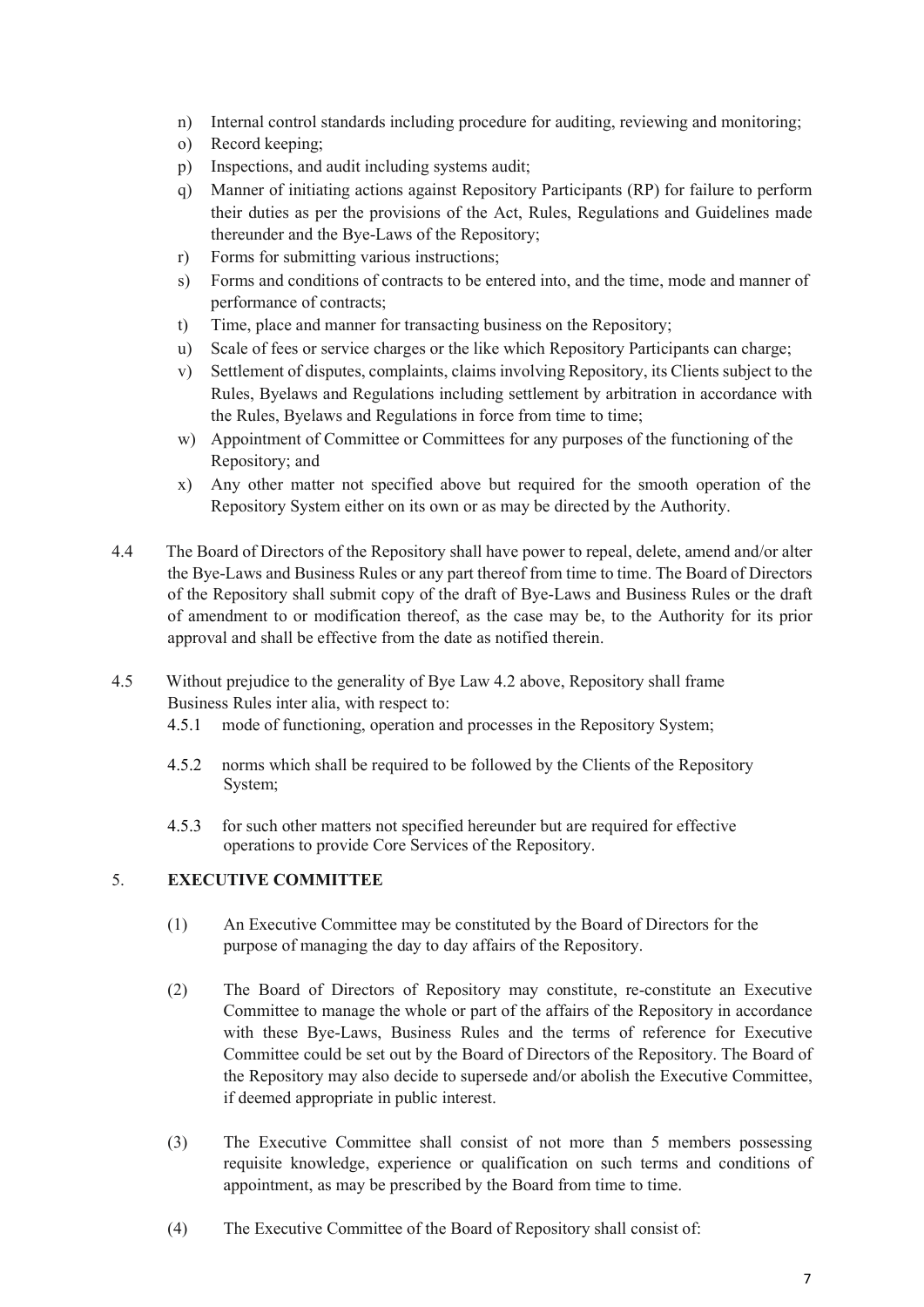n) Internal control standards including procedure for auditing, reviewing and monitoring;
o) Record keeping;
p) Inspections, and audit including systems audit;
q) Manner of initiating actions against Repository Participants (RP) for failure to perform their duties as per the provisions of the Act, Rules, Regulations and Guidelines made thereunder and the Bye-Laws of the Repository;
r) Forms for submitting various instructions;
s) Forms and conditions of contracts to be entered into, and the time, mode and manner of performance of contracts;
t) Time, place and manner for transacting business on the Repository;
u) Scale of fees or service charges or the like which Repository Participants can charge;
v) Settlement of disputes, complaints, claims involving Repository, its Clients subject to the Rules, Byelaws and Regulations including settlement by arbitration in accordance with the Rules, Byelaws and Regulations in force from time to time;
w) Appointment of Committee or Committees for any purposes of the functioning of the Repository; and
x) Any other matter not specified above but required for the smooth operation of the Repository System either on its own or as may be directed by the Authority.

4.4 The Board of Directors of the Repository shall have power to repeal, delete, amend and/or alter the Bye-Laws and Business Rules or any part thereof from time to time. The Board of Directors of the Repository shall submit copy of the draft of Bye-Laws and Business Rules or the draft of amendment to or modification thereof, as the case may be, to the Authority for its prior approval and shall be effective from the date as notified therein.

4.5 Without prejudice to the generality of Bye Law 4.2 above, Repository shall frame Business Rules inter alia, with respect to:

4.5.1 mode of functioning, operation and processes in the Repository System;

4.5.2 norms which shall be required to be followed by the Clients of the Repository System;

4.5.3 for such other matters not specified hereunder but are required for effective operations to provide Core Services of the Repository.

## 5. EXECUTIVE COMMITTEE

(1) An Executive Committee may be constituted by the Board of Directors for the purpose of managing the day to day affairs of the Repository.

(2) The Board of Directors of Repository may constitute, re-constitute an Executive Committee to manage the whole or part of the affairs of the Repository in accordance with these Bye-Laws, Business Rules and the terms of reference for Executive Committee could be set out by the Board of Directors of the Repository. The Board of the Repository may also decide to supersede and/or abolish the Executive Committee, if deemed appropriate in public interest.

(3) The Executive Committee shall consist of not more than 5 members possessing requisite knowledge, experience or qualification on such terms and conditions of appointment, as may be prescribed by the Board from time to time.

(4) The Executive Committee of the Board of Repository shall consist of: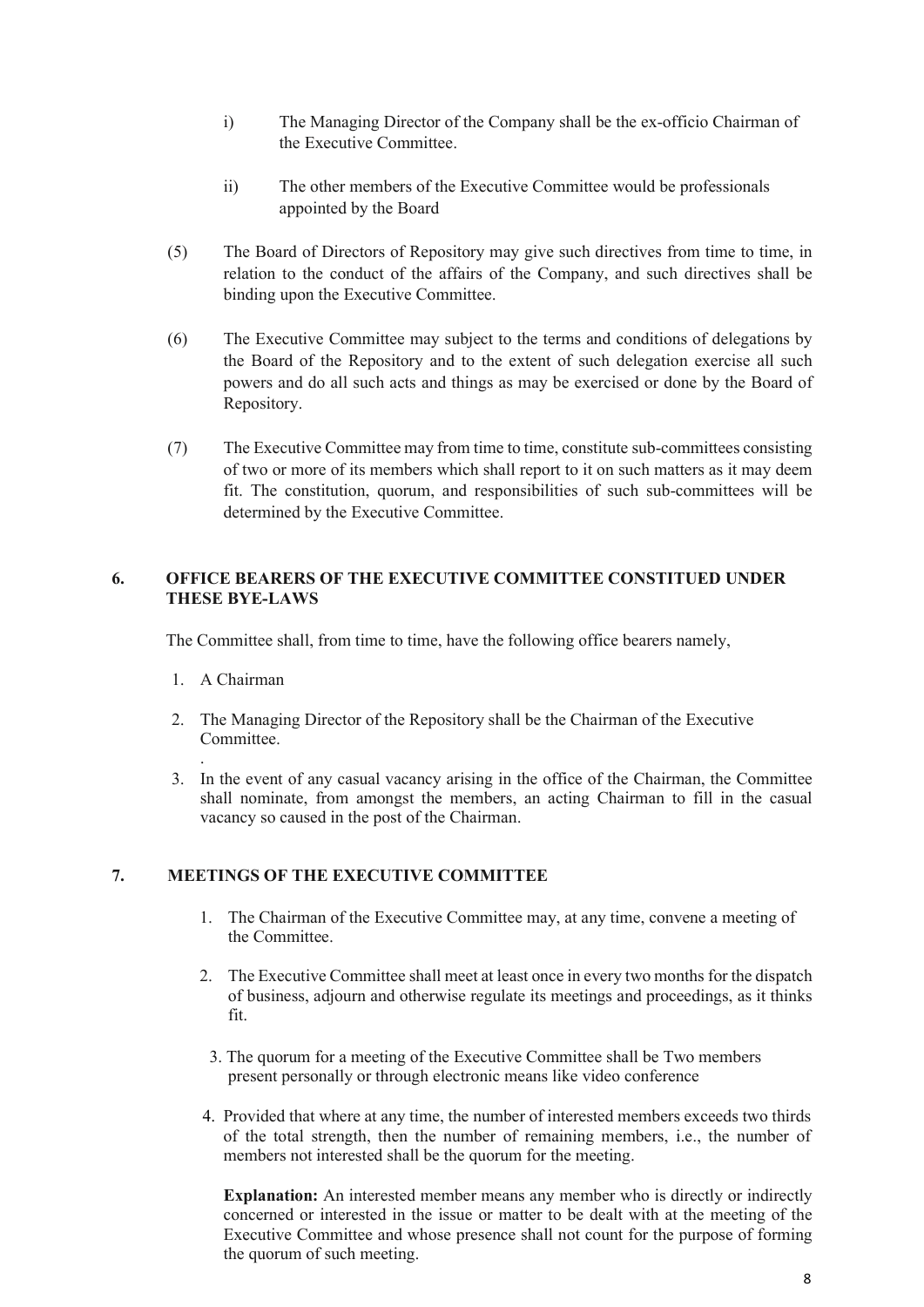i) The Managing Director of the Company shall be the ex-officio Chairman of the Executive Committee.

ii) The other members of the Executive Committee would be professionals appointed by the Board

(5) The Board of Directors of Repository may give such directives from time to time, in relation to the conduct of the affairs of the Company, and such directives shall be binding upon the Executive Committee.

(6) The Executive Committee may subject to the terms and conditions of delegations by the Board of the Repository and to the extent of such delegation exercise all such powers and do all such acts and things as may be exercised or done by the Board of Repository.

(7) The Executive Committee may from time to time, constitute sub-committees consisting of two or more of its members which shall report to it on such matters as it may deem fit. The constitution, quorum, and responsibilities of such sub-committees will be determined by the Executive Committee.

## 6. OFFICE BEARERS OF THE EXECUTIVE COMMITTEE CONSTITUED UNDER THESE BYE-LAWS

The Committee shall, from time to time, have the following office bearers namely,

1. A Chairman
2. The Managing Director of the Repository shall be the Chairman of the Executive Committee.
.
3. In the event of any casual vacancy arising in the office of the Chairman, the Committee shall nominate, from amongst the members, an acting Chairman to fill in the casual vacancy so caused in the post of the Chairman.

## 7. MEETINGS OF THE EXECUTIVE COMMITTEE

1. The Chairman of the Executive Committee may, at any time, convene a meeting of the Committee.
2. The Executive Committee shall meet at least once in every two months for the dispatch of business, adjourn and otherwise regulate its meetings and proceedings, as it thinks fit.
3. The quorum for a meeting of the Executive Committee shall be Two members present personally or through electronic means like video conference
4. Provided that where at any time, the number of interested members exceeds two thirds of the total strength, then the number of remaining members, i.e., the number of members not interested shall be the quorum for the meeting.

   **Explanation:** An interested member means any member who is directly or indirectly concerned or interested in the issue or matter to be dealt with at the meeting of the Executive Committee and whose presence shall not count for the purpose of forming the quorum of such meeting.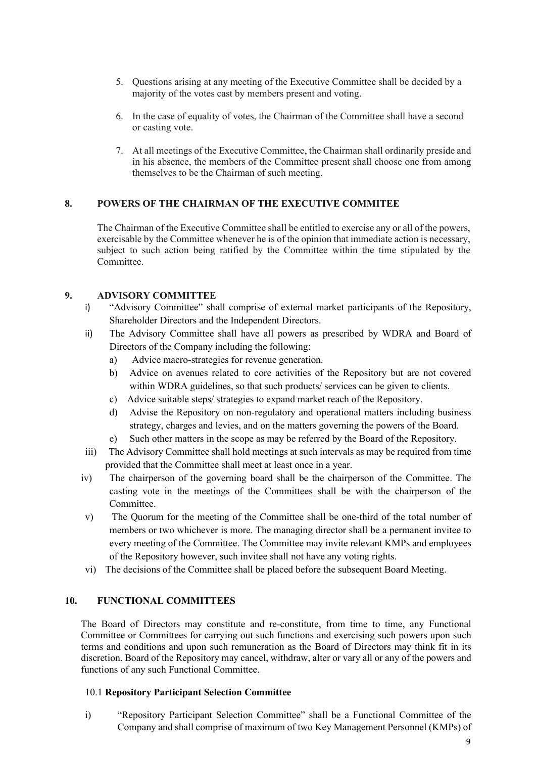5. Questions arising at any meeting of the Executive Committee shall be decided by a majority of the votes cast by members present and voting.

6. In the case of equality of votes, the Chairman of the Committee shall have a second or casting vote.

7. At all meetings of the Executive Committee, the Chairman shall ordinarily preside and in his absence, the members of the Committee present shall choose one from among themselves to be the Chairman of such meeting.

## 8. POWERS OF THE CHAIRMAN OF THE EXECUTIVE COMMITEE

The Chairman of the Executive Committee shall be entitled to exercise any or all of the powers, exercisable by the Committee whenever he is of the opinion that immediate action is necessary, subject to such action being ratified by the Committee within the time stipulated by the Committee.

## 9. ADVISORY COMMITTEE

i) "Advisory Committee" shall comprise of external market participants of the Repository, Shareholder Directors and the Independent Directors.

ii) The Advisory Committee shall have all powers as prescribed by WDRA and Board of Directors of the Company including the following:
   - a) Advice macro-strategies for revenue generation.
   - b) Advice on avenues related to core activities of the Repository but are not covered within WDRA guidelines, so that such products/ services can be given to clients.
   - c) Advice suitable steps/ strategies to expand market reach of the Repository.
   - d) Advise the Repository on non-regulatory and operational matters including business strategy, charges and levies, and on the matters governing the powers of the Board.
   - e) Such other matters in the scope as may be referred by the Board of the Repository.

iii) The Advisory Committee shall hold meetings at such intervals as may be required from time provided that the Committee shall meet at least once in a year.

iv) The chairperson of the governing board shall be the chairperson of the Committee. The casting vote in the meetings of the Committees shall be with the chairperson of the Committee.

v) The Quorum for the meeting of the Committee shall be one-third of the total number of members or two whichever is more. The managing director shall be a permanent invitee to every meeting of the Committee. The Committee may invite relevant KMPs and employees of the Repository however, such invitee shall not have any voting rights.

vi) The decisions of the Committee shall be placed before the subsequent Board Meeting.

## 10. FUNCTIONAL COMMITTEES

The Board of Directors may constitute and re-constitute, from time to time, any Functional Committee or Committees for carrying out such functions and exercising such powers upon such terms and conditions and upon such remuneration as the Board of Directors may think fit in its discretion. Board of the Repository may cancel, withdraw, alter or vary all or any of the powers and functions of any such Functional Committee.

### 10.1 Repository Participant Selection Committee

i) "Repository Participant Selection Committee" shall be a Functional Committee of the Company and shall comprise of maximum of two Key Management Personnel (KMPs) of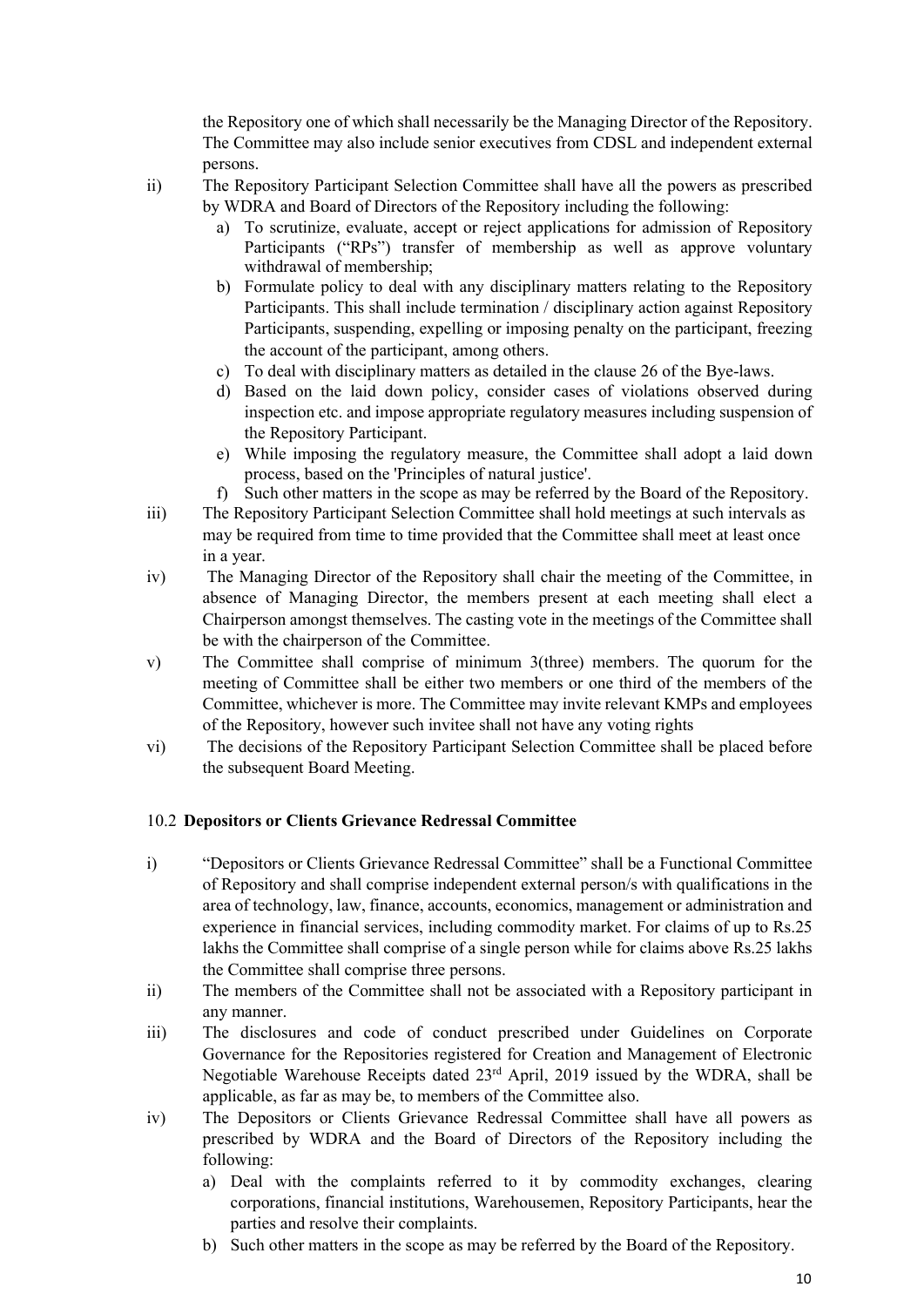the Repository one of which shall necessarily be the Managing Director of the Repository. The Committee may also include senior executives from CDSL and independent external persons.

ii) The Repository Participant Selection Committee shall have all the powers as prescribed by WDRA and Board of Directors of the Repository including the following:

   a) To scrutinize, evaluate, accept or reject applications for admission of Repository Participants ("RPs") transfer of membership as well as approve voluntary withdrawal of membership;
   b) Formulate policy to deal with any disciplinary matters relating to the Repository Participants. This shall include termination / disciplinary action against Repository Participants, suspending, expelling or imposing penalty on the participant, freezing the account of the participant, among others.
   c) To deal with disciplinary matters as detailed in the clause 26 of the Bye-laws.
   d) Based on the laid down policy, consider cases of violations observed during inspection etc. and impose appropriate regulatory measures including suspension of the Repository Participant.
   e) While imposing the regulatory measure, the Committee shall adopt a laid down process, based on the 'Principles of natural justice'.
   f) Such other matters in the scope as may be referred by the Board of the Repository.

iii) The Repository Participant Selection Committee shall hold meetings at such intervals as may be required from time to time provided that the Committee shall meet at least once in a year.

iv) The Managing Director of the Repository shall chair the meeting of the Committee, in absence of Managing Director, the members present at each meeting shall elect a Chairperson amongst themselves. The casting vote in the meetings of the Committee shall be with the chairperson of the Committee.

v) The Committee shall comprise of minimum 3(three) members. The quorum for the meeting of Committee shall be either two members or one third of the members of the Committee, whichever is more. The Committee may invite relevant KMPs and employees of the Repository, however such invitee shall not have any voting rights

vi) The decisions of the Repository Participant Selection Committee shall be placed before the subsequent Board Meeting.

### 10.2 Depositors or Clients Grievance Redressal Committee

i) "Depositors or Clients Grievance Redressal Committee" shall be a Functional Committee of Repository and shall comprise independent external person/s with qualifications in the area of technology, law, finance, accounts, economics, management or administration and experience in financial services, including commodity market. For claims of up to Rs.25 lakhs the Committee shall comprise of a single person while for claims above Rs.25 lakhs the Committee shall comprise three persons.

ii) The members of the Committee shall not be associated with a Repository participant in any manner.

iii) The disclosures and code of conduct prescribed under Guidelines on Corporate Governance for the Repositories registered for Creation and Management of Electronic Negotiable Warehouse Receipts dated 23rd April, 2019 issued by the WDRA, shall be applicable, as far as may be, to members of the Committee also.

iv) The Depositors or Clients Grievance Redressal Committee shall have all powers as prescribed by WDRA and the Board of Directors of the Repository including the following:

   a) Deal with the complaints referred to it by commodity exchanges, clearing corporations, financial institutions, Warehousemen, Repository Participants, hear the parties and resolve their complaints.
   b) Such other matters in the scope as may be referred by the Board of the Repository.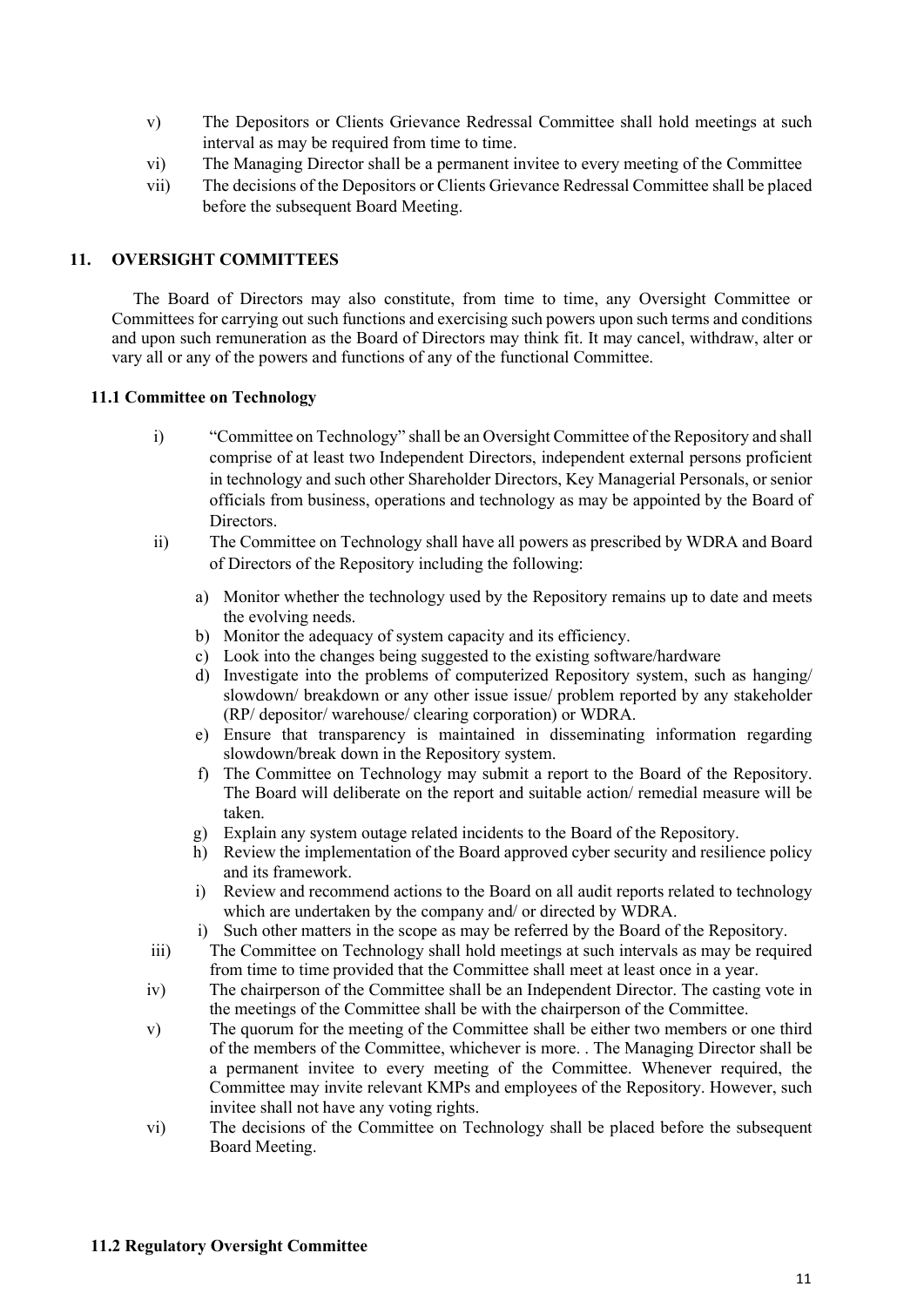v) The Depositors or Clients Grievance Redressal Committee shall hold meetings at such interval as may be required from time to time.

vi) The Managing Director shall be a permanent invitee to every meeting of the Committee

vii) The decisions of the Depositors or Clients Grievance Redressal Committee shall be placed before the subsequent Board Meeting.

## 11. OVERSIGHT COMMITTEES

The Board of Directors may also constitute, from time to time, any Oversight Committee or Committees for carrying out such functions and exercising such powers upon such terms and conditions and upon such remuneration as the Board of Directors may think fit. It may cancel, withdraw, alter or vary all or any of the powers and functions of any of the functional Committee.

### 11.1 Committee on Technology

i) "Committee on Technology" shall be an Oversight Committee of the Repository and shall comprise of at least two Independent Directors, independent external persons proficient in technology and such other Shareholder Directors, Key Managerial Personals, or senior officials from business, operations and technology as may be appointed by the Board of Directors.

ii) The Committee on Technology shall have all powers as prescribed by WDRA and Board of Directors of the Repository including the following:

   a) Monitor whether the technology used by the Repository remains up to date and meets the evolving needs.
   b) Monitor the adequacy of system capacity and its efficiency.
   c) Look into the changes being suggested to the existing software/hardware
   d) Investigate into the problems of computerized Repository system, such as hanging/ slowdown/ breakdown or any other issue issue/ problem reported by any stakeholder (RP/ depositor/ warehouse/ clearing corporation) or WDRA.
   e) Ensure that transparency is maintained in disseminating information regarding slowdown/break down in the Repository system.
   f) The Committee on Technology may submit a report to the Board of the Repository. The Board will deliberate on the report and suitable action/ remedial measure will be taken.
   g) Explain any system outage related incidents to the Board of the Repository.
   h) Review the implementation of the Board approved cyber security and resilience policy and its framework.
   i) Review and recommend actions to the Board on all audit reports related to technology which are undertaken by the company and/ or directed by WDRA.
   i) Such other matters in the scope as may be referred by the Board of the Repository.

iii) The Committee on Technology shall hold meetings at such intervals as may be required from time to time provided that the Committee shall meet at least once in a year.

iv) The chairperson of the Committee shall be an Independent Director. The casting vote in the meetings of the Committee shall be with the chairperson of the Committee.

v) The quorum for the meeting of the Committee shall be either two members or one third of the members of the Committee, whichever is more. . The Managing Director shall be a permanent invitee to every meeting of the Committee. Whenever required, the Committee may invite relevant KMPs and employees of the Repository. However, such invitee shall not have any voting rights.

vi) The decisions of the Committee on Technology shall be placed before the subsequent Board Meeting.

### 11.2 Regulatory Oversight Committee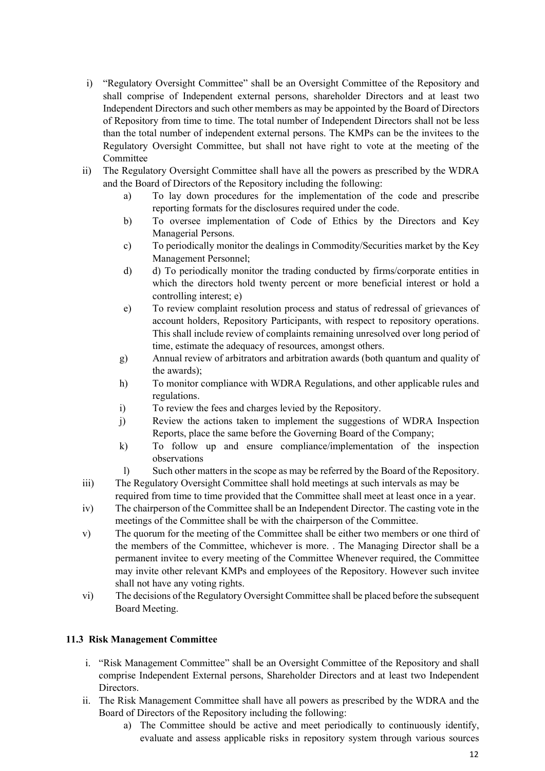i) "Regulatory Oversight Committee" shall be an Oversight Committee of the Repository and shall comprise of Independent external persons, shareholder Directors and at least two Independent Directors and such other members as may be appointed by the Board of Directors of Repository from time to time. The total number of Independent Directors shall not be less than the total number of independent external persons. The KMPs can be the invitees to the Regulatory Oversight Committee, but shall not have right to vote at the meeting of the Committee

ii) The Regulatory Oversight Committee shall have all the powers as prescribed by the WDRA and the Board of Directors of the Repository including the following:

   a) To lay down procedures for the implementation of the code and prescribe reporting formats for the disclosures required under the code.
   b) To oversee implementation of Code of Ethics by the Directors and Key Managerial Persons.
   c) To periodically monitor the dealings in Commodity/Securities market by the Key Management Personnel;
   d) d) To periodically monitor the trading conducted by firms/corporate entities in which the directors hold twenty percent or more beneficial interest or hold a controlling interest; e)
   e) To review complaint resolution process and status of redressal of grievances of account holders, Repository Participants, with respect to repository operations. This shall include review of complaints remaining unresolved over long period of time, estimate the adequacy of resources, amongst others.
   g) Annual review of arbitrators and arbitration awards (both quantum and quality of the awards);
   h) To monitor compliance with WDRA Regulations, and other applicable rules and regulations.
   i) To review the fees and charges levied by the Repository.
   j) Review the actions taken to implement the suggestions of WDRA Inspection Reports, place the same before the Governing Board of the Company;
   k) To follow up and ensure compliance/implementation of the inspection observations
   l) Such other matters in the scope as may be referred by the Board of the Repository.

iii) The Regulatory Oversight Committee shall hold meetings at such intervals as may be required from time to time provided that the Committee shall meet at least once in a year.

iv) The chairperson of the Committee shall be an Independent Director. The casting vote in the meetings of the Committee shall be with the chairperson of the Committee.

v) The quorum for the meeting of the Committee shall be either two members or one third of the members of the Committee, whichever is more. . The Managing Director shall be a permanent invitee to every meeting of the Committee Whenever required, the Committee may invite other relevant KMPs and employees of the Repository. However such invitee shall not have any voting rights.

vi) The decisions of the Regulatory Oversight Committee shall be placed before the subsequent Board Meeting.

### 11.3 Risk Management Committee

i. "Risk Management Committee" shall be an Oversight Committee of the Repository and shall comprise Independent External persons, Shareholder Directors and at least two Independent Directors.

ii. The Risk Management Committee shall have all powers as prescribed by the WDRA and the Board of Directors of the Repository including the following:

   a) The Committee should be active and meet periodically to continuously identify, evaluate and assess applicable risks in repository system through various sources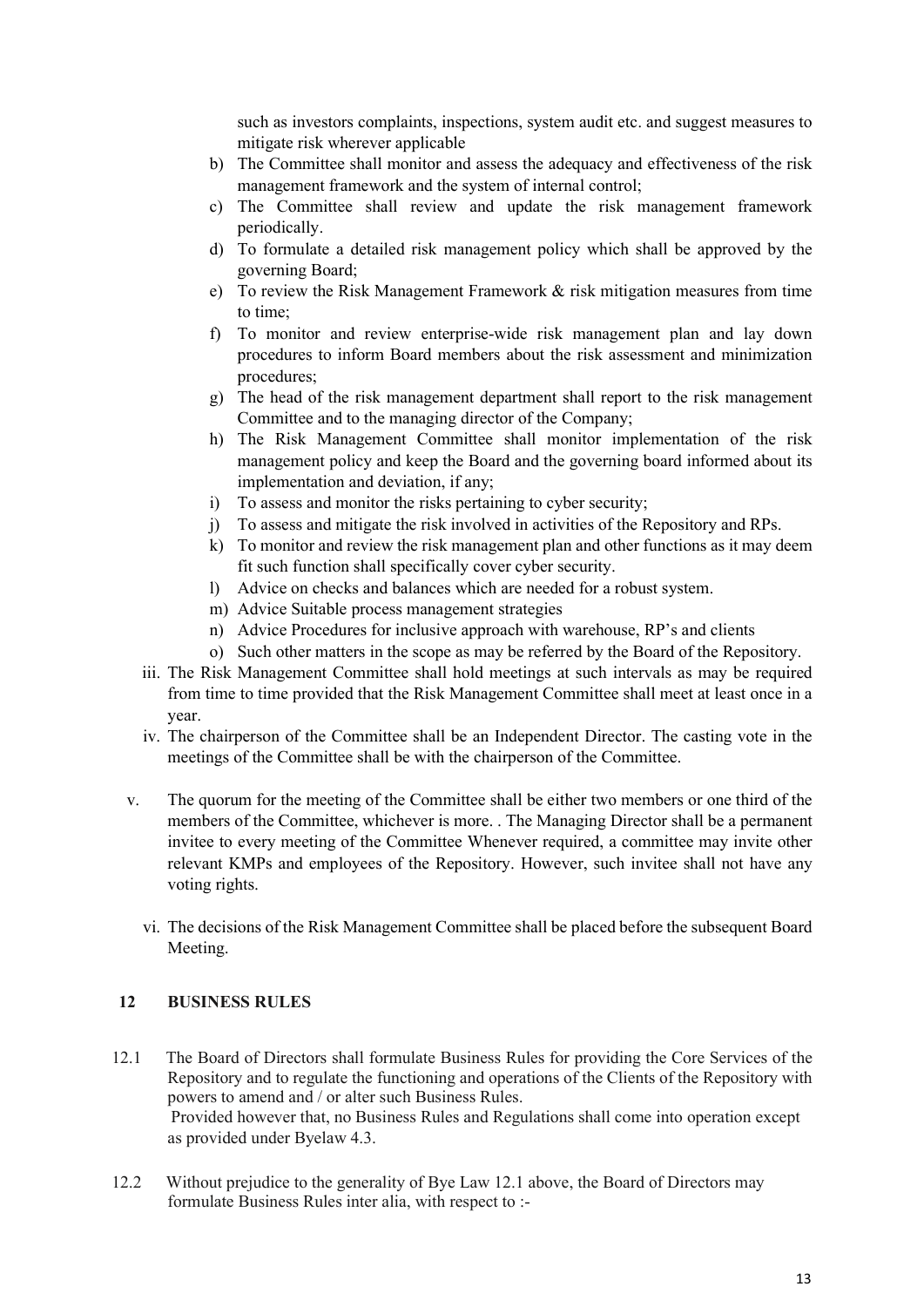such as investors complaints, inspections, system audit etc. and suggest measures to mitigate risk wherever applicable

b) The Committee shall monitor and assess the adequacy and effectiveness of the risk management framework and the system of internal control;

c) The Committee shall review and update the risk management framework periodically.

d) To formulate a detailed risk management policy which shall be approved by the governing Board;

e) To review the Risk Management Framework & risk mitigation measures from time to time;

f) To monitor and review enterprise-wide risk management plan and lay down procedures to inform Board members about the risk assessment and minimization procedures;

g) The head of the risk management department shall report to the risk management Committee and to the managing director of the Company;

h) The Risk Management Committee shall monitor implementation of the risk management policy and keep the Board and the governing board informed about its implementation and deviation, if any;

i) To assess and monitor the risks pertaining to cyber security;

j) To assess and mitigate the risk involved in activities of the Repository and RPs.

k) To monitor and review the risk management plan and other functions as it may deem fit such function shall specifically cover cyber security.

l) Advice on checks and balances which are needed for a robust system.

m) Advice Suitable process management strategies

n) Advice Procedures for inclusive approach with warehouse, RP's and clients

o) Such other matters in the scope as may be referred by the Board of the Repository.

iii. The Risk Management Committee shall hold meetings at such intervals as may be required from time to time provided that the Risk Management Committee shall meet at least once in a year.

iv. The chairperson of the Committee shall be an Independent Director. The casting vote in the meetings of the Committee shall be with the chairperson of the Committee.

v. The quorum for the meeting of the Committee shall be either two members or one third of the members of the Committee, whichever is more. . The Managing Director shall be a permanent invitee to every meeting of the Committee Whenever required, a committee may invite other relevant KMPs and employees of the Repository. However, such invitee shall not have any voting rights.

vi. The decisions of the Risk Management Committee shall be placed before the subsequent Board Meeting.

## 12 BUSINESS RULES

12.1 The Board of Directors shall formulate Business Rules for providing the Core Services of the Repository and to regulate the functioning and operations of the Clients of the Repository with powers to amend and / or alter such Business Rules.
Provided however that, no Business Rules and Regulations shall come into operation except as provided under Byelaw 4.3.

12.2 Without prejudice to the generality of Bye Law 12.1 above, the Board of Directors may formulate Business Rules inter alia, with respect to :-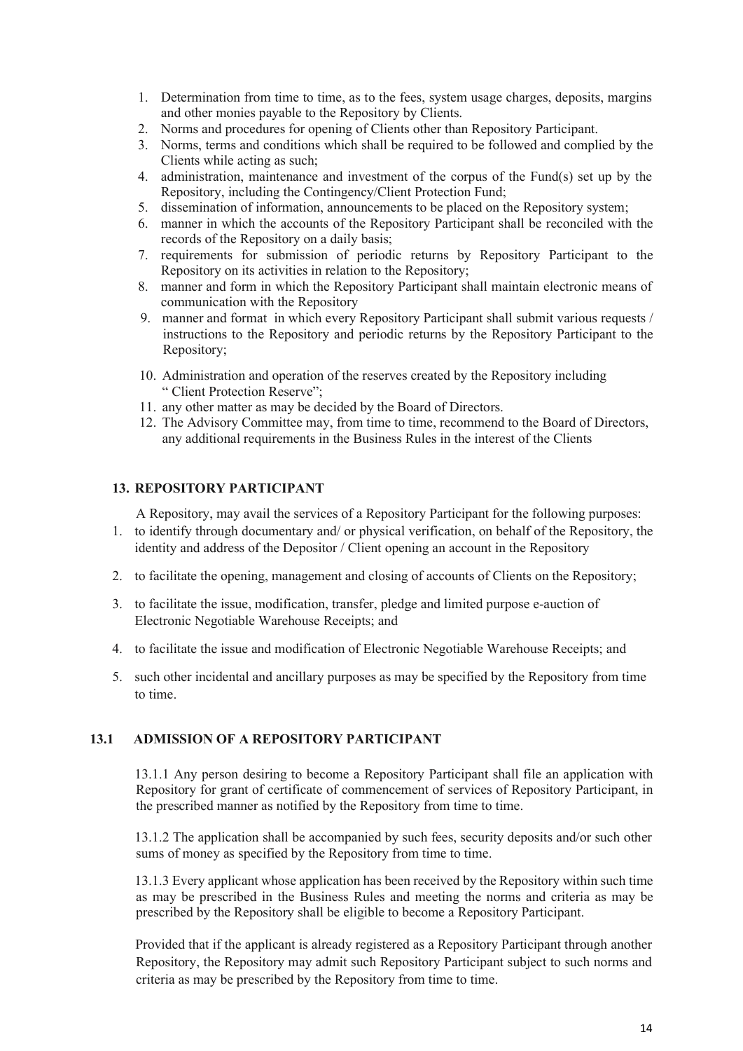1. Determination from time to time, as to the fees, system usage charges, deposits, margins and other monies payable to the Repository by Clients.
2. Norms and procedures for opening of Clients other than Repository Participant.
3. Norms, terms and conditions which shall be required to be followed and complied by the Clients while acting as such;
4. administration, maintenance and investment of the corpus of the Fund(s) set up by the Repository, including the Contingency/Client Protection Fund;
5. dissemination of information, announcements to be placed on the Repository system;
6. manner in which the accounts of the Repository Participant shall be reconciled with the records of the Repository on a daily basis;
7. requirements for submission of periodic returns by Repository Participant to the Repository on its activities in relation to the Repository;
8. manner and form in which the Repository Participant shall maintain electronic means of communication with the Repository
9. manner and format in which every Repository Participant shall submit various requests / instructions to the Repository and periodic returns by the Repository Participant to the Repository;
10. Administration and operation of the reserves created by the Repository including " Client Protection Reserve";
11. any other matter as may be decided by the Board of Directors.
12. The Advisory Committee may, from time to time, recommend to the Board of Directors, any additional requirements in the Business Rules in the interest of the Clients

## 13. REPOSITORY PARTICIPANT

A Repository, may avail the services of a Repository Participant for the following purposes:

1. to identify through documentary and/ or physical verification, on behalf of the Repository, the identity and address of the Depositor / Client opening an account in the Repository
2. to facilitate the opening, management and closing of accounts of Clients on the Repository;
3. to facilitate the issue, modification, transfer, pledge and limited purpose e-auction of Electronic Negotiable Warehouse Receipts; and
4. to facilitate the issue and modification of Electronic Negotiable Warehouse Receipts; and
5. such other incidental and ancillary purposes as may be specified by the Repository from time to time.

### 13.1 ADMISSION OF A REPOSITORY PARTICIPANT

13.1.1 Any person desiring to become a Repository Participant shall file an application with Repository for grant of certificate of commencement of services of Repository Participant, in the prescribed manner as notified by the Repository from time to time.

13.1.2 The application shall be accompanied by such fees, security deposits and/or such other sums of money as specified by the Repository from time to time.

13.1.3 Every applicant whose application has been received by the Repository within such time as may be prescribed in the Business Rules and meeting the norms and criteria as may be prescribed by the Repository shall be eligible to become a Repository Participant.

Provided that if the applicant is already registered as a Repository Participant through another Repository, the Repository may admit such Repository Participant subject to such norms and criteria as may be prescribed by the Repository from time to time.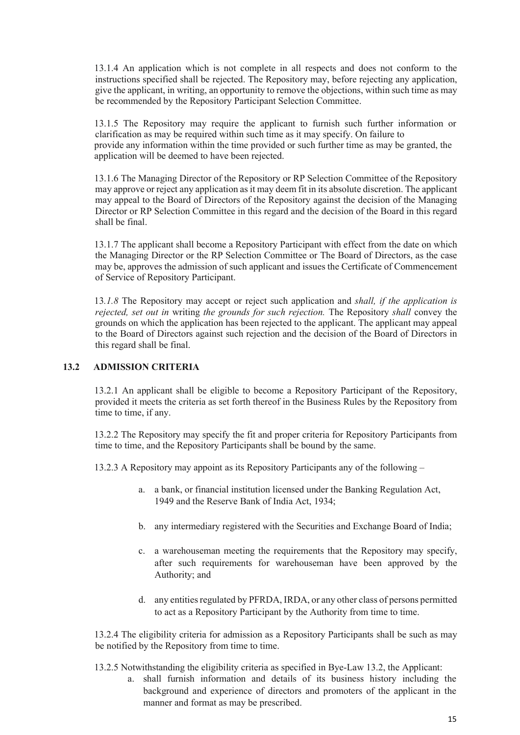13.1.4 An application which is not complete in all respects and does not conform to the instructions specified shall be rejected. The Repository may, before rejecting any application, give the applicant, in writing, an opportunity to remove the objections, within such time as may be recommended by the Repository Participant Selection Committee.

13.1.5 The Repository may require the applicant to furnish such further information or clarification as may be required within such time as it may specify. On failure to provide any information within the time provided or such further time as may be granted, the application will be deemed to have been rejected.

13.1.6 The Managing Director of the Repository or RP Selection Committee of the Repository may approve or reject any application as it may deem fit in its absolute discretion. The applicant may appeal to the Board of Directors of the Repository against the decision of the Managing Director or RP Selection Committee in this regard and the decision of the Board in this regard shall be final.

13.1.7 The applicant shall become a Repository Participant with effect from the date on which the Managing Director or the RP Selection Committee or The Board of Directors, as the case may be, approves the admission of such applicant and issues the Certificate of Commencement of Service of Repository Participant.

13*.1.8* The Repository may accept or reject such application and *shall, if the application is rejected, set out in* writing *the grounds for such rejection.* The Repository *shall* convey the grounds on which the application has been rejected to the applicant. The applicant may appeal to the Board of Directors against such rejection and the decision of the Board of Directors in this regard shall be final.

## 13.2 ADMISSION CRITERIA

13.2.1 An applicant shall be eligible to become a Repository Participant of the Repository, provided it meets the criteria as set forth thereof in the Business Rules by the Repository from time to time, if any.

13.2.2 The Repository may specify the fit and proper criteria for Repository Participants from time to time, and the Repository Participants shall be bound by the same.

13.2.3 A Repository may appoint as its Repository Participants any of the following –

a. a bank, or financial institution licensed under the Banking Regulation Act, 1949 and the Reserve Bank of India Act, 1934;

b. any intermediary registered with the Securities and Exchange Board of India;

c. a warehouseman meeting the requirements that the Repository may specify, after such requirements for warehouseman have been approved by the Authority; and

d. any entities regulated by PFRDA, IRDA, or any other class of persons permitted to act as a Repository Participant by the Authority from time to time.

13.2.4 The eligibility criteria for admission as a Repository Participants shall be such as may be notified by the Repository from time to time.

13.2.5 Notwithstanding the eligibility criteria as specified in Bye-Law 13.2, the Applicant:

a. shall furnish information and details of its business history including the background and experience of directors and promoters of the applicant in the manner and format as may be prescribed.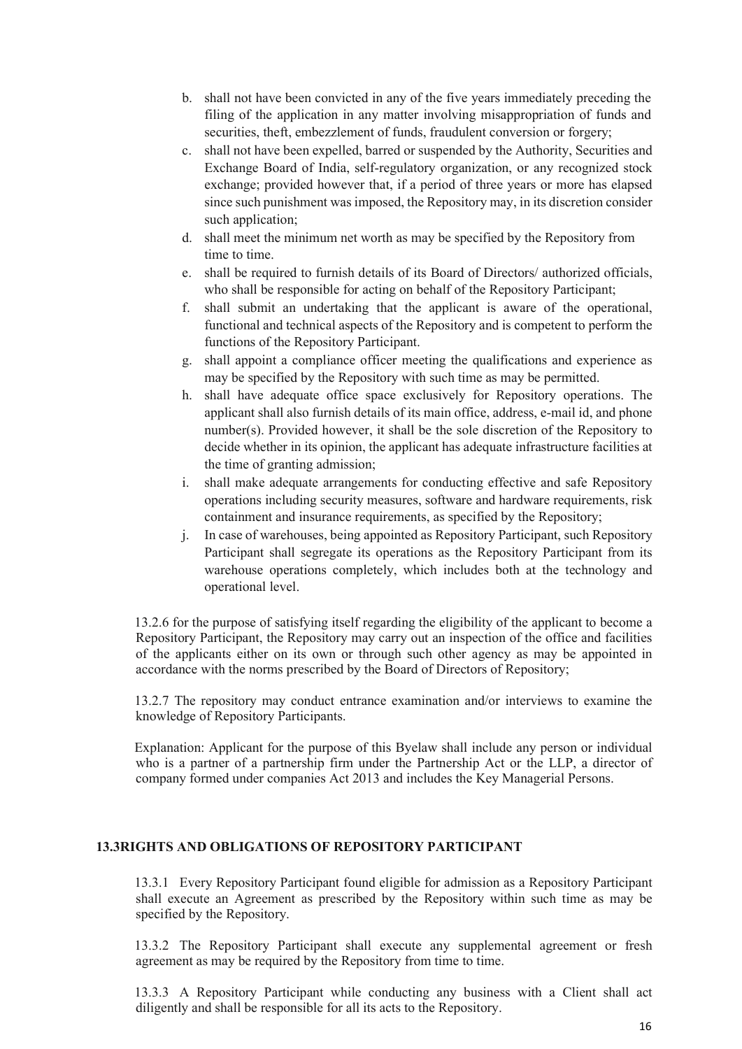b. shall not have been convicted in any of the five years immediately preceding the filing of the application in any matter involving misappropriation of funds and securities, theft, embezzlement of funds, fraudulent conversion or forgery;

c. shall not have been expelled, barred or suspended by the Authority, Securities and Exchange Board of India, self-regulatory organization, or any recognized stock exchange; provided however that, if a period of three years or more has elapsed since such punishment was imposed, the Repository may, in its discretion consider such application;

d. shall meet the minimum net worth as may be specified by the Repository from time to time.

e. shall be required to furnish details of its Board of Directors/ authorized officials, who shall be responsible for acting on behalf of the Repository Participant;

f. shall submit an undertaking that the applicant is aware of the operational, functional and technical aspects of the Repository and is competent to perform the functions of the Repository Participant.

g. shall appoint a compliance officer meeting the qualifications and experience as may be specified by the Repository with such time as may be permitted.

h. shall have adequate office space exclusively for Repository operations. The applicant shall also furnish details of its main office, address, e-mail id, and phone number(s). Provided however, it shall be the sole discretion of the Repository to decide whether in its opinion, the applicant has adequate infrastructure facilities at the time of granting admission;

i. shall make adequate arrangements for conducting effective and safe Repository operations including security measures, software and hardware requirements, risk containment and insurance requirements, as specified by the Repository;

j. In case of warehouses, being appointed as Repository Participant, such Repository Participant shall segregate its operations as the Repository Participant from its warehouse operations completely, which includes both at the technology and operational level.

13.2.6 for the purpose of satisfying itself regarding the eligibility of the applicant to become a Repository Participant, the Repository may carry out an inspection of the office and facilities of the applicants either on its own or through such other agency as may be appointed in accordance with the norms prescribed by the Board of Directors of Repository;

13.2.7 The repository may conduct entrance examination and/or interviews to examine the knowledge of Repository Participants.

Explanation: Applicant for the purpose of this Byelaw shall include any person or individual who is a partner of a partnership firm under the Partnership Act or the LLP, a director of company formed under companies Act 2013 and includes the Key Managerial Persons.

## 13.3RIGHTS AND OBLIGATIONS OF REPOSITORY PARTICIPANT

13.3.1 Every Repository Participant found eligible for admission as a Repository Participant shall execute an Agreement as prescribed by the Repository within such time as may be specified by the Repository.

13.3.2 The Repository Participant shall execute any supplemental agreement or fresh agreement as may be required by the Repository from time to time.

13.3.3 A Repository Participant while conducting any business with a Client shall act diligently and shall be responsible for all its acts to the Repository.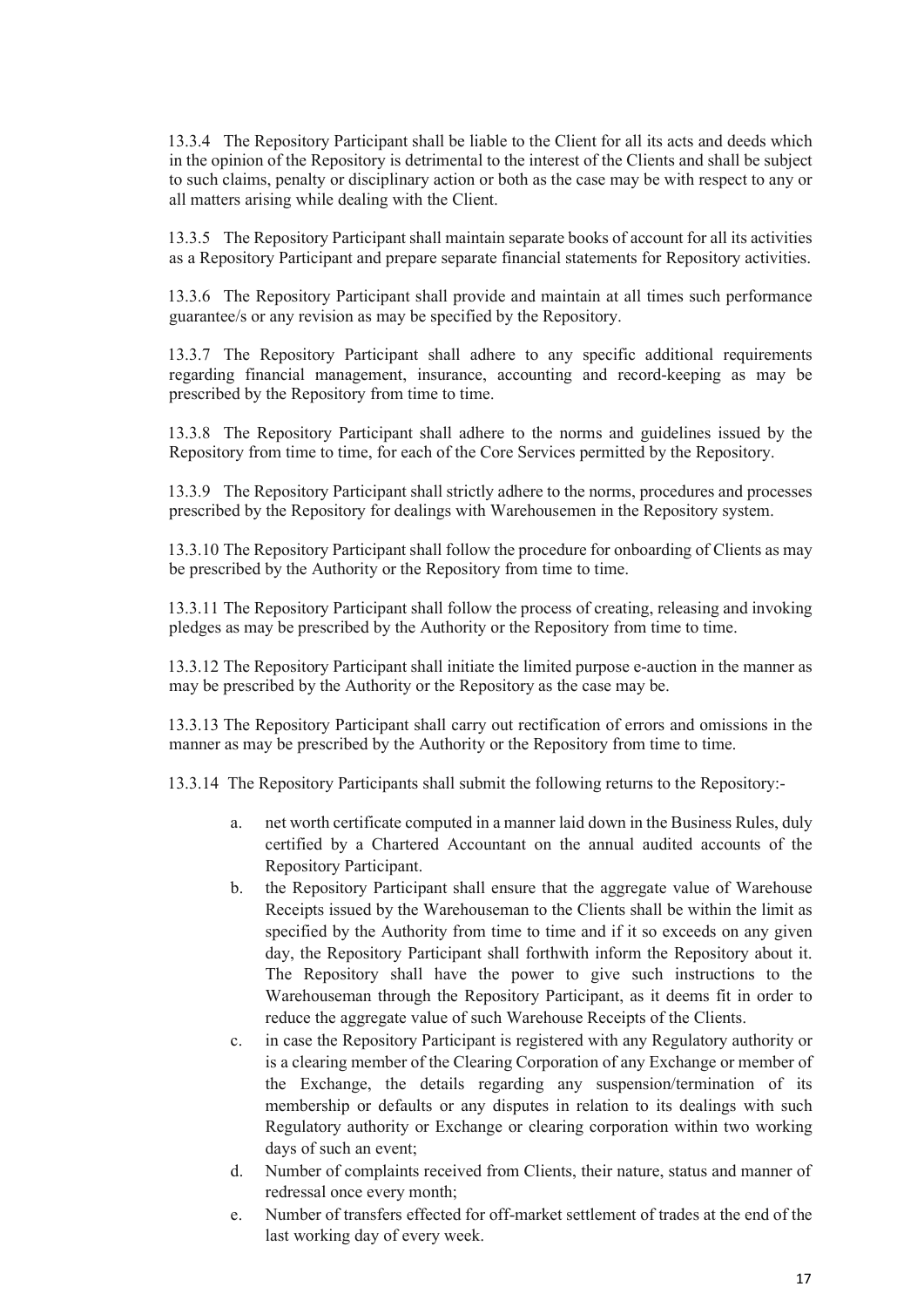13.3.4 The Repository Participant shall be liable to the Client for all its acts and deeds which in the opinion of the Repository is detrimental to the interest of the Clients and shall be subject to such claims, penalty or disciplinary action or both as the case may be with respect to any or all matters arising while dealing with the Client.

13.3.5 The Repository Participant shall maintain separate books of account for all its activities as a Repository Participant and prepare separate financial statements for Repository activities.

13.3.6 The Repository Participant shall provide and maintain at all times such performance guarantee/s or any revision as may be specified by the Repository.

13.3.7 The Repository Participant shall adhere to any specific additional requirements regarding financial management, insurance, accounting and record-keeping as may be prescribed by the Repository from time to time.

13.3.8 The Repository Participant shall adhere to the norms and guidelines issued by the Repository from time to time, for each of the Core Services permitted by the Repository.

13.3.9 The Repository Participant shall strictly adhere to the norms, procedures and processes prescribed by the Repository for dealings with Warehousemen in the Repository system.

13.3.10 The Repository Participant shall follow the procedure for onboarding of Clients as may be prescribed by the Authority or the Repository from time to time.

13.3.11 The Repository Participant shall follow the process of creating, releasing and invoking pledges as may be prescribed by the Authority or the Repository from time to time.

13.3.12 The Repository Participant shall initiate the limited purpose e-auction in the manner as may be prescribed by the Authority or the Repository as the case may be.

13.3.13 The Repository Participant shall carry out rectification of errors and omissions in the manner as may be prescribed by the Authority or the Repository from time to time.

13.3.14 The Repository Participants shall submit the following returns to the Repository:-

a. net worth certificate computed in a manner laid down in the Business Rules, duly certified by a Chartered Accountant on the annual audited accounts of the Repository Participant.
b. the Repository Participant shall ensure that the aggregate value of Warehouse Receipts issued by the Warehouseman to the Clients shall be within the limit as specified by the Authority from time to time and if it so exceeds on any given day, the Repository Participant shall forthwith inform the Repository about it. The Repository shall have the power to give such instructions to the Warehouseman through the Repository Participant, as it deems fit in order to reduce the aggregate value of such Warehouse Receipts of the Clients.
c. in case the Repository Participant is registered with any Regulatory authority or is a clearing member of the Clearing Corporation of any Exchange or member of the Exchange, the details regarding any suspension/termination of its membership or defaults or any disputes in relation to its dealings with such Regulatory authority or Exchange or clearing corporation within two working days of such an event;
d. Number of complaints received from Clients, their nature, status and manner of redressal once every month;
e. Number of transfers effected for off-market settlement of trades at the end of the last working day of every week.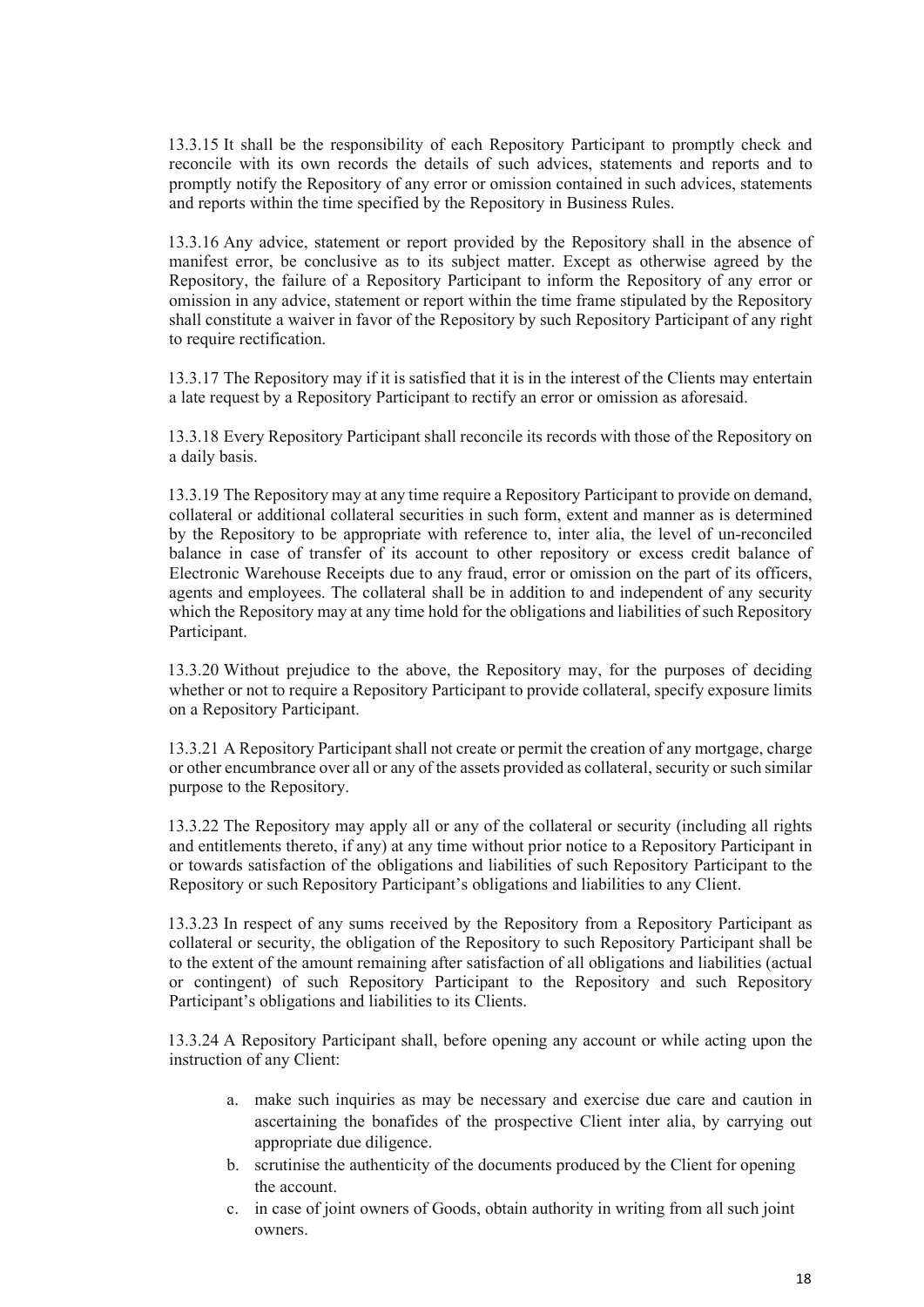13.3.15 It shall be the responsibility of each Repository Participant to promptly check and reconcile with its own records the details of such advices, statements and reports and to promptly notify the Repository of any error or omission contained in such advices, statements and reports within the time specified by the Repository in Business Rules.

13.3.16 Any advice, statement or report provided by the Repository shall in the absence of manifest error, be conclusive as to its subject matter. Except as otherwise agreed by the Repository, the failure of a Repository Participant to inform the Repository of any error or omission in any advice, statement or report within the time frame stipulated by the Repository shall constitute a waiver in favor of the Repository by such Repository Participant of any right to require rectification.

13.3.17 The Repository may if it is satisfied that it is in the interest of the Clients may entertain a late request by a Repository Participant to rectify an error or omission as aforesaid.

13.3.18 Every Repository Participant shall reconcile its records with those of the Repository on a daily basis.

13.3.19 The Repository may at any time require a Repository Participant to provide on demand, collateral or additional collateral securities in such form, extent and manner as is determined by the Repository to be appropriate with reference to, inter alia, the level of un-reconciled balance in case of transfer of its account to other repository or excess credit balance of Electronic Warehouse Receipts due to any fraud, error or omission on the part of its officers, agents and employees. The collateral shall be in addition to and independent of any security which the Repository may at any time hold for the obligations and liabilities of such Repository Participant.

13.3.20 Without prejudice to the above, the Repository may, for the purposes of deciding whether or not to require a Repository Participant to provide collateral, specify exposure limits on a Repository Participant.

13.3.21 A Repository Participant shall not create or permit the creation of any mortgage, charge or other encumbrance over all or any of the assets provided as collateral, security or such similar purpose to the Repository.

13.3.22 The Repository may apply all or any of the collateral or security (including all rights and entitlements thereto, if any) at any time without prior notice to a Repository Participant in or towards satisfaction of the obligations and liabilities of such Repository Participant to the Repository or such Repository Participant's obligations and liabilities to any Client.

13.3.23 In respect of any sums received by the Repository from a Repository Participant as collateral or security, the obligation of the Repository to such Repository Participant shall be to the extent of the amount remaining after satisfaction of all obligations and liabilities (actual or contingent) of such Repository Participant to the Repository and such Repository Participant's obligations and liabilities to its Clients.

13.3.24 A Repository Participant shall, before opening any account or while acting upon the instruction of any Client:

a. make such inquiries as may be necessary and exercise due care and caution in ascertaining the bonafides of the prospective Client inter alia, by carrying out appropriate due diligence.
b. scrutinise the authenticity of the documents produced by the Client for opening the account.
c. in case of joint owners of Goods, obtain authority in writing from all such joint owners.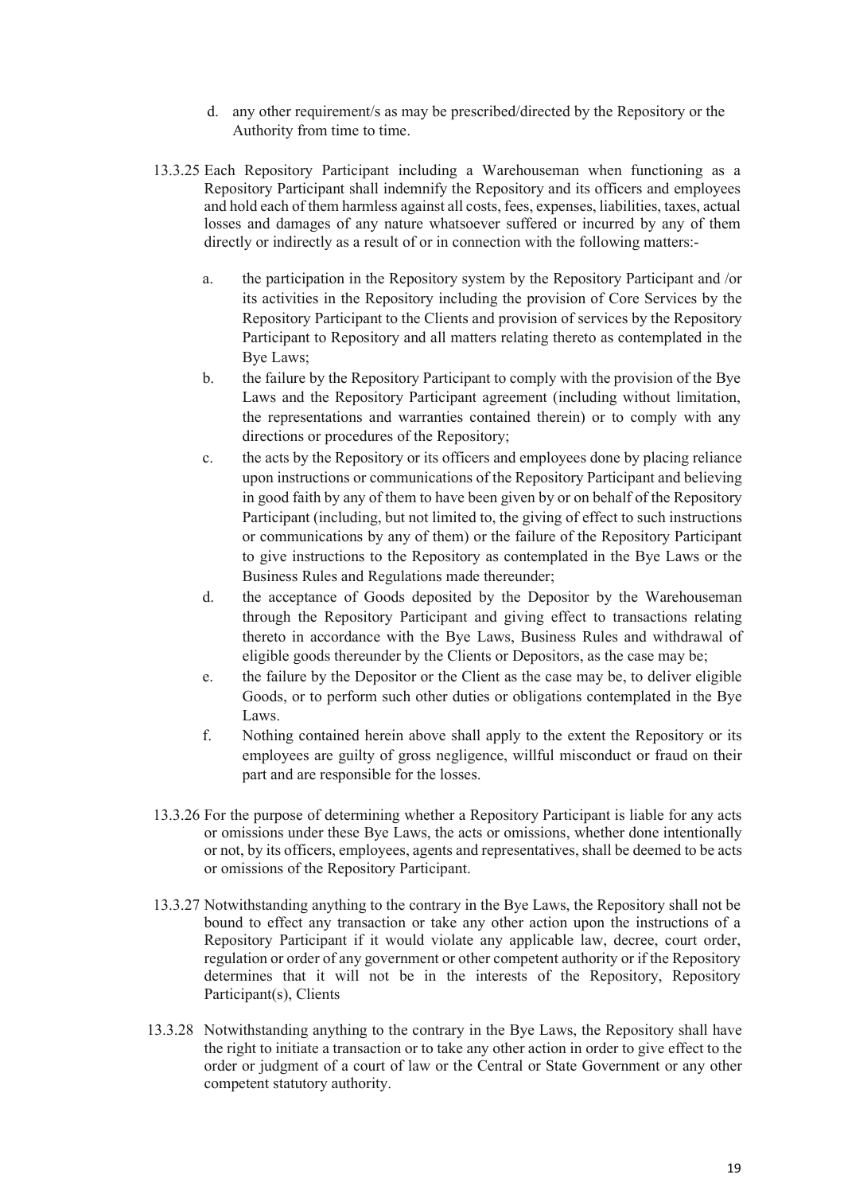d. any other requirement/s as may be prescribed/directed by the Repository or the Authority from time to time.

13.3.25 Each Repository Participant including a Warehouseman when functioning as a Repository Participant shall indemnify the Repository and its officers and employees and hold each of them harmless against all costs, fees, expenses, liabilities, taxes, actual losses and damages of any nature whatsoever suffered or incurred by any of them directly or indirectly as a result of or in connection with the following matters:-

a. the participation in the Repository system by the Repository Participant and /or its activities in the Repository including the provision of Core Services by the Repository Participant to the Clients and provision of services by the Repository Participant to Repository and all matters relating thereto as contemplated in the Bye Laws;

b. the failure by the Repository Participant to comply with the provision of the Bye Laws and the Repository Participant agreement (including without limitation, the representations and warranties contained therein) or to comply with any directions or procedures of the Repository;

c. the acts by the Repository or its officers and employees done by placing reliance upon instructions or communications of the Repository Participant and believing in good faith by any of them to have been given by or on behalf of the Repository Participant (including, but not limited to, the giving of effect to such instructions or communications by any of them) or the failure of the Repository Participant to give instructions to the Repository as contemplated in the Bye Laws or the Business Rules and Regulations made thereunder;

d. the acceptance of Goods deposited by the Depositor by the Warehouseman through the Repository Participant and giving effect to transactions relating thereto in accordance with the Bye Laws, Business Rules and withdrawal of eligible goods thereunder by the Clients or Depositors, as the case may be;

e. the failure by the Depositor or the Client as the case may be, to deliver eligible Goods, or to perform such other duties or obligations contemplated in the Bye Laws.

f. Nothing contained herein above shall apply to the extent the Repository or its employees are guilty of gross negligence, willful misconduct or fraud on their part and are responsible for the losses.

13.3.26 For the purpose of determining whether a Repository Participant is liable for any acts or omissions under these Bye Laws, the acts or omissions, whether done intentionally or not, by its officers, employees, agents and representatives, shall be deemed to be acts or omissions of the Repository Participant.

13.3.27 Notwithstanding anything to the contrary in the Bye Laws, the Repository shall not be bound to effect any transaction or take any other action upon the instructions of a Repository Participant if it would violate any applicable law, decree, court order, regulation or order of any government or other competent authority or if the Repository determines that it will not be in the interests of the Repository, Repository Participant(s), Clients

13.3.28 Notwithstanding anything to the contrary in the Bye Laws, the Repository shall have the right to initiate a transaction or to take any other action in order to give effect to the order or judgment of a court of law or the Central or State Government or any other competent statutory authority.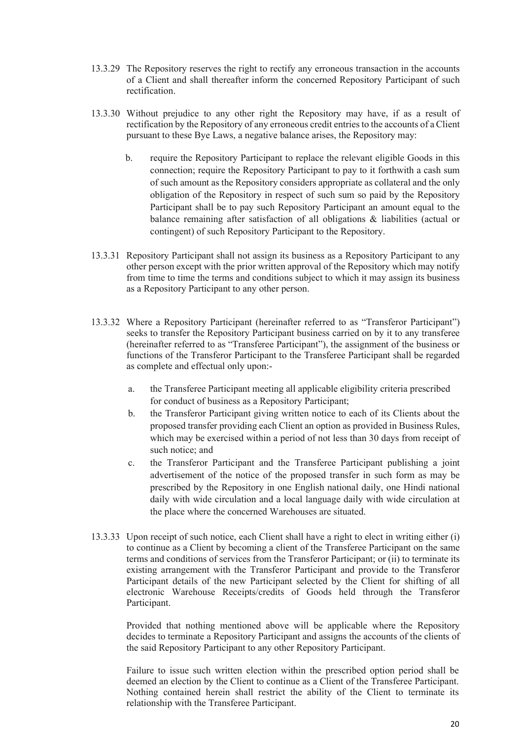13.3.29 The Repository reserves the right to rectify any erroneous transaction in the accounts of a Client and shall thereafter inform the concerned Repository Participant of such rectification.

13.3.30 Without prejudice to any other right the Repository may have, if as a result of rectification by the Repository of any erroneous credit entries to the accounts of a Client pursuant to these Bye Laws, a negative balance arises, the Repository may:

b. require the Repository Participant to replace the relevant eligible Goods in this connection; require the Repository Participant to pay to it forthwith a cash sum of such amount as the Repository considers appropriate as collateral and the only obligation of the Repository in respect of such sum so paid by the Repository Participant shall be to pay such Repository Participant an amount equal to the balance remaining after satisfaction of all obligations & liabilities (actual or contingent) of such Repository Participant to the Repository.

13.3.31 Repository Participant shall not assign its business as a Repository Participant to any other person except with the prior written approval of the Repository which may notify from time to time the terms and conditions subject to which it may assign its business as a Repository Participant to any other person.

13.3.32 Where a Repository Participant (hereinafter referred to as "Transferor Participant") seeks to transfer the Repository Participant business carried on by it to any transferee (hereinafter referred to as "Transferee Participant"), the assignment of the business or functions of the Transferor Participant to the Transferee Participant shall be regarded as complete and effectual only upon:-

a. the Transferee Participant meeting all applicable eligibility criteria prescribed for conduct of business as a Repository Participant;
b. the Transferor Participant giving written notice to each of its Clients about the proposed transfer providing each Client an option as provided in Business Rules, which may be exercised within a period of not less than 30 days from receipt of such notice; and
c. the Transferor Participant and the Transferee Participant publishing a joint advertisement of the notice of the proposed transfer in such form as may be prescribed by the Repository in one English national daily, one Hindi national daily with wide circulation and a local language daily with wide circulation at the place where the concerned Warehouses are situated.

13.3.33 Upon receipt of such notice, each Client shall have a right to elect in writing either (i) to continue as a Client by becoming a client of the Transferee Participant on the same terms and conditions of services from the Transferor Participant; or (ii) to terminate its existing arrangement with the Transferor Participant and provide to the Transferor Participant details of the new Participant selected by the Client for shifting of all electronic Warehouse Receipts/credits of Goods held through the Transferor Participant.

Provided that nothing mentioned above will be applicable where the Repository decides to terminate a Repository Participant and assigns the accounts of the clients of the said Repository Participant to any other Repository Participant.

Failure to issue such written election within the prescribed option period shall be deemed an election by the Client to continue as a Client of the Transferee Participant. Nothing contained herein shall restrict the ability of the Client to terminate its relationship with the Transferee Participant.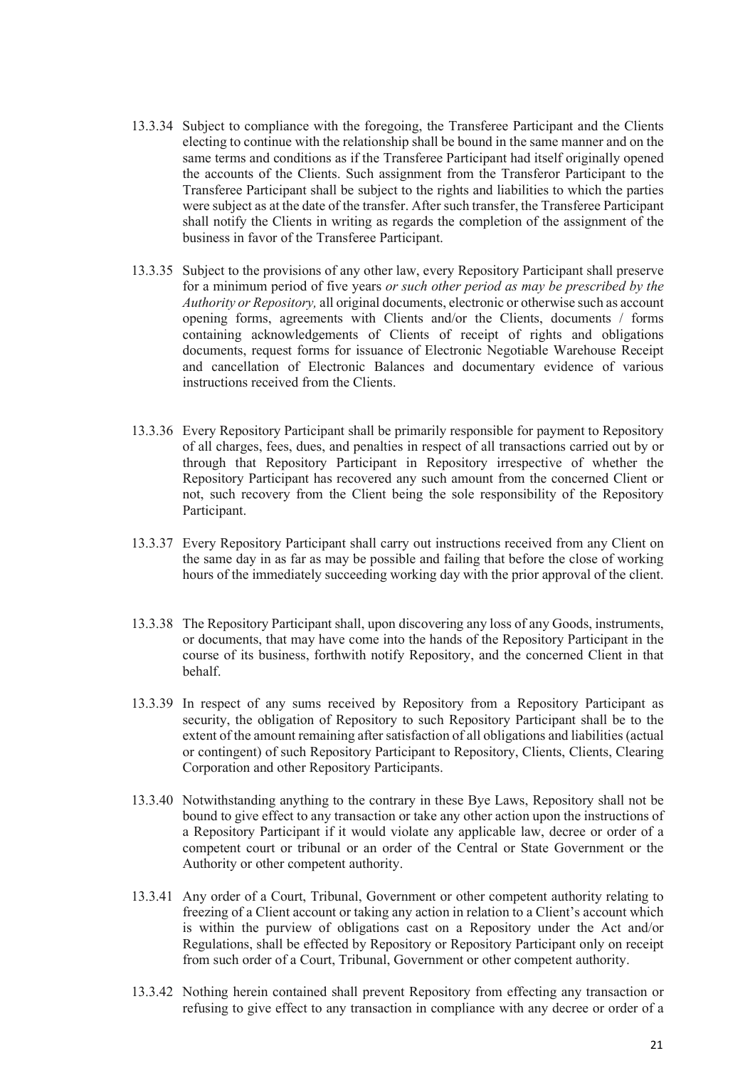13.3.34 Subject to compliance with the foregoing, the Transferee Participant and the Clients electing to continue with the relationship shall be bound in the same manner and on the same terms and conditions as if the Transferee Participant had itself originally opened the accounts of the Clients. Such assignment from the Transferor Participant to the Transferee Participant shall be subject to the rights and liabilities to which the parties were subject as at the date of the transfer. After such transfer, the Transferee Participant shall notify the Clients in writing as regards the completion of the assignment of the business in favor of the Transferee Participant.

13.3.35 Subject to the provisions of any other law, every Repository Participant shall preserve for a minimum period of five years *or such other period as may be prescribed by the Authority or Repository,* all original documents, electronic or otherwise such as account opening forms, agreements with Clients and/or the Clients, documents / forms containing acknowledgements of Clients of receipt of rights and obligations documents, request forms for issuance of Electronic Negotiable Warehouse Receipt and cancellation of Electronic Balances and documentary evidence of various instructions received from the Clients.

13.3.36 Every Repository Participant shall be primarily responsible for payment to Repository of all charges, fees, dues, and penalties in respect of all transactions carried out by or through that Repository Participant in Repository irrespective of whether the Repository Participant has recovered any such amount from the concerned Client or not, such recovery from the Client being the sole responsibility of the Repository Participant.

13.3.37 Every Repository Participant shall carry out instructions received from any Client on the same day in as far as may be possible and failing that before the close of working hours of the immediately succeeding working day with the prior approval of the client.

13.3.38 The Repository Participant shall, upon discovering any loss of any Goods, instruments, or documents, that may have come into the hands of the Repository Participant in the course of its business, forthwith notify Repository, and the concerned Client in that behalf.

13.3.39 In respect of any sums received by Repository from a Repository Participant as security, the obligation of Repository to such Repository Participant shall be to the extent of the amount remaining after satisfaction of all obligations and liabilities (actual or contingent) of such Repository Participant to Repository, Clients, Clients, Clearing Corporation and other Repository Participants.

13.3.40 Notwithstanding anything to the contrary in these Bye Laws, Repository shall not be bound to give effect to any transaction or take any other action upon the instructions of a Repository Participant if it would violate any applicable law, decree or order of a competent court or tribunal or an order of the Central or State Government or the Authority or other competent authority.

13.3.41 Any order of a Court, Tribunal, Government or other competent authority relating to freezing of a Client account or taking any action in relation to a Client's account which is within the purview of obligations cast on a Repository under the Act and/or Regulations, shall be effected by Repository or Repository Participant only on receipt from such order of a Court, Tribunal, Government or other competent authority.

13.3.42 Nothing herein contained shall prevent Repository from effecting any transaction or refusing to give effect to any transaction in compliance with any decree or order of a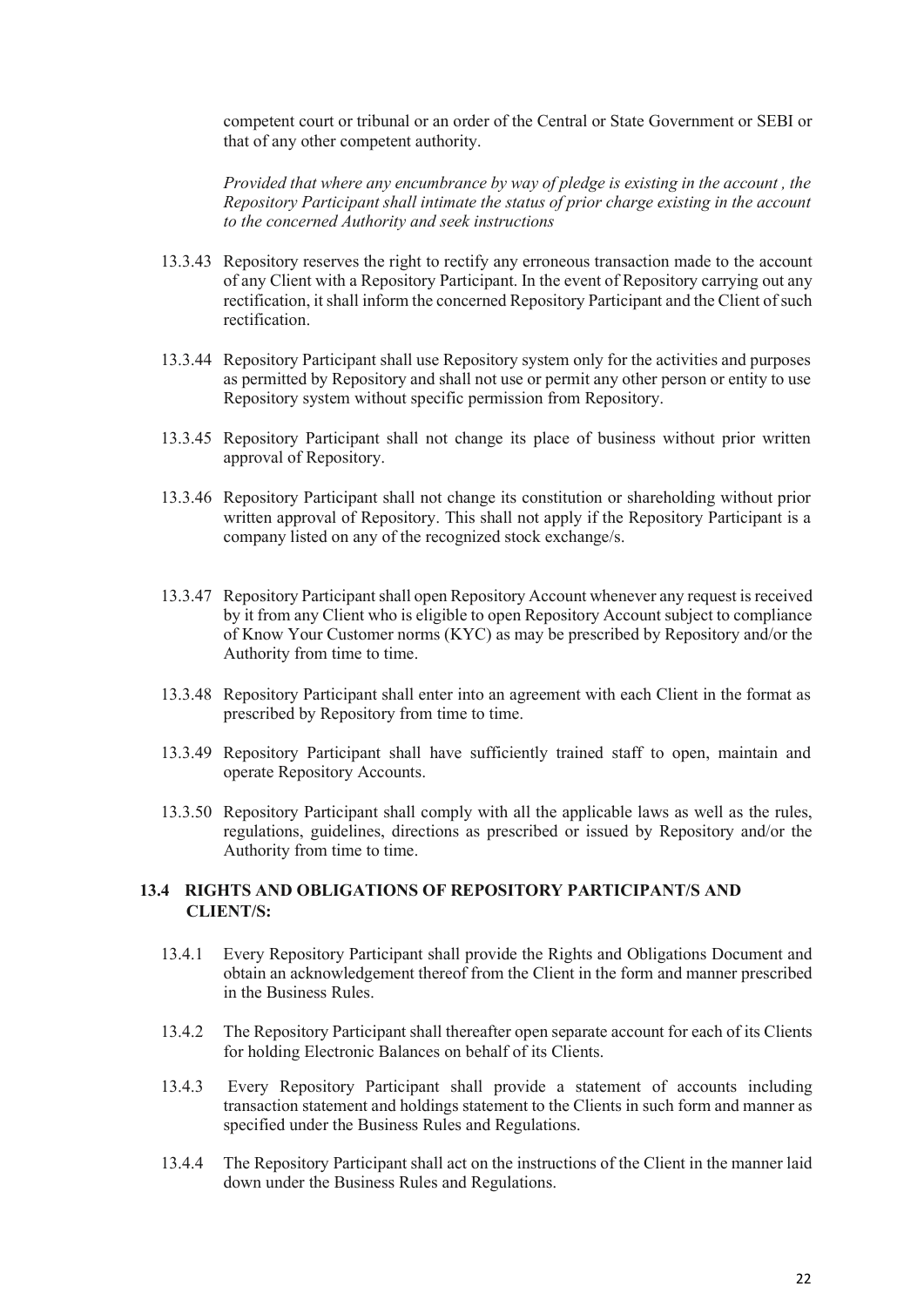competent court or tribunal or an order of the Central or State Government or SEBI or that of any other competent authority.

*Provided that where any encumbrance by way of pledge is existing in the account , the Repository Participant shall intimate the status of prior charge existing in the account to the concerned Authority and seek instructions*

13.3.43 Repository reserves the right to rectify any erroneous transaction made to the account of any Client with a Repository Participant. In the event of Repository carrying out any rectification, it shall inform the concerned Repository Participant and the Client of such rectification.

13.3.44 Repository Participant shall use Repository system only for the activities and purposes as permitted by Repository and shall not use or permit any other person or entity to use Repository system without specific permission from Repository.

13.3.45 Repository Participant shall not change its place of business without prior written approval of Repository.

13.3.46 Repository Participant shall not change its constitution or shareholding without prior written approval of Repository. This shall not apply if the Repository Participant is a company listed on any of the recognized stock exchange/s.

13.3.47 Repository Participant shall open Repository Account whenever any request is received by it from any Client who is eligible to open Repository Account subject to compliance of Know Your Customer norms (KYC) as may be prescribed by Repository and/or the Authority from time to time.

13.3.48 Repository Participant shall enter into an agreement with each Client in the format as prescribed by Repository from time to time.

13.3.49 Repository Participant shall have sufficiently trained staff to open, maintain and operate Repository Accounts.

13.3.50 Repository Participant shall comply with all the applicable laws as well as the rules, regulations, guidelines, directions as prescribed or issued by Repository and/or the Authority from time to time.

## 13.4 RIGHTS AND OBLIGATIONS OF REPOSITORY PARTICIPANT/S AND CLIENT/S:

13.4.1 Every Repository Participant shall provide the Rights and Obligations Document and obtain an acknowledgement thereof from the Client in the form and manner prescribed in the Business Rules.

13.4.2 The Repository Participant shall thereafter open separate account for each of its Clients for holding Electronic Balances on behalf of its Clients.

13.4.3 Every Repository Participant shall provide a statement of accounts including transaction statement and holdings statement to the Clients in such form and manner as specified under the Business Rules and Regulations.

13.4.4 The Repository Participant shall act on the instructions of the Client in the manner laid down under the Business Rules and Regulations.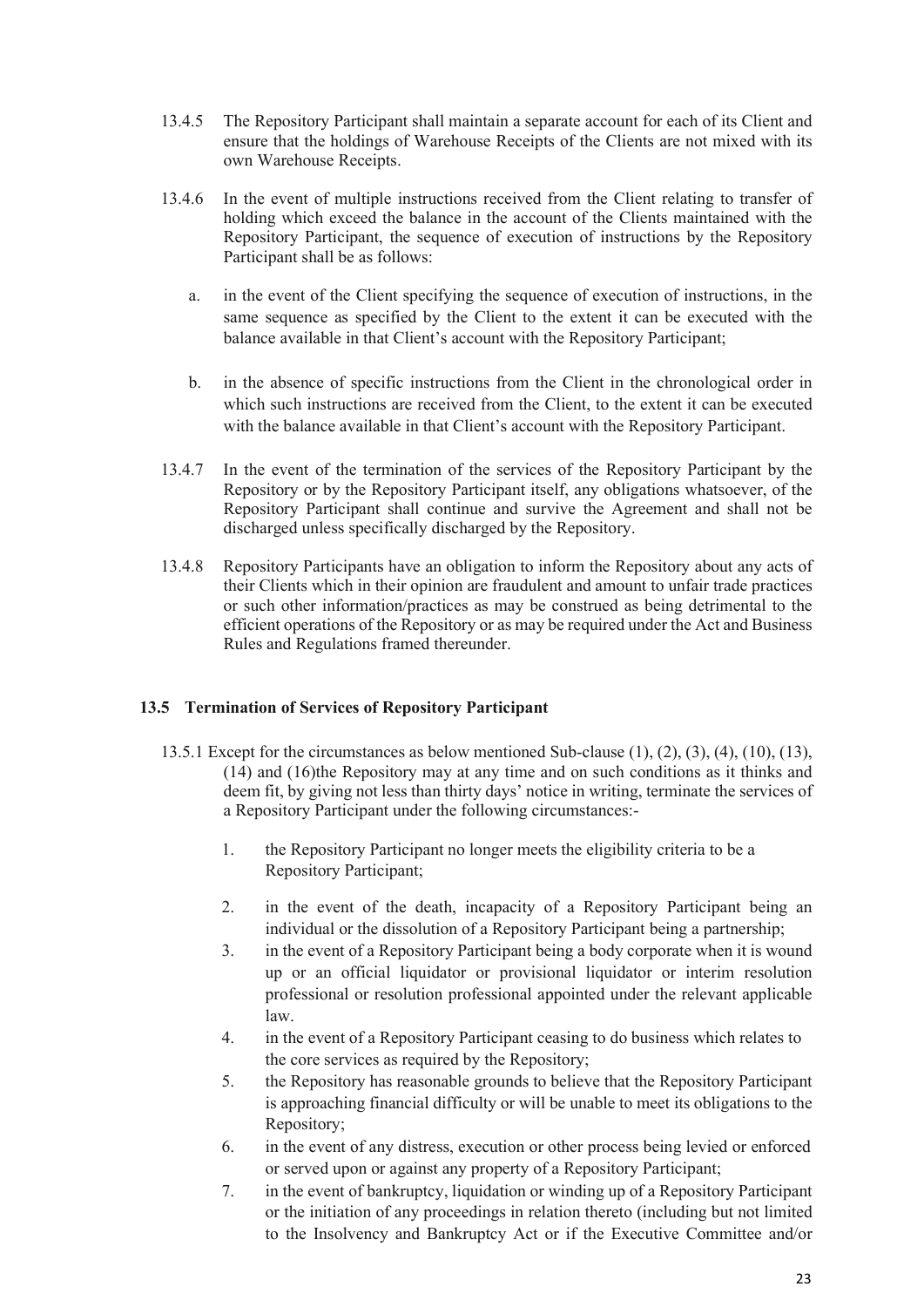13.4.5 The Repository Participant shall maintain a separate account for each of its Client and ensure that the holdings of Warehouse Receipts of the Clients are not mixed with its own Warehouse Receipts.

13.4.6 In the event of multiple instructions received from the Client relating to transfer of holding which exceed the balance in the account of the Clients maintained with the Repository Participant, the sequence of execution of instructions by the Repository Participant shall be as follows:

a. in the event of the Client specifying the sequence of execution of instructions, in the same sequence as specified by the Client to the extent it can be executed with the balance available in that Client's account with the Repository Participant;

b. in the absence of specific instructions from the Client in the chronological order in which such instructions are received from the Client, to the extent it can be executed with the balance available in that Client's account with the Repository Participant.

13.4.7 In the event of the termination of the services of the Repository Participant by the Repository or by the Repository Participant itself, any obligations whatsoever, of the Repository Participant shall continue and survive the Agreement and shall not be discharged unless specifically discharged by the Repository.

13.4.8 Repository Participants have an obligation to inform the Repository about any acts of their Clients which in their opinion are fraudulent and amount to unfair trade practices or such other information/practices as may be construed as being detrimental to the efficient operations of the Repository or as may be required under the Act and Business Rules and Regulations framed thereunder.

### 13.5 Termination of Services of Repository Participant

13.5.1 Except for the circumstances as below mentioned Sub-clause (1), (2), (3), (4), (10), (13), (14) and (16)the Repository may at any time and on such conditions as it thinks and deem fit, by giving not less than thirty days' notice in writing, terminate the services of a Repository Participant under the following circumstances:-

1. the Repository Participant no longer meets the eligibility criteria to be a Repository Participant;
2. in the event of the death, incapacity of a Repository Participant being an individual or the dissolution of a Repository Participant being a partnership;
3. in the event of a Repository Participant being a body corporate when it is wound up or an official liquidator or provisional liquidator or interim resolution professional or resolution professional appointed under the relevant applicable law.
4. in the event of a Repository Participant ceasing to do business which relates to the core services as required by the Repository;
5. the Repository has reasonable grounds to believe that the Repository Participant is approaching financial difficulty or will be unable to meet its obligations to the Repository;
6. in the event of any distress, execution or other process being levied or enforced or served upon or against any property of a Repository Participant;
7. in the event of bankruptcy, liquidation or winding up of a Repository Participant or the initiation of any proceedings in relation thereto (including but not limited to the Insolvency and Bankruptcy Act or if the Executive Committee and/or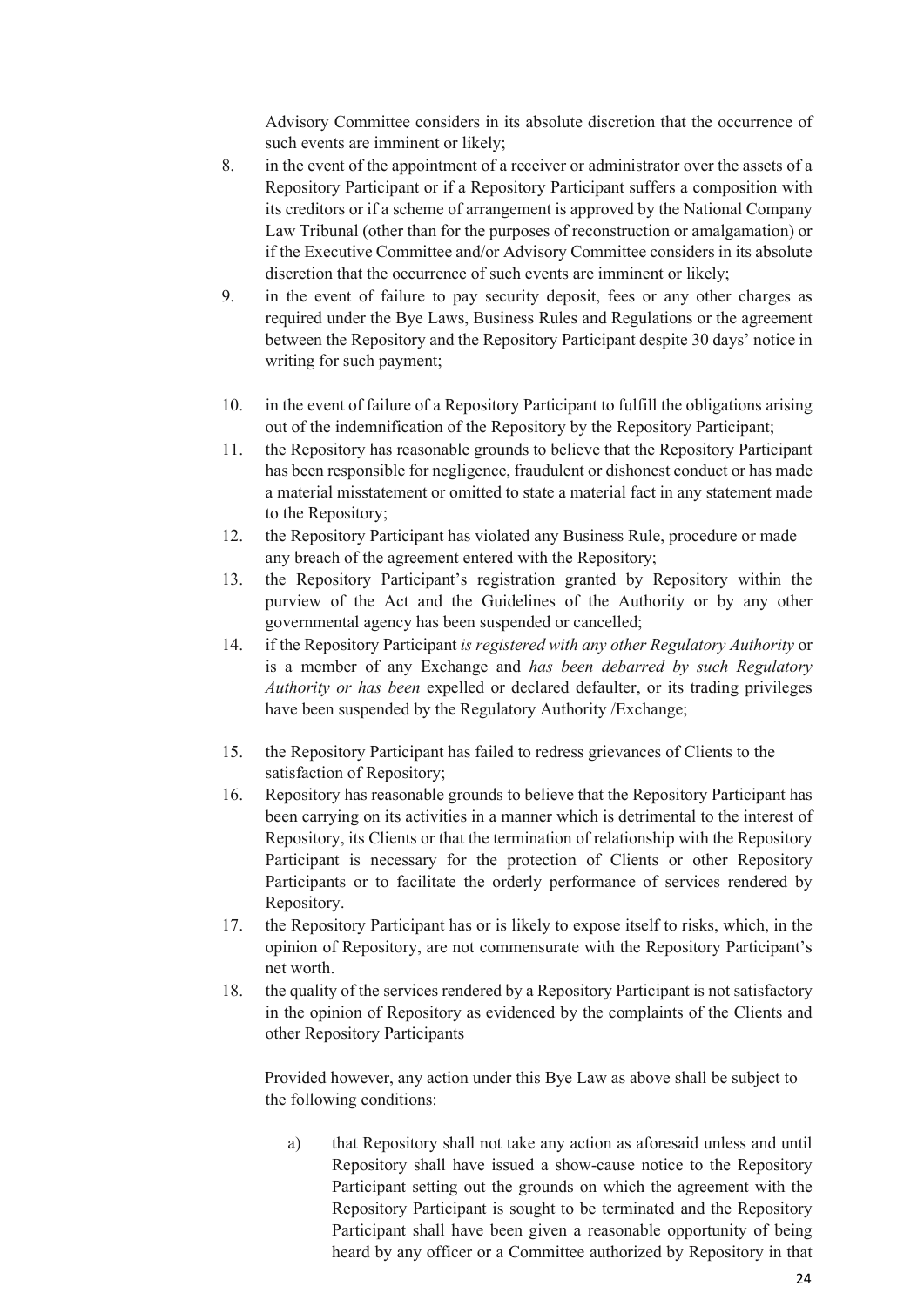Advisory Committee considers in its absolute discretion that the occurrence of such events are imminent or likely;

8. in the event of the appointment of a receiver or administrator over the assets of a Repository Participant or if a Repository Participant suffers a composition with its creditors or if a scheme of arrangement is approved by the National Company Law Tribunal (other than for the purposes of reconstruction or amalgamation) or if the Executive Committee and/or Advisory Committee considers in its absolute discretion that the occurrence of such events are imminent or likely;
9. in the event of failure to pay security deposit, fees or any other charges as required under the Bye Laws, Business Rules and Regulations or the agreement between the Repository and the Repository Participant despite 30 days' notice in writing for such payment;
10. in the event of failure of a Repository Participant to fulfill the obligations arising out of the indemnification of the Repository by the Repository Participant;
11. the Repository has reasonable grounds to believe that the Repository Participant has been responsible for negligence, fraudulent or dishonest conduct or has made a material misstatement or omitted to state a material fact in any statement made to the Repository;
12. the Repository Participant has violated any Business Rule, procedure or made any breach of the agreement entered with the Repository;
13. the Repository Participant's registration granted by Repository within the purview of the Act and the Guidelines of the Authority or by any other governmental agency has been suspended or cancelled;
14. if the Repository Participant *is registered with any other Regulatory Authority* or is a member of any Exchange and *has been debarred by such Regulatory Authority or has been* expelled or declared defaulter, or its trading privileges have been suspended by the Regulatory Authority /Exchange;
15. the Repository Participant has failed to redress grievances of Clients to the satisfaction of Repository;
16. Repository has reasonable grounds to believe that the Repository Participant has been carrying on its activities in a manner which is detrimental to the interest of Repository, its Clients or that the termination of relationship with the Repository Participant is necessary for the protection of Clients or other Repository Participants or to facilitate the orderly performance of services rendered by Repository.
17. the Repository Participant has or is likely to expose itself to risks, which, in the opinion of Repository, are not commensurate with the Repository Participant's net worth.
18. the quality of the services rendered by a Repository Participant is not satisfactory in the opinion of Repository as evidenced by the complaints of the Clients and other Repository Participants

Provided however, any action under this Bye Law as above shall be subject to the following conditions:

a) that Repository shall not take any action as aforesaid unless and until Repository shall have issued a show-cause notice to the Repository Participant setting out the grounds on which the agreement with the Repository Participant is sought to be terminated and the Repository Participant shall have been given a reasonable opportunity of being heard by any officer or a Committee authorized by Repository in that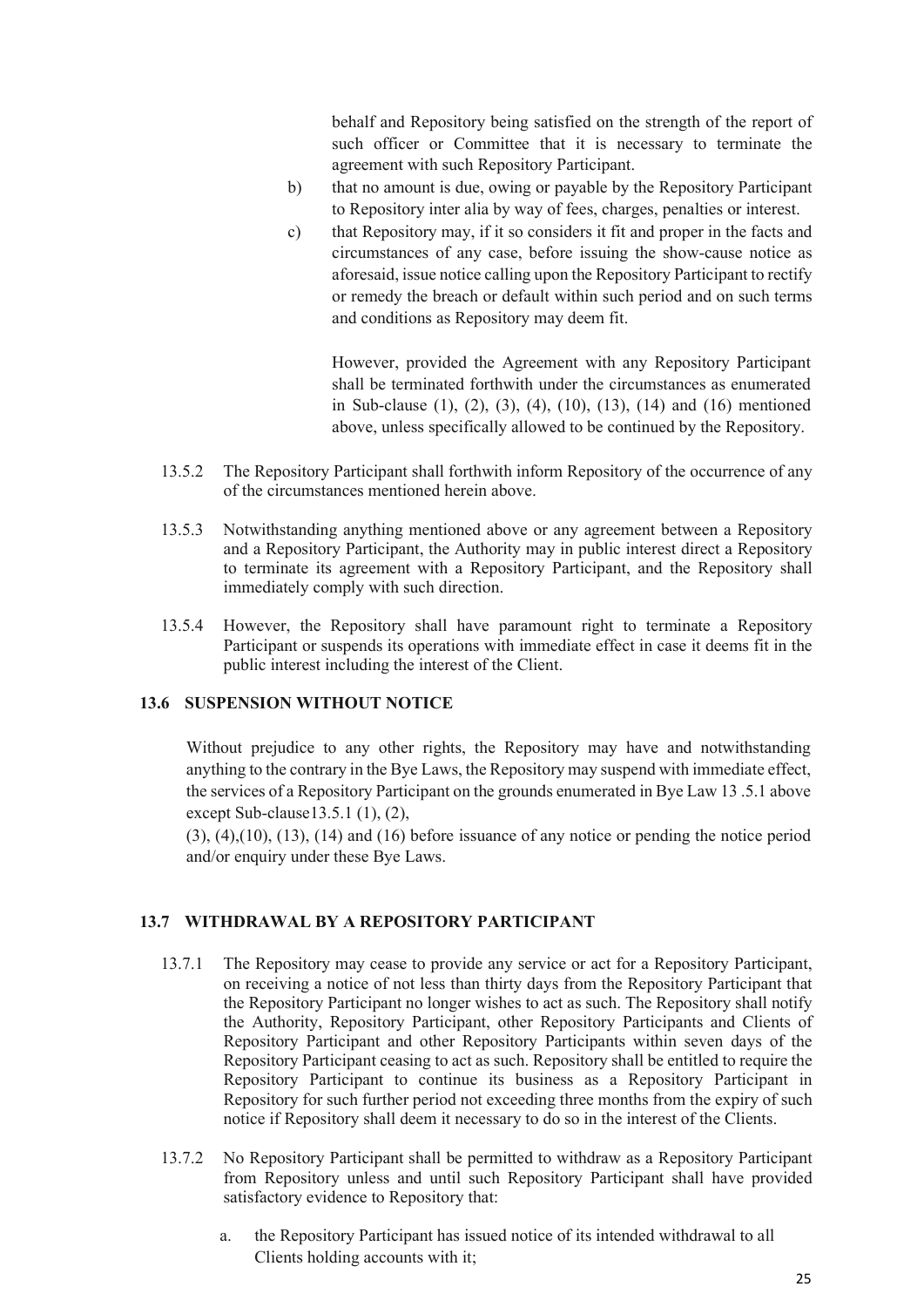behalf and Repository being satisfied on the strength of the report of such officer or Committee that it is necessary to terminate the agreement with such Repository Participant.

b) that no amount is due, owing or payable by the Repository Participant to Repository inter alia by way of fees, charges, penalties or interest.

c) that Repository may, if it so considers it fit and proper in the facts and circumstances of any case, before issuing the show-cause notice as aforesaid, issue notice calling upon the Repository Participant to rectify or remedy the breach or default within such period and on such terms and conditions as Repository may deem fit.

However, provided the Agreement with any Repository Participant shall be terminated forthwith under the circumstances as enumerated in Sub-clause (1), (2), (3), (4), (10), (13), (14) and (16) mentioned above, unless specifically allowed to be continued by the Repository.

13.5.2 The Repository Participant shall forthwith inform Repository of the occurrence of any of the circumstances mentioned herein above.

13.5.3 Notwithstanding anything mentioned above or any agreement between a Repository and a Repository Participant, the Authority may in public interest direct a Repository to terminate its agreement with a Repository Participant, and the Repository shall immediately comply with such direction.

13.5.4 However, the Repository shall have paramount right to terminate a Repository Participant or suspends its operations with immediate effect in case it deems fit in the public interest including the interest of the Client.

### 13.6 SUSPENSION WITHOUT NOTICE

Without prejudice to any other rights, the Repository may have and notwithstanding anything to the contrary in the Bye Laws, the Repository may suspend with immediate effect, the services of a Repository Participant on the grounds enumerated in Bye Law 13 .5.1 above except Sub-clause13.5.1 (1), (2),

(3), (4),(10), (13), (14) and (16) before issuance of any notice or pending the notice period and/or enquiry under these Bye Laws.

### 13.7 WITHDRAWAL BY A REPOSITORY PARTICIPANT

13.7.1 The Repository may cease to provide any service or act for a Repository Participant, on receiving a notice of not less than thirty days from the Repository Participant that the Repository Participant no longer wishes to act as such. The Repository shall notify the Authority, Repository Participant, other Repository Participants and Clients of Repository Participant and other Repository Participants within seven days of the Repository Participant ceasing to act as such. Repository shall be entitled to require the Repository Participant to continue its business as a Repository Participant in Repository for such further period not exceeding three months from the expiry of such notice if Repository shall deem it necessary to do so in the interest of the Clients.

13.7.2 No Repository Participant shall be permitted to withdraw as a Repository Participant from Repository unless and until such Repository Participant shall have provided satisfactory evidence to Repository that:

a. the Repository Participant has issued notice of its intended withdrawal to all Clients holding accounts with it;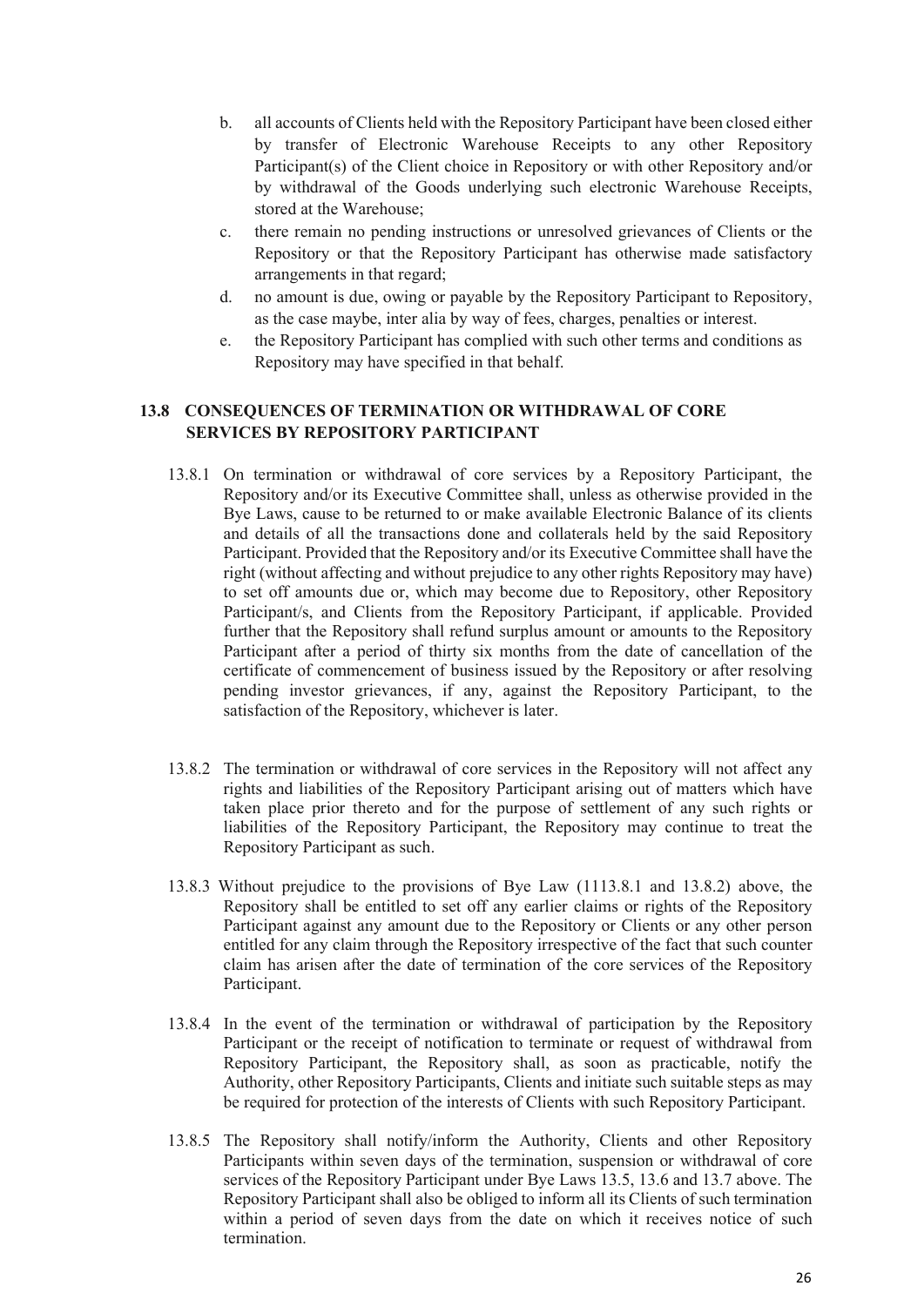b. all accounts of Clients held with the Repository Participant have been closed either by transfer of Electronic Warehouse Receipts to any other Repository Participant(s) of the Client choice in Repository or with other Repository and/or by withdrawal of the Goods underlying such electronic Warehouse Receipts, stored at the Warehouse;

c. there remain no pending instructions or unresolved grievances of Clients or the Repository or that the Repository Participant has otherwise made satisfactory arrangements in that regard;

d. no amount is due, owing or payable by the Repository Participant to Repository, as the case maybe, inter alia by way of fees, charges, penalties or interest.

e. the Repository Participant has complied with such other terms and conditions as Repository may have specified in that behalf.

## 13.8 CONSEQUENCES OF TERMINATION OR WITHDRAWAL OF CORE SERVICES BY REPOSITORY PARTICIPANT

13.8.1 On termination or withdrawal of core services by a Repository Participant, the Repository and/or its Executive Committee shall, unless as otherwise provided in the Bye Laws, cause to be returned to or make available Electronic Balance of its clients and details of all the transactions done and collaterals held by the said Repository Participant. Provided that the Repository and/or its Executive Committee shall have the right (without affecting and without prejudice to any other rights Repository may have) to set off amounts due or, which may become due to Repository, other Repository Participant/s, and Clients from the Repository Participant, if applicable. Provided further that the Repository shall refund surplus amount or amounts to the Repository Participant after a period of thirty six months from the date of cancellation of the certificate of commencement of business issued by the Repository or after resolving pending investor grievances, if any, against the Repository Participant, to the satisfaction of the Repository, whichever is later.

13.8.2 The termination or withdrawal of core services in the Repository will not affect any rights and liabilities of the Repository Participant arising out of matters which have taken place prior thereto and for the purpose of settlement of any such rights or liabilities of the Repository Participant, the Repository may continue to treat the Repository Participant as such.

13.8.3 Without prejudice to the provisions of Bye Law (1113.8.1 and 13.8.2) above, the Repository shall be entitled to set off any earlier claims or rights of the Repository Participant against any amount due to the Repository or Clients or any other person entitled for any claim through the Repository irrespective of the fact that such counter claim has arisen after the date of termination of the core services of the Repository Participant.

13.8.4 In the event of the termination or withdrawal of participation by the Repository Participant or the receipt of notification to terminate or request of withdrawal from Repository Participant, the Repository shall, as soon as practicable, notify the Authority, other Repository Participants, Clients and initiate such suitable steps as may be required for protection of the interests of Clients with such Repository Participant.

13.8.5 The Repository shall notify/inform the Authority, Clients and other Repository Participants within seven days of the termination, suspension or withdrawal of core services of the Repository Participant under Bye Laws 13.5, 13.6 and 13.7 above. The Repository Participant shall also be obliged to inform all its Clients of such termination within a period of seven days from the date on which it receives notice of such termination.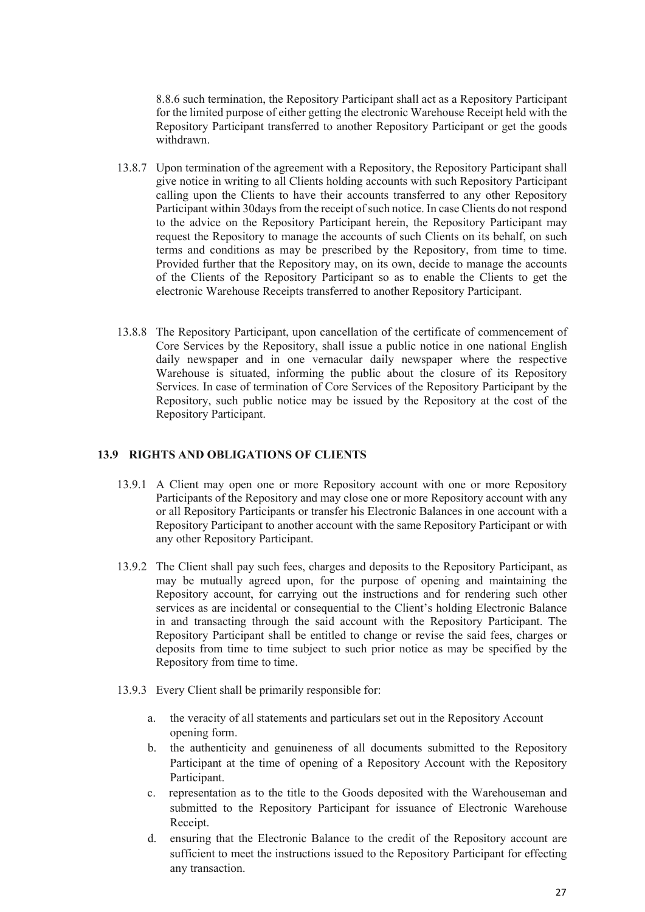8.8.6 such termination, the Repository Participant shall act as a Repository Participant for the limited purpose of either getting the electronic Warehouse Receipt held with the Repository Participant transferred to another Repository Participant or get the goods withdrawn.

13.8.7 Upon termination of the agreement with a Repository, the Repository Participant shall give notice in writing to all Clients holding accounts with such Repository Participant calling upon the Clients to have their accounts transferred to any other Repository Participant within 30days from the receipt of such notice. In case Clients do not respond to the advice on the Repository Participant herein, the Repository Participant may request the Repository to manage the accounts of such Clients on its behalf, on such terms and conditions as may be prescribed by the Repository, from time to time. Provided further that the Repository may, on its own, decide to manage the accounts of the Clients of the Repository Participant so as to enable the Clients to get the electronic Warehouse Receipts transferred to another Repository Participant.

13.8.8 The Repository Participant, upon cancellation of the certificate of commencement of Core Services by the Repository, shall issue a public notice in one national English daily newspaper and in one vernacular daily newspaper where the respective Warehouse is situated, informing the public about the closure of its Repository Services. In case of termination of Core Services of the Repository Participant by the Repository, such public notice may be issued by the Repository at the cost of the Repository Participant.

### 13.9 RIGHTS AND OBLIGATIONS OF CLIENTS

13.9.1 A Client may open one or more Repository account with one or more Repository Participants of the Repository and may close one or more Repository account with any or all Repository Participants or transfer his Electronic Balances in one account with a Repository Participant to another account with the same Repository Participant or with any other Repository Participant.

13.9.2 The Client shall pay such fees, charges and deposits to the Repository Participant, as may be mutually agreed upon, for the purpose of opening and maintaining the Repository account, for carrying out the instructions and for rendering such other services as are incidental or consequential to the Client's holding Electronic Balance in and transacting through the said account with the Repository Participant. The Repository Participant shall be entitled to change or revise the said fees, charges or deposits from time to time subject to such prior notice as may be specified by the Repository from time to time.

13.9.3 Every Client shall be primarily responsible for:

a. the veracity of all statements and particulars set out in the Repository Account opening form.
b. the authenticity and genuineness of all documents submitted to the Repository Participant at the time of opening of a Repository Account with the Repository Participant.
c. representation as to the title to the Goods deposited with the Warehouseman and submitted to the Repository Participant for issuance of Electronic Warehouse Receipt.
d. ensuring that the Electronic Balance to the credit of the Repository account are sufficient to meet the instructions issued to the Repository Participant for effecting any transaction.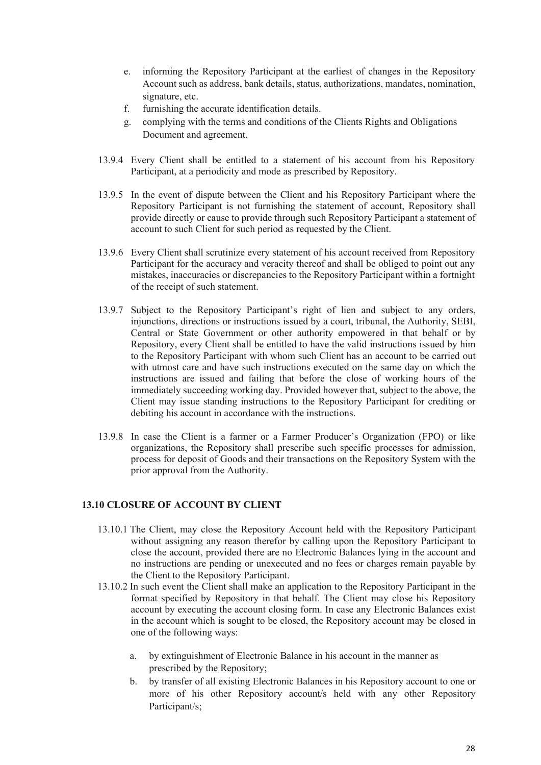e. informing the Repository Participant at the earliest of changes in the Repository Account such as address, bank details, status, authorizations, mandates, nomination, signature, etc.
f. furnishing the accurate identification details.
g. complying with the terms and conditions of the Clients Rights and Obligations Document and agreement.

13.9.4 Every Client shall be entitled to a statement of his account from his Repository Participant, at a periodicity and mode as prescribed by Repository.

13.9.5 In the event of dispute between the Client and his Repository Participant where the Repository Participant is not furnishing the statement of account, Repository shall provide directly or cause to provide through such Repository Participant a statement of account to such Client for such period as requested by the Client.

13.9.6 Every Client shall scrutinize every statement of his account received from Repository Participant for the accuracy and veracity thereof and shall be obliged to point out any mistakes, inaccuracies or discrepancies to the Repository Participant within a fortnight of the receipt of such statement.

13.9.7 Subject to the Repository Participant's right of lien and subject to any orders, injunctions, directions or instructions issued by a court, tribunal, the Authority, SEBI, Central or State Government or other authority empowered in that behalf or by Repository, every Client shall be entitled to have the valid instructions issued by him to the Repository Participant with whom such Client has an account to be carried out with utmost care and have such instructions executed on the same day on which the instructions are issued and failing that before the close of working hours of the immediately succeeding working day. Provided however that, subject to the above, the Client may issue standing instructions to the Repository Participant for crediting or debiting his account in accordance with the instructions.

13.9.8 In case the Client is a farmer or a Farmer Producer's Organization (FPO) or like organizations, the Repository shall prescribe such specific processes for admission, process for deposit of Goods and their transactions on the Repository System with the prior approval from the Authority.

### 13.10 CLOSURE OF ACCOUNT BY CLIENT

13.10.1 The Client, may close the Repository Account held with the Repository Participant without assigning any reason therefor by calling upon the Repository Participant to close the account, provided there are no Electronic Balances lying in the account and no instructions are pending or unexecuted and no fees or charges remain payable by the Client to the Repository Participant.

13.10.2 In such event the Client shall make an application to the Repository Participant in the format specified by Repository in that behalf. The Client may close his Repository account by executing the account closing form. In case any Electronic Balances exist in the account which is sought to be closed, the Repository account may be closed in one of the following ways:

a. by extinguishment of Electronic Balance in his account in the manner as prescribed by the Repository;
b. by transfer of all existing Electronic Balances in his Repository account to one or more of his other Repository account/s held with any other Repository Participant/s;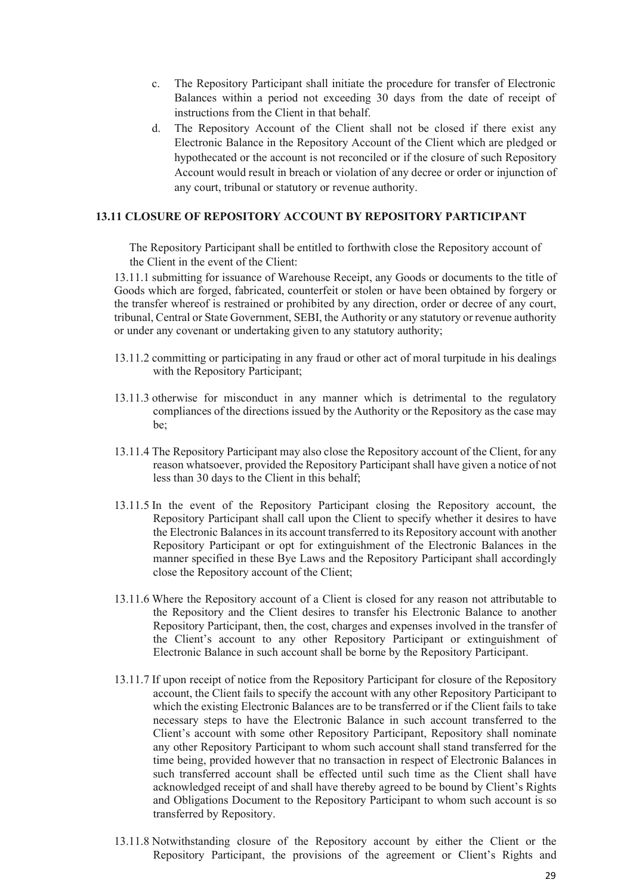c. The Repository Participant shall initiate the procedure for transfer of Electronic Balances within a period not exceeding 30 days from the date of receipt of instructions from the Client in that behalf.

d. The Repository Account of the Client shall not be closed if there exist any Electronic Balance in the Repository Account of the Client which are pledged or hypothecated or the account is not reconciled or if the closure of such Repository Account would result in breach or violation of any decree or order or injunction of any court, tribunal or statutory or revenue authority.

### 13.11 CLOSURE OF REPOSITORY ACCOUNT BY REPOSITORY PARTICIPANT

The Repository Participant shall be entitled to forthwith close the Repository account of the Client in the event of the Client:

13.11.1 submitting for issuance of Warehouse Receipt, any Goods or documents to the title of Goods which are forged, fabricated, counterfeit or stolen or have been obtained by forgery or the transfer whereof is restrained or prohibited by any direction, order or decree of any court, tribunal, Central or State Government, SEBI, the Authority or any statutory or revenue authority or under any covenant or undertaking given to any statutory authority;

13.11.2 committing or participating in any fraud or other act of moral turpitude in his dealings with the Repository Participant;

13.11.3 otherwise for misconduct in any manner which is detrimental to the regulatory compliances of the directions issued by the Authority or the Repository as the case may be;

13.11.4 The Repository Participant may also close the Repository account of the Client, for any reason whatsoever, provided the Repository Participant shall have given a notice of not less than 30 days to the Client in this behalf;

13.11.5 In the event of the Repository Participant closing the Repository account, the Repository Participant shall call upon the Client to specify whether it desires to have the Electronic Balances in its account transferred to its Repository account with another Repository Participant or opt for extinguishment of the Electronic Balances in the manner specified in these Bye Laws and the Repository Participant shall accordingly close the Repository account of the Client;

13.11.6 Where the Repository account of a Client is closed for any reason not attributable to the Repository and the Client desires to transfer his Electronic Balance to another Repository Participant, then, the cost, charges and expenses involved in the transfer of the Client's account to any other Repository Participant or extinguishment of Electronic Balance in such account shall be borne by the Repository Participant.

13.11.7 If upon receipt of notice from the Repository Participant for closure of the Repository account, the Client fails to specify the account with any other Repository Participant to which the existing Electronic Balances are to be transferred or if the Client fails to take necessary steps to have the Electronic Balance in such account transferred to the Client's account with some other Repository Participant, Repository shall nominate any other Repository Participant to whom such account shall stand transferred for the time being, provided however that no transaction in respect of Electronic Balances in such transferred account shall be effected until such time as the Client shall have acknowledged receipt of and shall have thereby agreed to be bound by Client's Rights and Obligations Document to the Repository Participant to whom such account is so transferred by Repository.

13.11.8 Notwithstanding closure of the Repository account by either the Client or the Repository Participant, the provisions of the agreement or Client's Rights and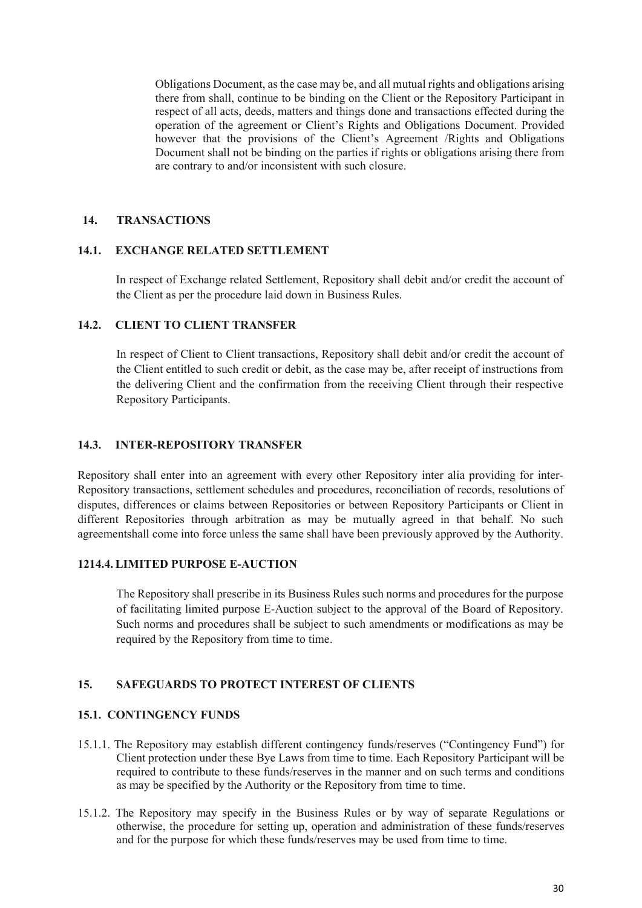Obligations Document, as the case may be, and all mutual rights and obligations arising there from shall, continue to be binding on the Client or the Repository Participant in respect of all acts, deeds, matters and things done and transactions effected during the operation of the agreement or Client's Rights and Obligations Document. Provided however that the provisions of the Client's Agreement /Rights and Obligations Document shall not be binding on the parties if rights or obligations arising there from are contrary to and/or inconsistent with such closure.

## 14. TRANSACTIONS

### 14.1. EXCHANGE RELATED SETTLEMENT

In respect of Exchange related Settlement, Repository shall debit and/or credit the account of the Client as per the procedure laid down in Business Rules.

### 14.2. CLIENT TO CLIENT TRANSFER

In respect of Client to Client transactions, Repository shall debit and/or credit the account of the Client entitled to such credit or debit, as the case may be, after receipt of instructions from the delivering Client and the confirmation from the receiving Client through their respective Repository Participants.

### 14.3. INTER-REPOSITORY TRANSFER

Repository shall enter into an agreement with every other Repository inter alia providing for inter-Repository transactions, settlement schedules and procedures, reconciliation of records, resolutions of disputes, differences or claims between Repositories or between Repository Participants or Client in different Repositories through arbitration as may be mutually agreed in that behalf. No such agreementshall come into force unless the same shall have been previously approved by the Authority.

### 1214.4. LIMITED PURPOSE E-AUCTION

The Repository shall prescribe in its Business Rules such norms and procedures for the purpose of facilitating limited purpose E-Auction subject to the approval of the Board of Repository. Such norms and procedures shall be subject to such amendments or modifications as may be required by the Repository from time to time.

## 15. SAFEGUARDS TO PROTECT INTEREST OF CLIENTS

### 15.1. CONTINGENCY FUNDS

15.1.1. The Repository may establish different contingency funds/reserves ("Contingency Fund") for Client protection under these Bye Laws from time to time. Each Repository Participant will be required to contribute to these funds/reserves in the manner and on such terms and conditions as may be specified by the Authority or the Repository from time to time.

15.1.2. The Repository may specify in the Business Rules or by way of separate Regulations or otherwise, the procedure for setting up, operation and administration of these funds/reserves and for the purpose for which these funds/reserves may be used from time to time.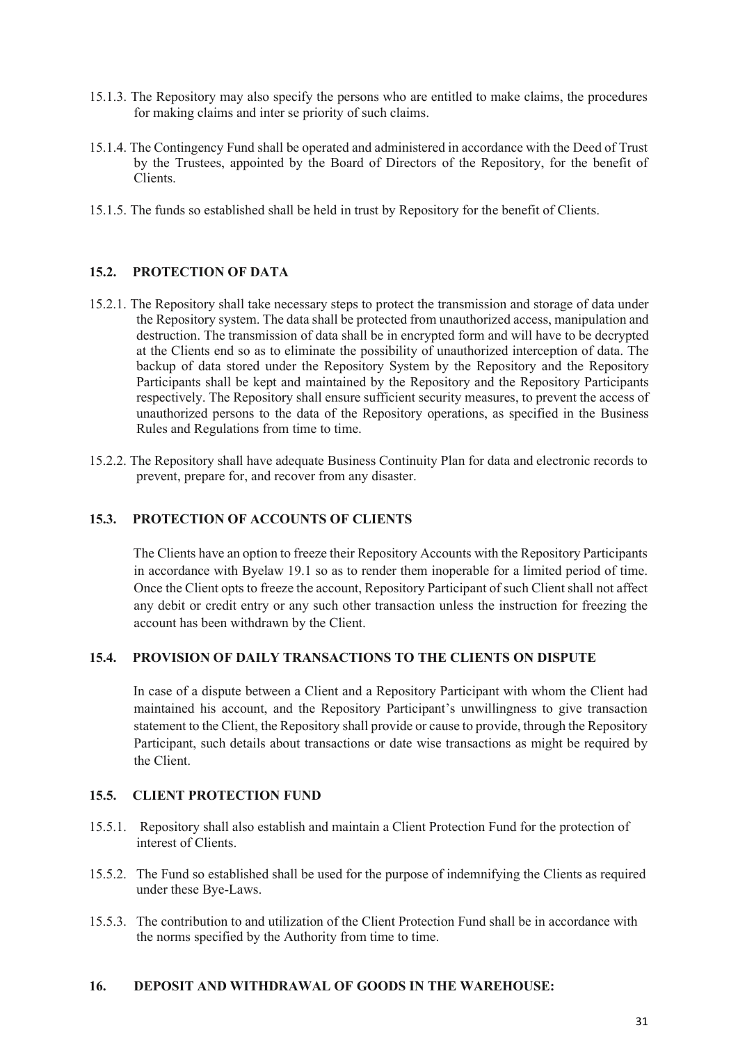15.1.3. The Repository may also specify the persons who are entitled to make claims, the procedures for making claims and inter se priority of such claims.

15.1.4. The Contingency Fund shall be operated and administered in accordance with the Deed of Trust by the Trustees, appointed by the Board of Directors of the Repository, for the benefit of Clients.

15.1.5. The funds so established shall be held in trust by Repository for the benefit of Clients.

### 15.2. PROTECTION OF DATA

15.2.1. The Repository shall take necessary steps to protect the transmission and storage of data under the Repository system. The data shall be protected from unauthorized access, manipulation and destruction. The transmission of data shall be in encrypted form and will have to be decrypted at the Clients end so as to eliminate the possibility of unauthorized interception of data. The backup of data stored under the Repository System by the Repository and the Repository Participants shall be kept and maintained by the Repository and the Repository Participants respectively. The Repository shall ensure sufficient security measures, to prevent the access of unauthorized persons to the data of the Repository operations, as specified in the Business Rules and Regulations from time to time.

15.2.2. The Repository shall have adequate Business Continuity Plan for data and electronic records to prevent, prepare for, and recover from any disaster.

### 15.3. PROTECTION OF ACCOUNTS OF CLIENTS

The Clients have an option to freeze their Repository Accounts with the Repository Participants in accordance with Byelaw 19.1 so as to render them inoperable for a limited period of time. Once the Client opts to freeze the account, Repository Participant of such Client shall not affect any debit or credit entry or any such other transaction unless the instruction for freezing the account has been withdrawn by the Client.

### 15.4. PROVISION OF DAILY TRANSACTIONS TO THE CLIENTS ON DISPUTE

In case of a dispute between a Client and a Repository Participant with whom the Client had maintained his account, and the Repository Participant's unwillingness to give transaction statement to the Client, the Repository shall provide or cause to provide, through the Repository Participant, such details about transactions or date wise transactions as might be required by the Client.

### 15.5. CLIENT PROTECTION FUND

15.5.1. Repository shall also establish and maintain a Client Protection Fund for the protection of interest of Clients.

15.5.2. The Fund so established shall be used for the purpose of indemnifying the Clients as required under these Bye-Laws.

15.5.3. The contribution to and utilization of the Client Protection Fund shall be in accordance with the norms specified by the Authority from time to time.

## 16. DEPOSIT AND WITHDRAWAL OF GOODS IN THE WAREHOUSE: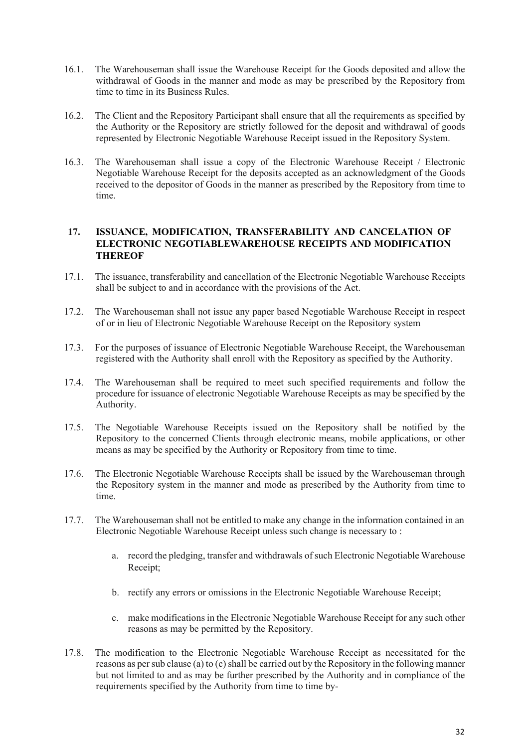16.1. The Warehouseman shall issue the Warehouse Receipt for the Goods deposited and allow the withdrawal of Goods in the manner and mode as may be prescribed by the Repository from time to time in its Business Rules.

16.2. The Client and the Repository Participant shall ensure that all the requirements as specified by the Authority or the Repository are strictly followed for the deposit and withdrawal of goods represented by Electronic Negotiable Warehouse Receipt issued in the Repository System.

16.3. The Warehouseman shall issue a copy of the Electronic Warehouse Receipt / Electronic Negotiable Warehouse Receipt for the deposits accepted as an acknowledgment of the Goods received to the depositor of Goods in the manner as prescribed by the Repository from time to time.

## 17. ISSUANCE, MODIFICATION, TRANSFERABILITY AND CANCELATION OF ELECTRONIC NEGOTIABLEWAREHOUSE RECEIPTS AND MODIFICATION THEREOF

17.1. The issuance, transferability and cancellation of the Electronic Negotiable Warehouse Receipts shall be subject to and in accordance with the provisions of the Act.

17.2. The Warehouseman shall not issue any paper based Negotiable Warehouse Receipt in respect of or in lieu of Electronic Negotiable Warehouse Receipt on the Repository system

17.3. For the purposes of issuance of Electronic Negotiable Warehouse Receipt, the Warehouseman registered with the Authority shall enroll with the Repository as specified by the Authority.

17.4. The Warehouseman shall be required to meet such specified requirements and follow the procedure for issuance of electronic Negotiable Warehouse Receipts as may be specified by the Authority.

17.5. The Negotiable Warehouse Receipts issued on the Repository shall be notified by the Repository to the concerned Clients through electronic means, mobile applications, or other means as may be specified by the Authority or Repository from time to time.

17.6. The Electronic Negotiable Warehouse Receipts shall be issued by the Warehouseman through the Repository system in the manner and mode as prescribed by the Authority from time to time.

17.7. The Warehouseman shall not be entitled to make any change in the information contained in an Electronic Negotiable Warehouse Receipt unless such change is necessary to :

a. record the pledging, transfer and withdrawals of such Electronic Negotiable Warehouse Receipt;

b. rectify any errors or omissions in the Electronic Negotiable Warehouse Receipt;

c. make modifications in the Electronic Negotiable Warehouse Receipt for any such other reasons as may be permitted by the Repository.

17.8. The modification to the Electronic Negotiable Warehouse Receipt as necessitated for the reasons as per sub clause (a) to (c) shall be carried out by the Repository in the following manner but not limited to and as may be further prescribed by the Authority and in compliance of the requirements specified by the Authority from time to time by-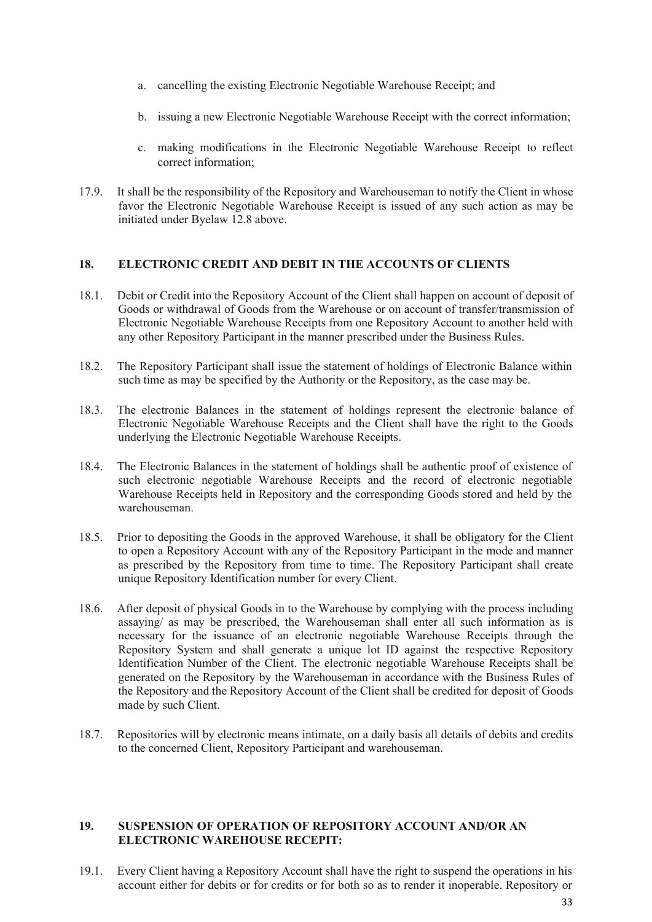a. cancelling the existing Electronic Negotiable Warehouse Receipt; and

b. issuing a new Electronic Negotiable Warehouse Receipt with the correct information;

c. making modifications in the Electronic Negotiable Warehouse Receipt to reflect correct information;

17.9. It shall be the responsibility of the Repository and Warehouseman to notify the Client in whose favor the Electronic Negotiable Warehouse Receipt is issued of any such action as may be initiated under Byelaw 12.8 above.

## 18. ELECTRONIC CREDIT AND DEBIT IN THE ACCOUNTS OF CLIENTS

18.1. Debit or Credit into the Repository Account of the Client shall happen on account of deposit of Goods or withdrawal of Goods from the Warehouse or on account of transfer/transmission of Electronic Negotiable Warehouse Receipts from one Repository Account to another held with any other Repository Participant in the manner prescribed under the Business Rules.

18.2. The Repository Participant shall issue the statement of holdings of Electronic Balance within such time as may be specified by the Authority or the Repository, as the case may be.

18.3. The electronic Balances in the statement of holdings represent the electronic balance of Electronic Negotiable Warehouse Receipts and the Client shall have the right to the Goods underlying the Electronic Negotiable Warehouse Receipts.

18.4. The Electronic Balances in the statement of holdings shall be authentic proof of existence of such electronic negotiable Warehouse Receipts and the record of electronic negotiable Warehouse Receipts held in Repository and the corresponding Goods stored and held by the warehouseman.

18.5. Prior to depositing the Goods in the approved Warehouse, it shall be obligatory for the Client to open a Repository Account with any of the Repository Participant in the mode and manner as prescribed by the Repository from time to time. The Repository Participant shall create unique Repository Identification number for every Client.

18.6. After deposit of physical Goods in to the Warehouse by complying with the process including assaying/ as may be prescribed, the Warehouseman shall enter all such information as is necessary for the issuance of an electronic negotiable Warehouse Receipts through the Repository System and shall generate a unique lot ID against the respective Repository Identification Number of the Client. The electronic negotiable Warehouse Receipts shall be generated on the Repository by the Warehouseman in accordance with the Business Rules of the Repository and the Repository Account of the Client shall be credited for deposit of Goods made by such Client.

18.7. Repositories will by electronic means intimate, on a daily basis all details of debits and credits to the concerned Client, Repository Participant and warehouseman.

## 19. SUSPENSION OF OPERATION OF REPOSITORY ACCOUNT AND/OR AN ELECTRONIC WAREHOUSE RECEPIT:

19.1. Every Client having a Repository Account shall have the right to suspend the operations in his account either for debits or for credits or for both so as to render it inoperable. Repository or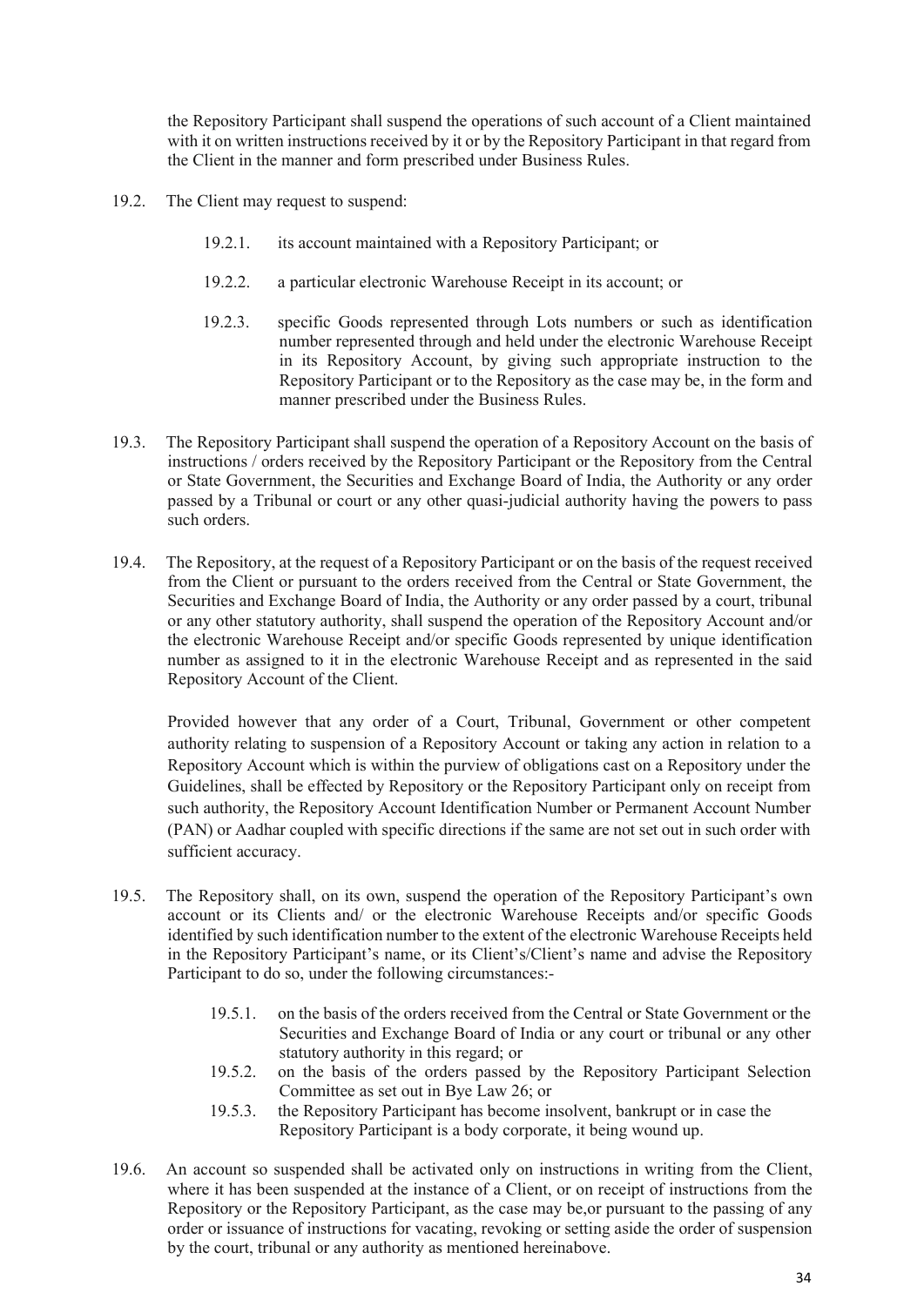the Repository Participant shall suspend the operations of such account of a Client maintained with it on written instructions received by it or by the Repository Participant in that regard from the Client in the manner and form prescribed under Business Rules.

19.2. The Client may request to suspend:

19.2.1. its account maintained with a Repository Participant; or

19.2.2. a particular electronic Warehouse Receipt in its account; or

19.2.3. specific Goods represented through Lots numbers or such as identification number represented through and held under the electronic Warehouse Receipt in its Repository Account, by giving such appropriate instruction to the Repository Participant or to the Repository as the case may be, in the form and manner prescribed under the Business Rules.

19.3. The Repository Participant shall suspend the operation of a Repository Account on the basis of instructions / orders received by the Repository Participant or the Repository from the Central or State Government, the Securities and Exchange Board of India, the Authority or any order passed by a Tribunal or court or any other quasi-judicial authority having the powers to pass such orders.

19.4. The Repository, at the request of a Repository Participant or on the basis of the request received from the Client or pursuant to the orders received from the Central or State Government, the Securities and Exchange Board of India, the Authority or any order passed by a court, tribunal or any other statutory authority, shall suspend the operation of the Repository Account and/or the electronic Warehouse Receipt and/or specific Goods represented by unique identification number as assigned to it in the electronic Warehouse Receipt and as represented in the said Repository Account of the Client.

Provided however that any order of a Court, Tribunal, Government or other competent authority relating to suspension of a Repository Account or taking any action in relation to a Repository Account which is within the purview of obligations cast on a Repository under the Guidelines, shall be effected by Repository or the Repository Participant only on receipt from such authority, the Repository Account Identification Number or Permanent Account Number (PAN) or Aadhar coupled with specific directions if the same are not set out in such order with sufficient accuracy.

19.5. The Repository shall, on its own, suspend the operation of the Repository Participant's own account or its Clients and/ or the electronic Warehouse Receipts and/or specific Goods identified by such identification number to the extent of the electronic Warehouse Receipts held in the Repository Participant's name, or its Client's/Client's name and advise the Repository Participant to do so, under the following circumstances:-

19.5.1. on the basis of the orders received from the Central or State Government or the Securities and Exchange Board of India or any court or tribunal or any other statutory authority in this regard; or

19.5.2. on the basis of the orders passed by the Repository Participant Selection Committee as set out in Bye Law 26; or

19.5.3. the Repository Participant has become insolvent, bankrupt or in case the Repository Participant is a body corporate, it being wound up.

19.6. An account so suspended shall be activated only on instructions in writing from the Client, where it has been suspended at the instance of a Client, or on receipt of instructions from the Repository or the Repository Participant, as the case may be,or pursuant to the passing of any order or issuance of instructions for vacating, revoking or setting aside the order of suspension by the court, tribunal or any authority as mentioned hereinabove.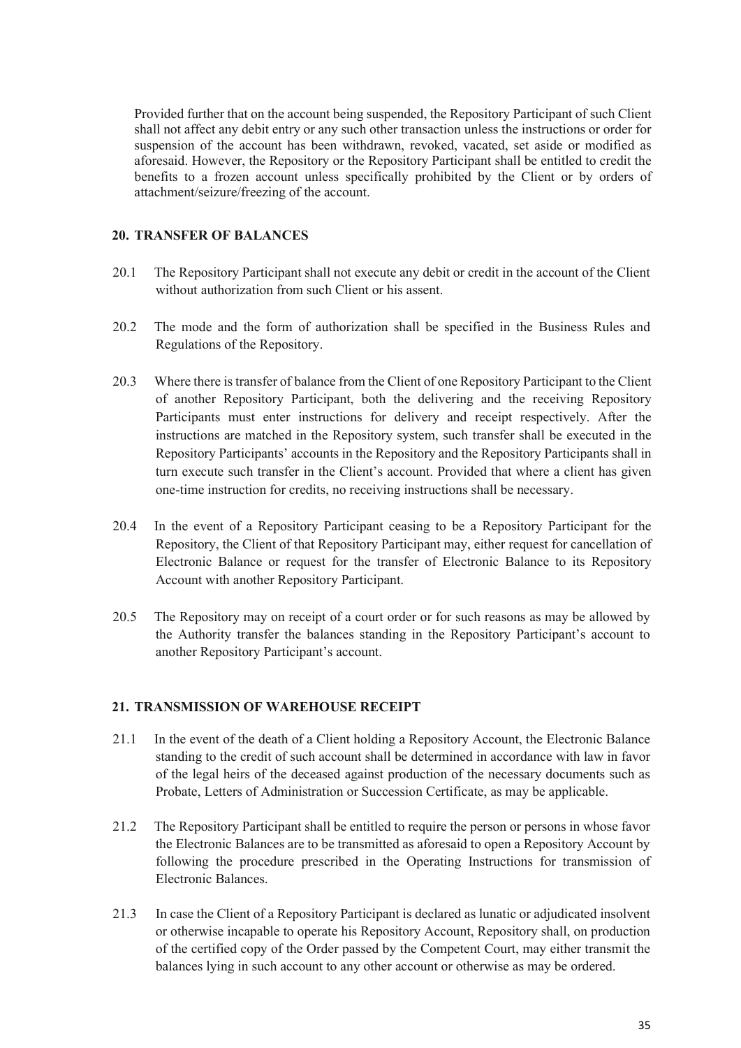Provided further that on the account being suspended, the Repository Participant of such Client shall not affect any debit entry or any such other transaction unless the instructions or order for suspension of the account has been withdrawn, revoked, vacated, set aside or modified as aforesaid. However, the Repository or the Repository Participant shall be entitled to credit the benefits to a frozen account unless specifically prohibited by the Client or by orders of attachment/seizure/freezing of the account.

## 20. TRANSFER OF BALANCES

20.1 The Repository Participant shall not execute any debit or credit in the account of the Client without authorization from such Client or his assent.

20.2 The mode and the form of authorization shall be specified in the Business Rules and Regulations of the Repository.

20.3 Where there is transfer of balance from the Client of one Repository Participant to the Client of another Repository Participant, both the delivering and the receiving Repository Participants must enter instructions for delivery and receipt respectively. After the instructions are matched in the Repository system, such transfer shall be executed in the Repository Participants' accounts in the Repository and the Repository Participants shall in turn execute such transfer in the Client's account. Provided that where a client has given one-time instruction for credits, no receiving instructions shall be necessary.

20.4 In the event of a Repository Participant ceasing to be a Repository Participant for the Repository, the Client of that Repository Participant may, either request for cancellation of Electronic Balance or request for the transfer of Electronic Balance to its Repository Account with another Repository Participant.

20.5 The Repository may on receipt of a court order or for such reasons as may be allowed by the Authority transfer the balances standing in the Repository Participant's account to another Repository Participant's account.

## 21. TRANSMISSION OF WAREHOUSE RECEIPT

21.1 In the event of the death of a Client holding a Repository Account, the Electronic Balance standing to the credit of such account shall be determined in accordance with law in favor of the legal heirs of the deceased against production of the necessary documents such as Probate, Letters of Administration or Succession Certificate, as may be applicable.

21.2 The Repository Participant shall be entitled to require the person or persons in whose favor the Electronic Balances are to be transmitted as aforesaid to open a Repository Account by following the procedure prescribed in the Operating Instructions for transmission of Electronic Balances.

21.3 In case the Client of a Repository Participant is declared as lunatic or adjudicated insolvent or otherwise incapable to operate his Repository Account, Repository shall, on production of the certified copy of the Order passed by the Competent Court, may either transmit the balances lying in such account to any other account or otherwise as may be ordered.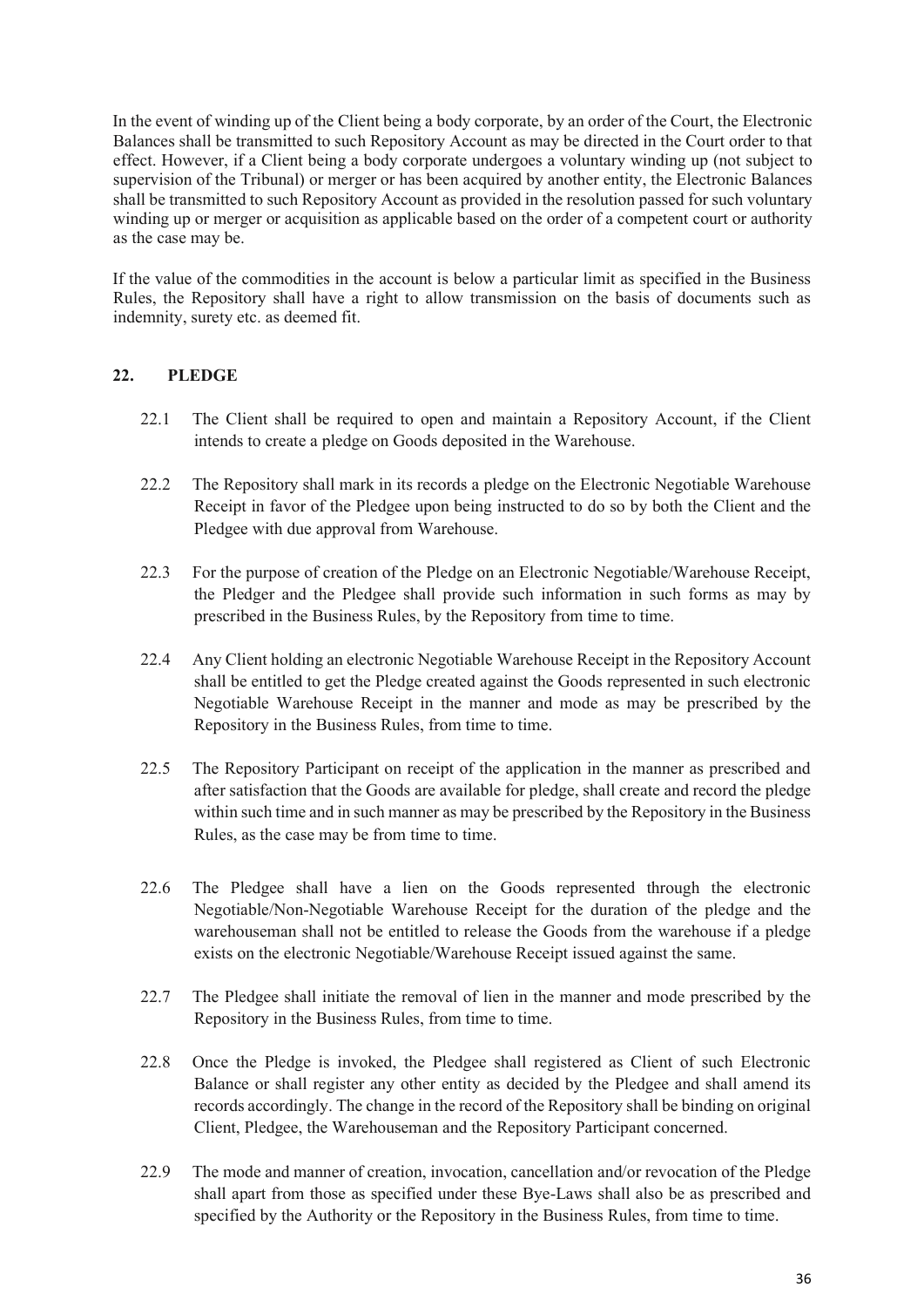In the event of winding up of the Client being a body corporate, by an order of the Court, the Electronic Balances shall be transmitted to such Repository Account as may be directed in the Court order to that effect. However, if a Client being a body corporate undergoes a voluntary winding up (not subject to supervision of the Tribunal) or merger or has been acquired by another entity, the Electronic Balances shall be transmitted to such Repository Account as provided in the resolution passed for such voluntary winding up or merger or acquisition as applicable based on the order of a competent court or authority as the case may be.

If the value of the commodities in the account is below a particular limit as specified in the Business Rules, the Repository shall have a right to allow transmission on the basis of documents such as indemnity, surety etc. as deemed fit.

## 22. PLEDGE

22.1 The Client shall be required to open and maintain a Repository Account, if the Client intends to create a pledge on Goods deposited in the Warehouse.

22.2 The Repository shall mark in its records a pledge on the Electronic Negotiable Warehouse Receipt in favor of the Pledgee upon being instructed to do so by both the Client and the Pledgee with due approval from Warehouse.

22.3 For the purpose of creation of the Pledge on an Electronic Negotiable/Warehouse Receipt, the Pledger and the Pledgee shall provide such information in such forms as may by prescribed in the Business Rules, by the Repository from time to time.

22.4 Any Client holding an electronic Negotiable Warehouse Receipt in the Repository Account shall be entitled to get the Pledge created against the Goods represented in such electronic Negotiable Warehouse Receipt in the manner and mode as may be prescribed by the Repository in the Business Rules, from time to time.

22.5 The Repository Participant on receipt of the application in the manner as prescribed and after satisfaction that the Goods are available for pledge, shall create and record the pledge within such time and in such manner as may be prescribed by the Repository in the Business Rules, as the case may be from time to time.

22.6 The Pledgee shall have a lien on the Goods represented through the electronic Negotiable/Non-Negotiable Warehouse Receipt for the duration of the pledge and the warehouseman shall not be entitled to release the Goods from the warehouse if a pledge exists on the electronic Negotiable/Warehouse Receipt issued against the same.

22.7 The Pledgee shall initiate the removal of lien in the manner and mode prescribed by the Repository in the Business Rules, from time to time.

22.8 Once the Pledge is invoked, the Pledgee shall registered as Client of such Electronic Balance or shall register any other entity as decided by the Pledgee and shall amend its records accordingly. The change in the record of the Repository shall be binding on original Client, Pledgee, the Warehouseman and the Repository Participant concerned.

22.9 The mode and manner of creation, invocation, cancellation and/or revocation of the Pledge shall apart from those as specified under these Bye-Laws shall also be as prescribed and specified by the Authority or the Repository in the Business Rules, from time to time.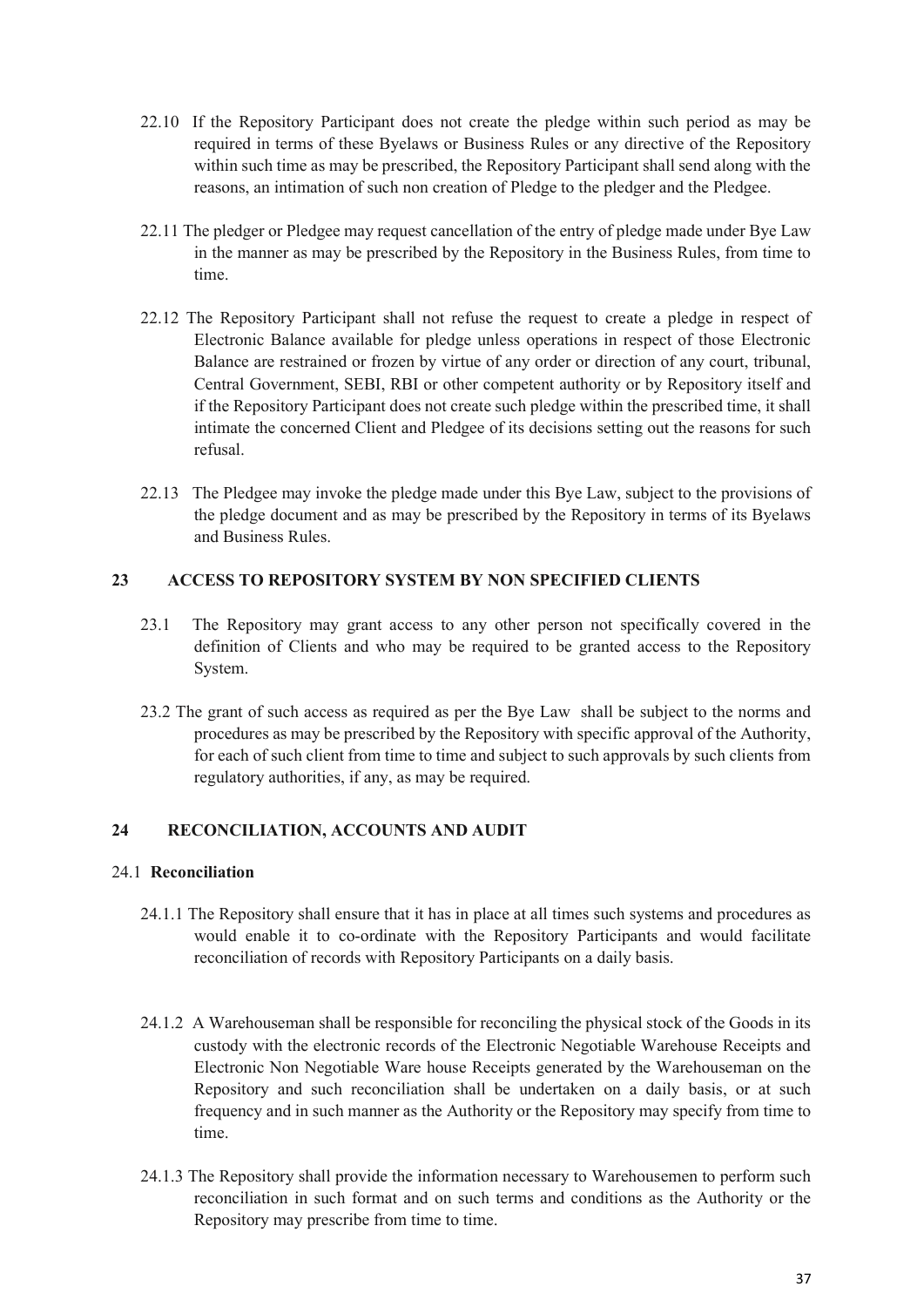22.10 If the Repository Participant does not create the pledge within such period as may be required in terms of these Byelaws or Business Rules or any directive of the Repository within such time as may be prescribed, the Repository Participant shall send along with the reasons, an intimation of such non creation of Pledge to the pledger and the Pledgee.

22.11 The pledger or Pledgee may request cancellation of the entry of pledge made under Bye Law in the manner as may be prescribed by the Repository in the Business Rules, from time to time.

22.12 The Repository Participant shall not refuse the request to create a pledge in respect of Electronic Balance available for pledge unless operations in respect of those Electronic Balance are restrained or frozen by virtue of any order or direction of any court, tribunal, Central Government, SEBI, RBI or other competent authority or by Repository itself and if the Repository Participant does not create such pledge within the prescribed time, it shall intimate the concerned Client and Pledgee of its decisions setting out the reasons for such refusal.

22.13 The Pledgee may invoke the pledge made under this Bye Law, subject to the provisions of the pledge document and as may be prescribed by the Repository in terms of its Byelaws and Business Rules.

## 23 ACCESS TO REPOSITORY SYSTEM BY NON SPECIFIED CLIENTS

23.1 The Repository may grant access to any other person not specifically covered in the definition of Clients and who may be required to be granted access to the Repository System.

23.2 The grant of such access as required as per the Bye Law shall be subject to the norms and procedures as may be prescribed by the Repository with specific approval of the Authority, for each of such client from time to time and subject to such approvals by such clients from regulatory authorities, if any, as may be required.

## 24 RECONCILIATION, ACCOUNTS AND AUDIT

### 24.1 Reconciliation

24.1.1 The Repository shall ensure that it has in place at all times such systems and procedures as would enable it to co-ordinate with the Repository Participants and would facilitate reconciliation of records with Repository Participants on a daily basis.

24.1.2 A Warehouseman shall be responsible for reconciling the physical stock of the Goods in its custody with the electronic records of the Electronic Negotiable Warehouse Receipts and Electronic Non Negotiable Ware house Receipts generated by the Warehouseman on the Repository and such reconciliation shall be undertaken on a daily basis, or at such frequency and in such manner as the Authority or the Repository may specify from time to time.

24.1.3 The Repository shall provide the information necessary to Warehousemen to perform such reconciliation in such format and on such terms and conditions as the Authority or the Repository may prescribe from time to time.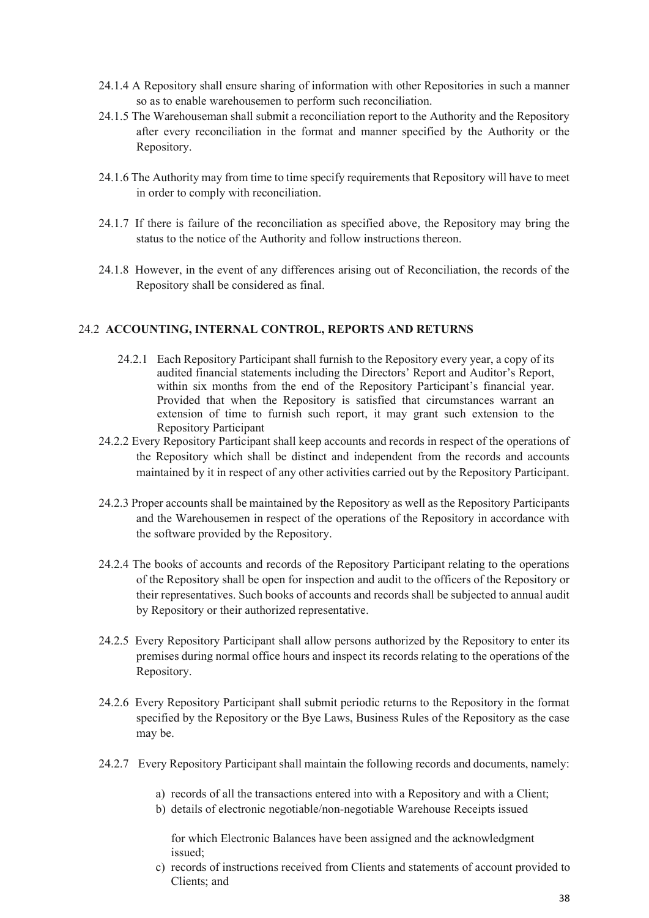24.1.4 A Repository shall ensure sharing of information with other Repositories in such a manner so as to enable warehousemen to perform such reconciliation.

24.1.5 The Warehouseman shall submit a reconciliation report to the Authority and the Repository after every reconciliation in the format and manner specified by the Authority or the Repository.

24.1.6 The Authority may from time to time specify requirements that Repository will have to meet in order to comply with reconciliation.

24.1.7 If there is failure of the reconciliation as specified above, the Repository may bring the status to the notice of the Authority and follow instructions thereon.

24.1.8 However, in the event of any differences arising out of Reconciliation, the records of the Repository shall be considered as final.

## 24.2 ACCOUNTING, INTERNAL CONTROL, REPORTS AND RETURNS

24.2.1 Each Repository Participant shall furnish to the Repository every year, a copy of its audited financial statements including the Directors' Report and Auditor's Report, within six months from the end of the Repository Participant's financial year. Provided that when the Repository is satisfied that circumstances warrant an extension of time to furnish such report, it may grant such extension to the Repository Participant

24.2.2 Every Repository Participant shall keep accounts and records in respect of the operations of the Repository which shall be distinct and independent from the records and accounts maintained by it in respect of any other activities carried out by the Repository Participant.

24.2.3 Proper accounts shall be maintained by the Repository as well as the Repository Participants and the Warehousemen in respect of the operations of the Repository in accordance with the software provided by the Repository.

24.2.4 The books of accounts and records of the Repository Participant relating to the operations of the Repository shall be open for inspection and audit to the officers of the Repository or their representatives. Such books of accounts and records shall be subjected to annual audit by Repository or their authorized representative.

24.2.5 Every Repository Participant shall allow persons authorized by the Repository to enter its premises during normal office hours and inspect its records relating to the operations of the Repository.

24.2.6 Every Repository Participant shall submit periodic returns to the Repository in the format specified by the Repository or the Bye Laws, Business Rules of the Repository as the case may be.

24.2.7 Every Repository Participant shall maintain the following records and documents, namely:

a) records of all the transactions entered into with a Repository and with a Client;
b) details of electronic negotiable/non-negotiable Warehouse Receipts issued

   for which Electronic Balances have been assigned and the acknowledgment issued;
c) records of instructions received from Clients and statements of account provided to Clients; and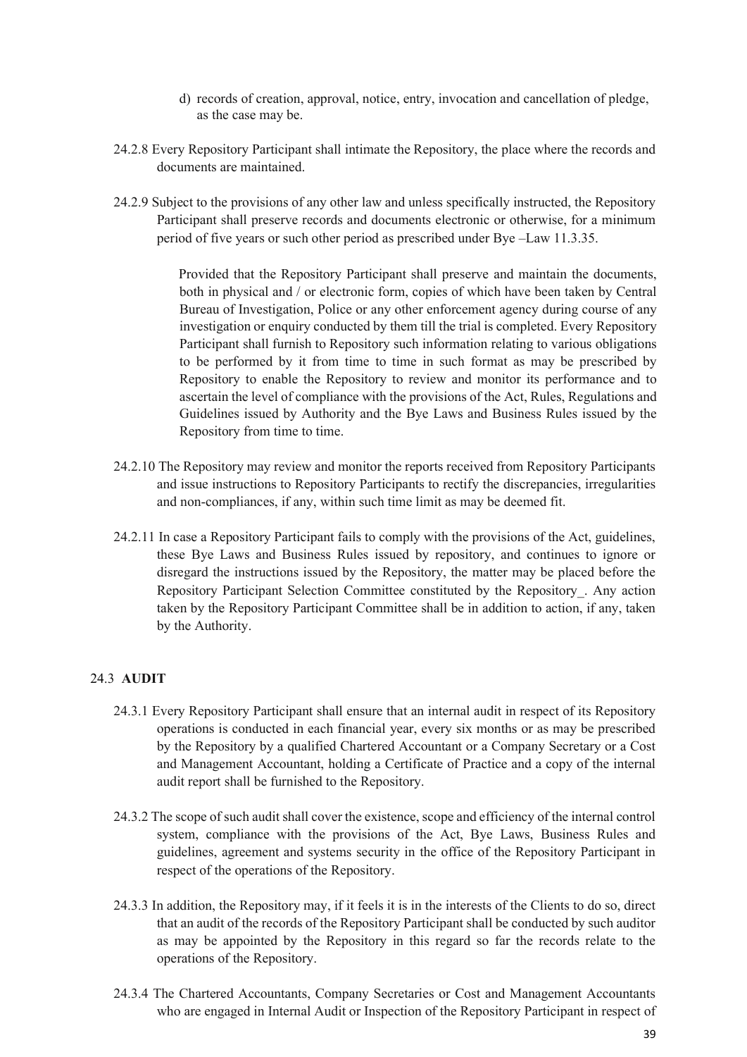d) records of creation, approval, notice, entry, invocation and cancellation of pledge, as the case may be.

24.2.8 Every Repository Participant shall intimate the Repository, the place where the records and documents are maintained.

24.2.9 Subject to the provisions of any other law and unless specifically instructed, the Repository Participant shall preserve records and documents electronic or otherwise, for a minimum period of five years or such other period as prescribed under Bye –Law 11.3.35.

Provided that the Repository Participant shall preserve and maintain the documents, both in physical and / or electronic form, copies of which have been taken by Central Bureau of Investigation, Police or any other enforcement agency during course of any investigation or enquiry conducted by them till the trial is completed. Every Repository Participant shall furnish to Repository such information relating to various obligations to be performed by it from time to time in such format as may be prescribed by Repository to enable the Repository to review and monitor its performance and to ascertain the level of compliance with the provisions of the Act, Rules, Regulations and Guidelines issued by Authority and the Bye Laws and Business Rules issued by the Repository from time to time.

24.2.10 The Repository may review and monitor the reports received from Repository Participants and issue instructions to Repository Participants to rectify the discrepancies, irregularities and non-compliances, if any, within such time limit as may be deemed fit.

24.2.11 In case a Repository Participant fails to comply with the provisions of the Act, guidelines, these Bye Laws and Business Rules issued by repository, and continues to ignore or disregard the instructions issued by the Repository, the matter may be placed before the Repository Participant Selection Committee constituted by the Repository_. Any action taken by the Repository Participant Committee shall be in addition to action, if any, taken by the Authority.

## 24.3 AUDIT

24.3.1 Every Repository Participant shall ensure that an internal audit in respect of its Repository operations is conducted in each financial year, every six months or as may be prescribed by the Repository by a qualified Chartered Accountant or a Company Secretary or a Cost and Management Accountant, holding a Certificate of Practice and a copy of the internal audit report shall be furnished to the Repository.

24.3.2 The scope of such audit shall cover the existence, scope and efficiency of the internal control system, compliance with the provisions of the Act, Bye Laws, Business Rules and guidelines, agreement and systems security in the office of the Repository Participant in respect of the operations of the Repository.

24.3.3 In addition, the Repository may, if it feels it is in the interests of the Clients to do so, direct that an audit of the records of the Repository Participant shall be conducted by such auditor as may be appointed by the Repository in this regard so far the records relate to the operations of the Repository.

24.3.4 The Chartered Accountants, Company Secretaries or Cost and Management Accountants who are engaged in Internal Audit or Inspection of the Repository Participant in respect of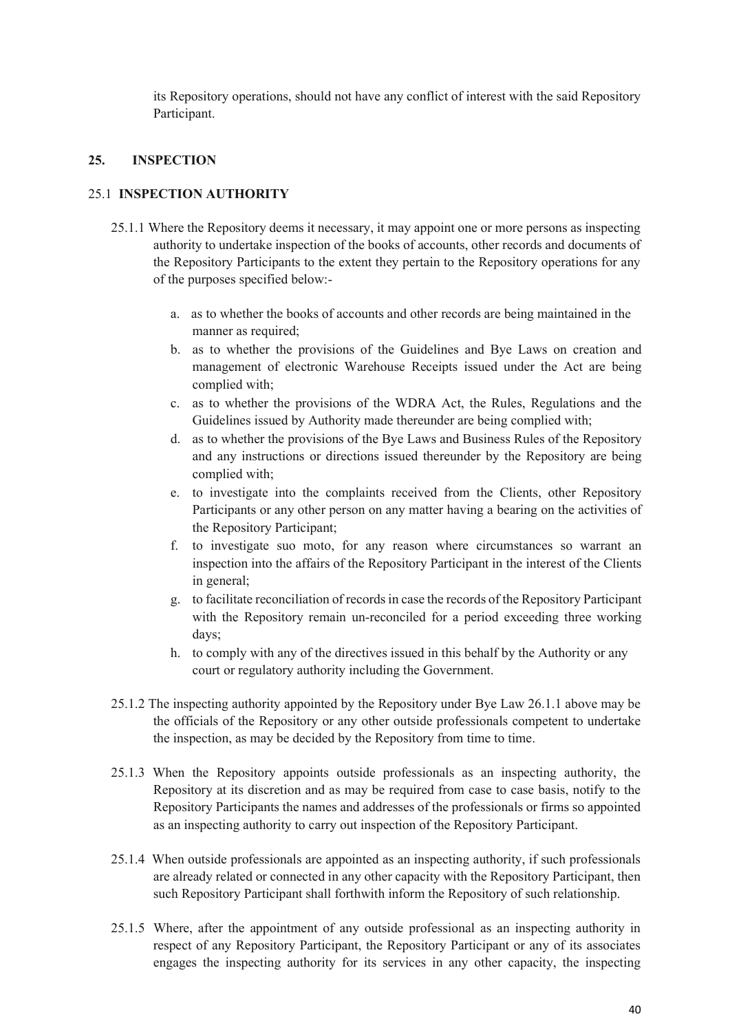its Repository operations, should not have any conflict of interest with the said Repository Participant.

## 25. INSPECTION

### 25.1 INSPECTION AUTHORITY

25.1.1 Where the Repository deems it necessary, it may appoint one or more persons as inspecting authority to undertake inspection of the books of accounts, other records and documents of the Repository Participants to the extent they pertain to the Repository operations for any of the purposes specified below:-

a. as to whether the books of accounts and other records are being maintained in the manner as required;

b. as to whether the provisions of the Guidelines and Bye Laws on creation and management of electronic Warehouse Receipts issued under the Act are being complied with;

c. as to whether the provisions of the WDRA Act, the Rules, Regulations and the Guidelines issued by Authority made thereunder are being complied with;

d. as to whether the provisions of the Bye Laws and Business Rules of the Repository and any instructions or directions issued thereunder by the Repository are being complied with;

e. to investigate into the complaints received from the Clients, other Repository Participants or any other person on any matter having a bearing on the activities of the Repository Participant;

f. to investigate suo moto, for any reason where circumstances so warrant an inspection into the affairs of the Repository Participant in the interest of the Clients in general;

g. to facilitate reconciliation of records in case the records of the Repository Participant with the Repository remain un-reconciled for a period exceeding three working days;

h. to comply with any of the directives issued in this behalf by the Authority or any court or regulatory authority including the Government.

25.1.2 The inspecting authority appointed by the Repository under Bye Law 26.1.1 above may be the officials of the Repository or any other outside professionals competent to undertake the inspection, as may be decided by the Repository from time to time.

25.1.3 When the Repository appoints outside professionals as an inspecting authority, the Repository at its discretion and as may be required from case to case basis, notify to the Repository Participants the names and addresses of the professionals or firms so appointed as an inspecting authority to carry out inspection of the Repository Participant.

25.1.4 When outside professionals are appointed as an inspecting authority, if such professionals are already related or connected in any other capacity with the Repository Participant, then such Repository Participant shall forthwith inform the Repository of such relationship.

25.1.5 Where, after the appointment of any outside professional as an inspecting authority in respect of any Repository Participant, the Repository Participant or any of its associates engages the inspecting authority for its services in any other capacity, the inspecting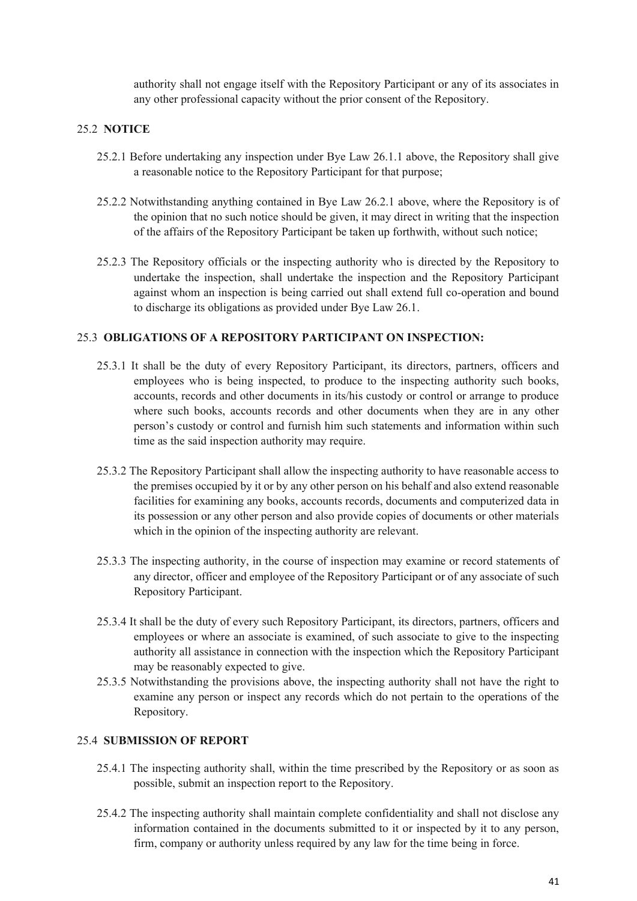authority shall not engage itself with the Repository Participant or any of its associates in any other professional capacity without the prior consent of the Repository.

### 25.2 NOTICE

25.2.1 Before undertaking any inspection under Bye Law 26.1.1 above, the Repository shall give a reasonable notice to the Repository Participant for that purpose;

25.2.2 Notwithstanding anything contained in Bye Law 26.2.1 above, where the Repository is of the opinion that no such notice should be given, it may direct in writing that the inspection of the affairs of the Repository Participant be taken up forthwith, without such notice;

25.2.3 The Repository officials or the inspecting authority who is directed by the Repository to undertake the inspection, shall undertake the inspection and the Repository Participant against whom an inspection is being carried out shall extend full co-operation and bound to discharge its obligations as provided under Bye Law 26.1.

### 25.3 OBLIGATIONS OF A REPOSITORY PARTICIPANT ON INSPECTION:

25.3.1 It shall be the duty of every Repository Participant, its directors, partners, officers and employees who is being inspected, to produce to the inspecting authority such books, accounts, records and other documents in its/his custody or control or arrange to produce where such books, accounts records and other documents when they are in any other person's custody or control and furnish him such statements and information within such time as the said inspection authority may require.

25.3.2 The Repository Participant shall allow the inspecting authority to have reasonable access to the premises occupied by it or by any other person on his behalf and also extend reasonable facilities for examining any books, accounts records, documents and computerized data in its possession or any other person and also provide copies of documents or other materials which in the opinion of the inspecting authority are relevant.

25.3.3 The inspecting authority, in the course of inspection may examine or record statements of any director, officer and employee of the Repository Participant or of any associate of such Repository Participant.

25.3.4 It shall be the duty of every such Repository Participant, its directors, partners, officers and employees or where an associate is examined, of such associate to give to the inspecting authority all assistance in connection with the inspection which the Repository Participant may be reasonably expected to give.

25.3.5 Notwithstanding the provisions above, the inspecting authority shall not have the right to examine any person or inspect any records which do not pertain to the operations of the Repository.

### 25.4 SUBMISSION OF REPORT

25.4.1 The inspecting authority shall, within the time prescribed by the Repository or as soon as possible, submit an inspection report to the Repository.

25.4.2 The inspecting authority shall maintain complete confidentiality and shall not disclose any information contained in the documents submitted to it or inspected by it to any person, firm, company or authority unless required by any law for the time being in force.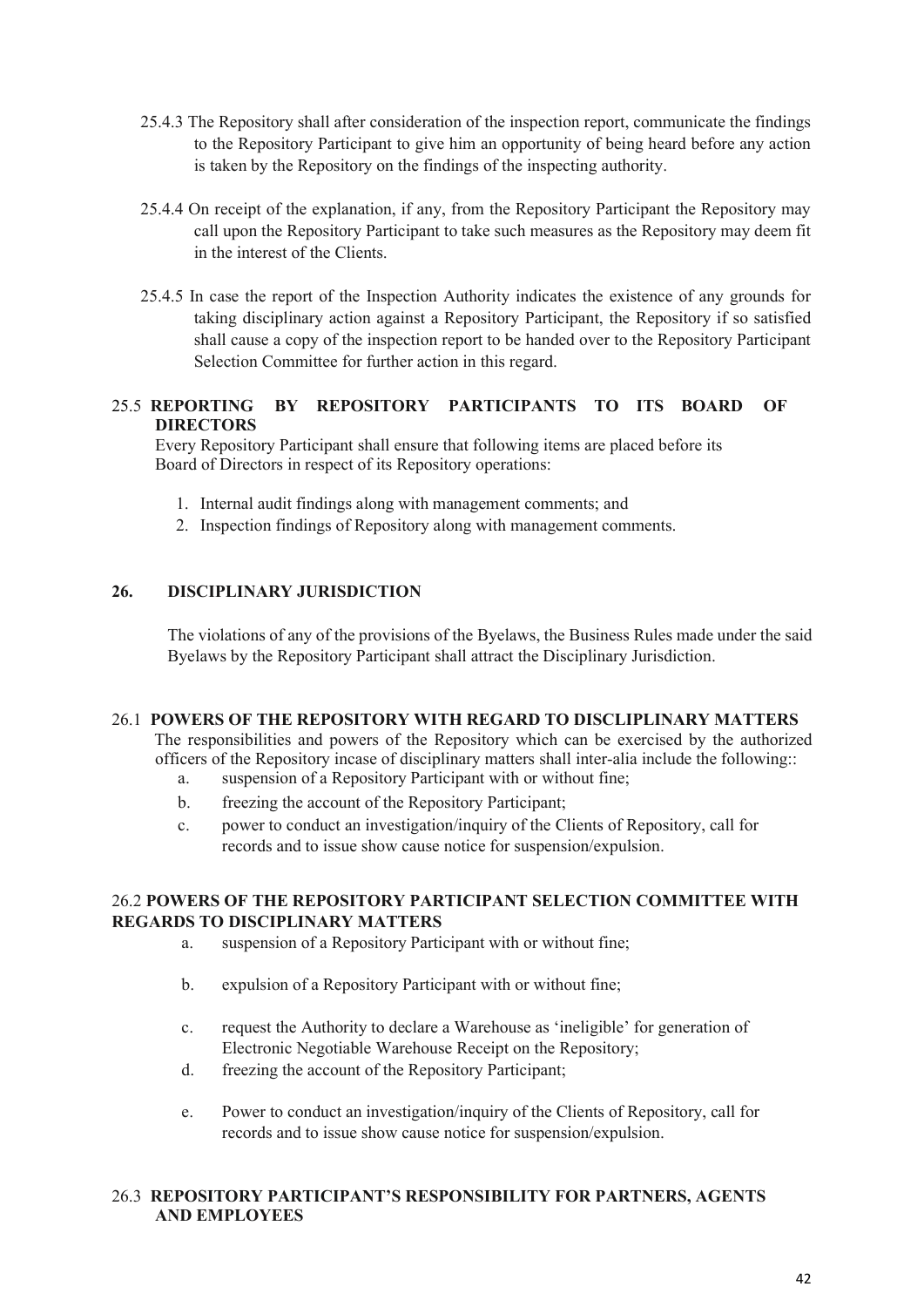25.4.3 The Repository shall after consideration of the inspection report, communicate the findings to the Repository Participant to give him an opportunity of being heard before any action is taken by the Repository on the findings of the inspecting authority.

25.4.4 On receipt of the explanation, if any, from the Repository Participant the Repository may call upon the Repository Participant to take such measures as the Repository may deem fit in the interest of the Clients.

25.4.5 In case the report of the Inspection Authority indicates the existence of any grounds for taking disciplinary action against a Repository Participant, the Repository if so satisfied shall cause a copy of the inspection report to be handed over to the Repository Participant Selection Committee for further action in this regard.

### 25.5 REPORTING BY REPOSITORY PARTICIPANTS TO ITS BOARD OF DIRECTORS

Every Repository Participant shall ensure that following items are placed before its Board of Directors in respect of its Repository operations:

1. Internal audit findings along with management comments; and
2. Inspection findings of Repository along with management comments.

## 26. DISCIPLINARY JURISDICTION

The violations of any of the provisions of the Byelaws, the Business Rules made under the said Byelaws by the Repository Participant shall attract the Disciplinary Jurisdiction.

### 26.1 POWERS OF THE REPOSITORY WITH REGARD TO DISCLIPLINARY MATTERS

The responsibilities and powers of the Repository which can be exercised by the authorized officers of the Repository incase of disciplinary matters shall inter-alia include the following::

a. suspension of a Repository Participant with or without fine;
b. freezing the account of the Repository Participant;
c. power to conduct an investigation/inquiry of the Clients of Repository, call for records and to issue show cause notice for suspension/expulsion.

### 26.2 POWERS OF THE REPOSITORY PARTICIPANT SELECTION COMMITTEE WITH REGARDS TO DISCIPLINARY MATTERS

a. suspension of a Repository Participant with or without fine;

b. expulsion of a Repository Participant with or without fine;

c. request the Authority to declare a Warehouse as 'ineligible' for generation of Electronic Negotiable Warehouse Receipt on the Repository;

d. freezing the account of the Repository Participant;

e. Power to conduct an investigation/inquiry of the Clients of Repository, call for records and to issue show cause notice for suspension/expulsion.

### 26.3 REPOSITORY PARTICIPANT'S RESPONSIBILITY FOR PARTNERS, AGENTS AND EMPLOYEES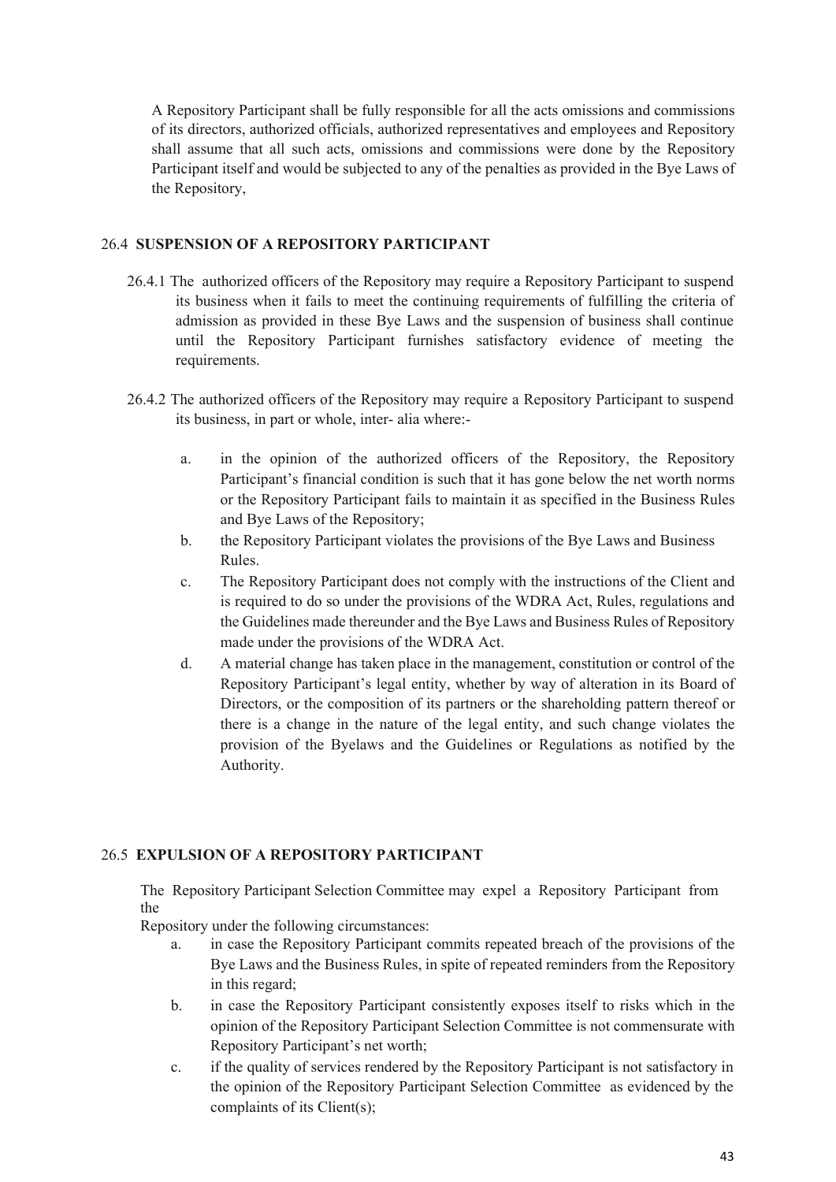A Repository Participant shall be fully responsible for all the acts omissions and commissions of its directors, authorized officials, authorized representatives and employees and Repository shall assume that all such acts, omissions and commissions were done by the Repository Participant itself and would be subjected to any of the penalties as provided in the Bye Laws of the Repository,

### 26.4 SUSPENSION OF A REPOSITORY PARTICIPANT

26.4.1 The authorized officers of the Repository may require a Repository Participant to suspend its business when it fails to meet the continuing requirements of fulfilling the criteria of admission as provided in these Bye Laws and the suspension of business shall continue until the Repository Participant furnishes satisfactory evidence of meeting the requirements.

26.4.2 The authorized officers of the Repository may require a Repository Participant to suspend its business, in part or whole, inter- alia where:-

a. in the opinion of the authorized officers of the Repository, the Repository Participant's financial condition is such that it has gone below the net worth norms or the Repository Participant fails to maintain it as specified in the Business Rules and Bye Laws of the Repository;

b. the Repository Participant violates the provisions of the Bye Laws and Business Rules.

c. The Repository Participant does not comply with the instructions of the Client and is required to do so under the provisions of the WDRA Act, Rules, regulations and the Guidelines made thereunder and the Bye Laws and Business Rules of Repository made under the provisions of the WDRA Act.

d. A material change has taken place in the management, constitution or control of the Repository Participant's legal entity, whether by way of alteration in its Board of Directors, or the composition of its partners or the shareholding pattern thereof or there is a change in the nature of the legal entity, and such change violates the provision of the Byelaws and the Guidelines or Regulations as notified by the Authority.

### 26.5 EXPULSION OF A REPOSITORY PARTICIPANT

The Repository Participant Selection Committee may expel a Repository Participant from the Repository under the following circumstances:

a. in case the Repository Participant commits repeated breach of the provisions of the Bye Laws and the Business Rules, in spite of repeated reminders from the Repository in this regard;

b. in case the Repository Participant consistently exposes itself to risks which in the opinion of the Repository Participant Selection Committee is not commensurate with Repository Participant's net worth;

c. if the quality of services rendered by the Repository Participant is not satisfactory in the opinion of the Repository Participant Selection Committee as evidenced by the complaints of its Client(s);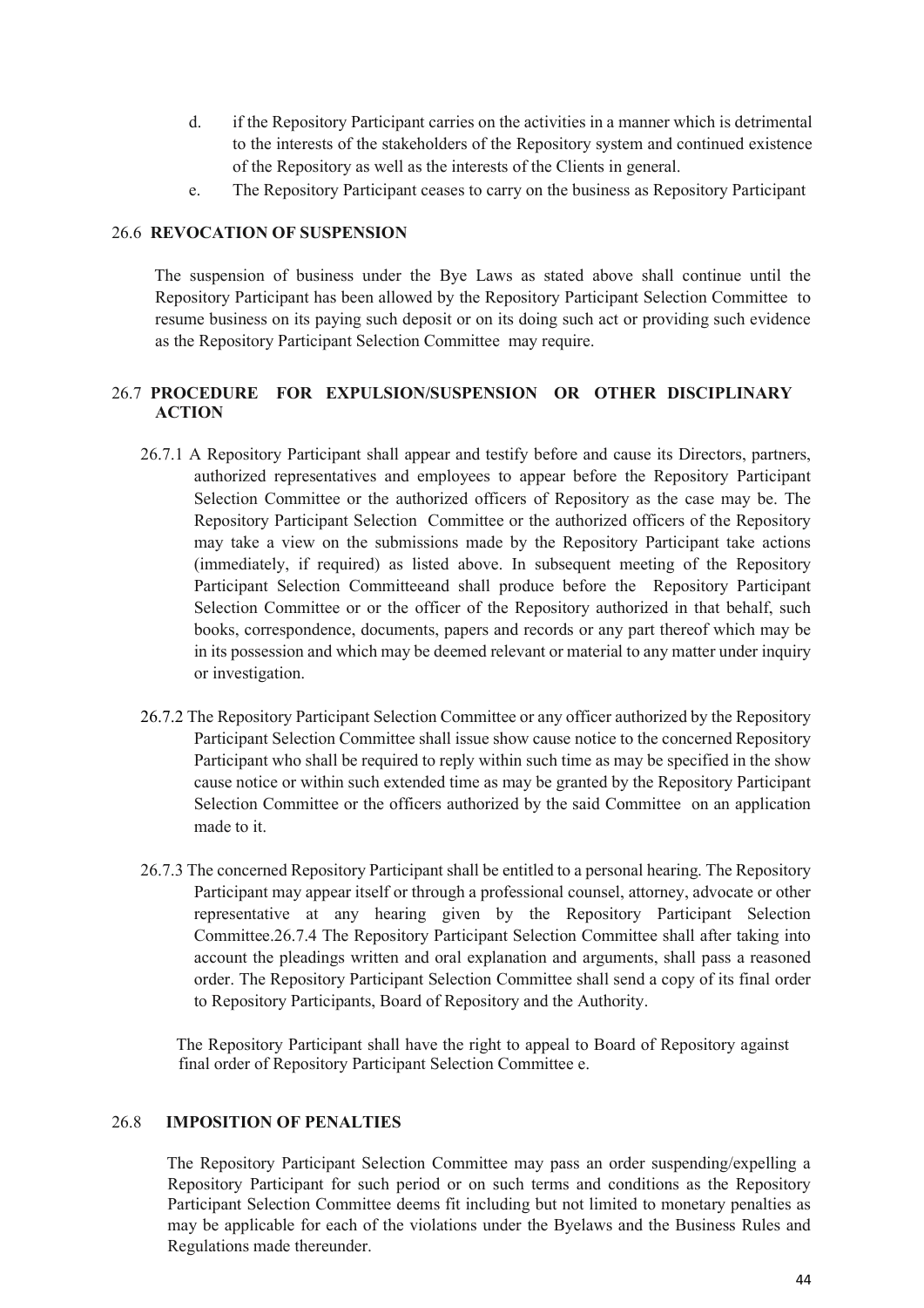d. if the Repository Participant carries on the activities in a manner which is detrimental to the interests of the stakeholders of the Repository system and continued existence of the Repository as well as the interests of the Clients in general.

e. The Repository Participant ceases to carry on the business as Repository Participant

### 26.6 REVOCATION OF SUSPENSION

The suspension of business under the Bye Laws as stated above shall continue until the Repository Participant has been allowed by the Repository Participant Selection Committee to resume business on its paying such deposit or on its doing such act or providing such evidence as the Repository Participant Selection Committee may require.

### 26.7 PROCEDURE FOR EXPULSION/SUSPENSION OR OTHER DISCIPLINARY ACTION

26.7.1 A Repository Participant shall appear and testify before and cause its Directors, partners, authorized representatives and employees to appear before the Repository Participant Selection Committee or the authorized officers of Repository as the case may be. The Repository Participant Selection Committee or the authorized officers of the Repository may take a view on the submissions made by the Repository Participant take actions (immediately, if required) as listed above. In subsequent meeting of the Repository Participant Selection Committeeand shall produce before the Repository Participant Selection Committee or or the officer of the Repository authorized in that behalf, such books, correspondence, documents, papers and records or any part thereof which may be in its possession and which may be deemed relevant or material to any matter under inquiry or investigation.

26.7.2 The Repository Participant Selection Committee or any officer authorized by the Repository Participant Selection Committee shall issue show cause notice to the concerned Repository Participant who shall be required to reply within such time as may be specified in the show cause notice or within such extended time as may be granted by the Repository Participant Selection Committee or the officers authorized by the said Committee on an application made to it.

26.7.3 The concerned Repository Participant shall be entitled to a personal hearing. The Repository Participant may appear itself or through a professional counsel, attorney, advocate or other representative at any hearing given by the Repository Participant Selection Committee.26.7.4 The Repository Participant Selection Committee shall after taking into account the pleadings written and oral explanation and arguments, shall pass a reasoned order. The Repository Participant Selection Committee shall send a copy of its final order to Repository Participants, Board of Repository and the Authority.

The Repository Participant shall have the right to appeal to Board of Repository against final order of Repository Participant Selection Committee e.

### 26.8 IMPOSITION OF PENALTIES

The Repository Participant Selection Committee may pass an order suspending/expelling a Repository Participant for such period or on such terms and conditions as the Repository Participant Selection Committee deems fit including but not limited to monetary penalties as may be applicable for each of the violations under the Byelaws and the Business Rules and Regulations made thereunder.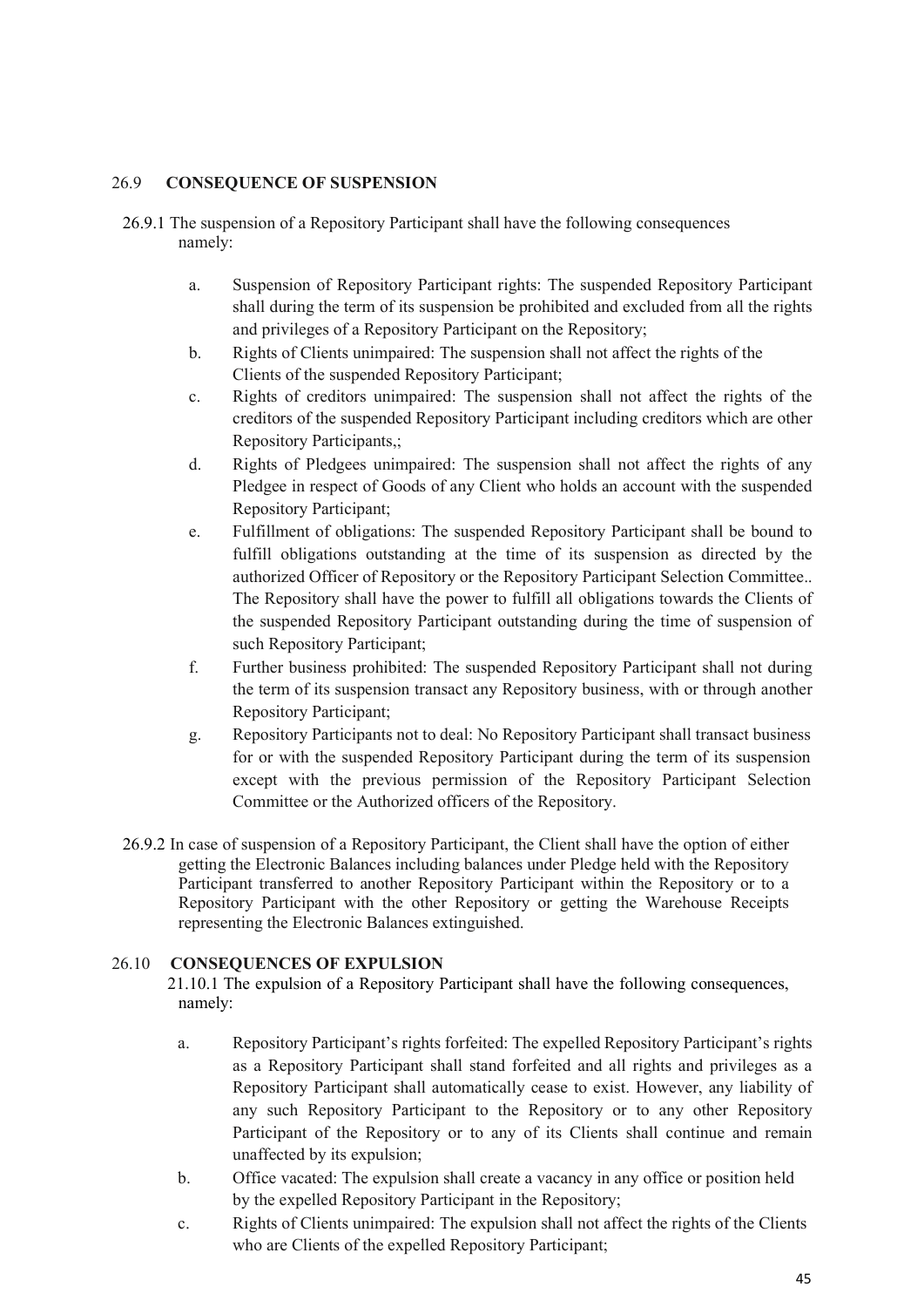## 26.9 CONSEQUENCE OF SUSPENSION

26.9.1 The suspension of a Repository Participant shall have the following consequences namely:

a. Suspension of Repository Participant rights: The suspended Repository Participant shall during the term of its suspension be prohibited and excluded from all the rights and privileges of a Repository Participant on the Repository;

b. Rights of Clients unimpaired: The suspension shall not affect the rights of the Clients of the suspended Repository Participant;

c. Rights of creditors unimpaired: The suspension shall not affect the rights of the creditors of the suspended Repository Participant including creditors which are other Repository Participants,;

d. Rights of Pledgees unimpaired: The suspension shall not affect the rights of any Pledgee in respect of Goods of any Client who holds an account with the suspended Repository Participant;

e. Fulfillment of obligations: The suspended Repository Participant shall be bound to fulfill obligations outstanding at the time of its suspension as directed by the authorized Officer of Repository or the Repository Participant Selection Committee.. The Repository shall have the power to fulfill all obligations towards the Clients of the suspended Repository Participant outstanding during the time of suspension of such Repository Participant;

f. Further business prohibited: The suspended Repository Participant shall not during the term of its suspension transact any Repository business, with or through another Repository Participant;

g. Repository Participants not to deal: No Repository Participant shall transact business for or with the suspended Repository Participant during the term of its suspension except with the previous permission of the Repository Participant Selection Committee or the Authorized officers of the Repository.

26.9.2 In case of suspension of a Repository Participant, the Client shall have the option of either getting the Electronic Balances including balances under Pledge held with the Repository Participant transferred to another Repository Participant within the Repository or to a Repository Participant with the other Repository or getting the Warehouse Receipts representing the Electronic Balances extinguished.

## 26.10 CONSEQUENCES OF EXPULSION

21.10.1 The expulsion of a Repository Participant shall have the following consequences, namely:

a. Repository Participant's rights forfeited: The expelled Repository Participant's rights as a Repository Participant shall stand forfeited and all rights and privileges as a Repository Participant shall automatically cease to exist. However, any liability of any such Repository Participant to the Repository or to any other Repository Participant of the Repository or to any of its Clients shall continue and remain unaffected by its expulsion;

b. Office vacated: The expulsion shall create a vacancy in any office or position held by the expelled Repository Participant in the Repository;

c. Rights of Clients unimpaired: The expulsion shall not affect the rights of the Clients who are Clients of the expelled Repository Participant;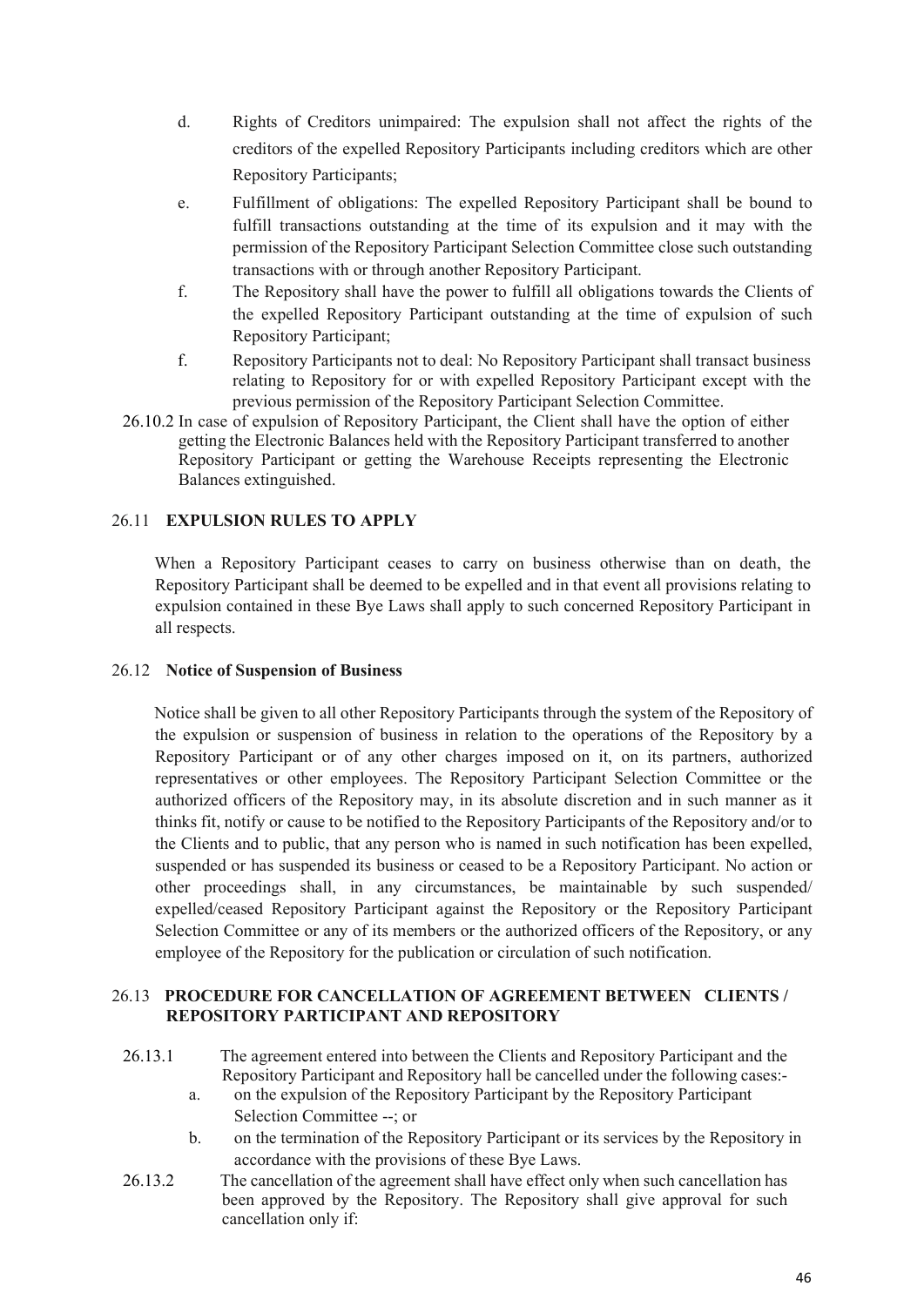d. Rights of Creditors unimpaired: The expulsion shall not affect the rights of the creditors of the expelled Repository Participants including creditors which are other Repository Participants;

e. Fulfillment of obligations: The expelled Repository Participant shall be bound to fulfill transactions outstanding at the time of its expulsion and it may with the permission of the Repository Participant Selection Committee close such outstanding transactions with or through another Repository Participant.

f. The Repository shall have the power to fulfill all obligations towards the Clients of the expelled Repository Participant outstanding at the time of expulsion of such Repository Participant;

f. Repository Participants not to deal: No Repository Participant shall transact business relating to Repository for or with expelled Repository Participant except with the previous permission of the Repository Participant Selection Committee.

26.10.2 In case of expulsion of Repository Participant, the Client shall have the option of either getting the Electronic Balances held with the Repository Participant transferred to another Repository Participant or getting the Warehouse Receipts representing the Electronic Balances extinguished.

### 26.11 EXPULSION RULES TO APPLY

When a Repository Participant ceases to carry on business otherwise than on death, the Repository Participant shall be deemed to be expelled and in that event all provisions relating to expulsion contained in these Bye Laws shall apply to such concerned Repository Participant in all respects.

### 26.12 Notice of Suspension of Business

Notice shall be given to all other Repository Participants through the system of the Repository of the expulsion or suspension of business in relation to the operations of the Repository by a Repository Participant or of any other charges imposed on it, on its partners, authorized representatives or other employees. The Repository Participant Selection Committee or the authorized officers of the Repository may, in its absolute discretion and in such manner as it thinks fit, notify or cause to be notified to the Repository Participants of the Repository and/or to the Clients and to public, that any person who is named in such notification has been expelled, suspended or has suspended its business or ceased to be a Repository Participant. No action or other proceedings shall, in any circumstances, be maintainable by such suspended/ expelled/ceased Repository Participant against the Repository or the Repository Participant Selection Committee or any of its members or the authorized officers of the Repository, or any employee of the Repository for the publication or circulation of such notification.

### 26.13 PROCEDURE FOR CANCELLATION OF AGREEMENT BETWEEN CLIENTS / REPOSITORY PARTICIPANT AND REPOSITORY

26.13.1 The agreement entered into between the Clients and Repository Participant and the Repository Participant and Repository hall be cancelled under the following cases:-

a. on the expulsion of the Repository Participant by the Repository Participant Selection Committee --; or

b. on the termination of the Repository Participant or its services by the Repository in accordance with the provisions of these Bye Laws.

26.13.2 The cancellation of the agreement shall have effect only when such cancellation has been approved by the Repository. The Repository shall give approval for such cancellation only if: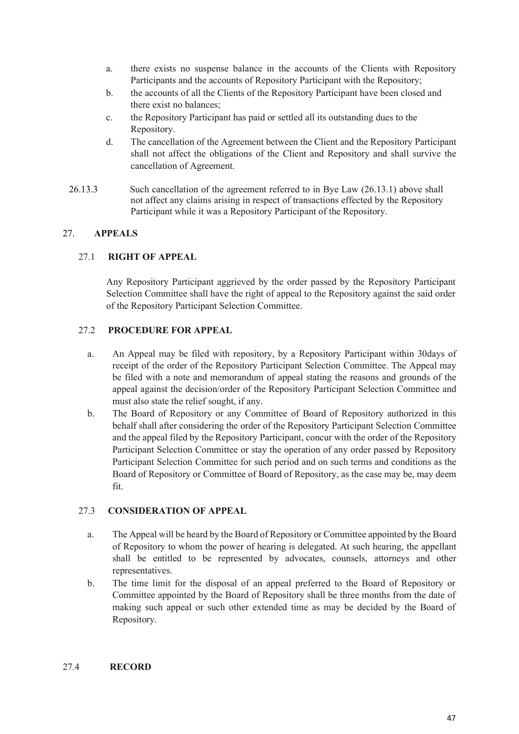a. there exists no suspense balance in the accounts of the Clients with Repository Participants and the accounts of Repository Participant with the Repository;
b. the accounts of all the Clients of the Repository Participant have been closed and there exist no balances;
c. the Repository Participant has paid or settled all its outstanding dues to the Repository.
d. The cancellation of the Agreement between the Client and the Repository Participant shall not affect the obligations of the Client and Repository and shall survive the cancellation of Agreement.

26.13.3 Such cancellation of the agreement referred to in Bye Law (26.13.1) above shall not affect any claims arising in respect of transactions effected by the Repository Participant while it was a Repository Participant of the Repository.

## 27. APPEALS

### 27.1 RIGHT OF APPEAL

Any Repository Participant aggrieved by the order passed by the Repository Participant Selection Committee shall have the right of appeal to the Repository against the said order of the Repository Participant Selection Committee.

### 27.2 PROCEDURE FOR APPEAL

a. An Appeal may be filed with repository, by a Repository Participant within 30days of receipt of the order of the Repository Participant Selection Committee. The Appeal may be filed with a note and memorandum of appeal stating the reasons and grounds of the appeal against the decision/order of the Repository Participant Selection Committee and must also state the relief sought, if any.
b. The Board of Repository or any Committee of Board of Repository authorized in this behalf shall after considering the order of the Repository Participant Selection Committee and the appeal filed by the Repository Participant, concur with the order of the Repository Participant Selection Committee or stay the operation of any order passed by Repository Participant Selection Committee for such period and on such terms and conditions as the Board of Repository or Committee of Board of Repository, as the case may be, may deem fit.

### 27.3 CONSIDERATION OF APPEAL

a. The Appeal will be heard by the Board of Repository or Committee appointed by the Board of Repository to whom the power of hearing is delegated. At such hearing, the appellant shall be entitled to be represented by advocates, counsels, attorneys and other representatives.
b. The time limit for the disposal of an appeal preferred to the Board of Repository or Committee appointed by the Board of Repository shall be three months from the date of making such appeal or such other extended time as may be decided by the Board of Repository.

### 27.4 RECORD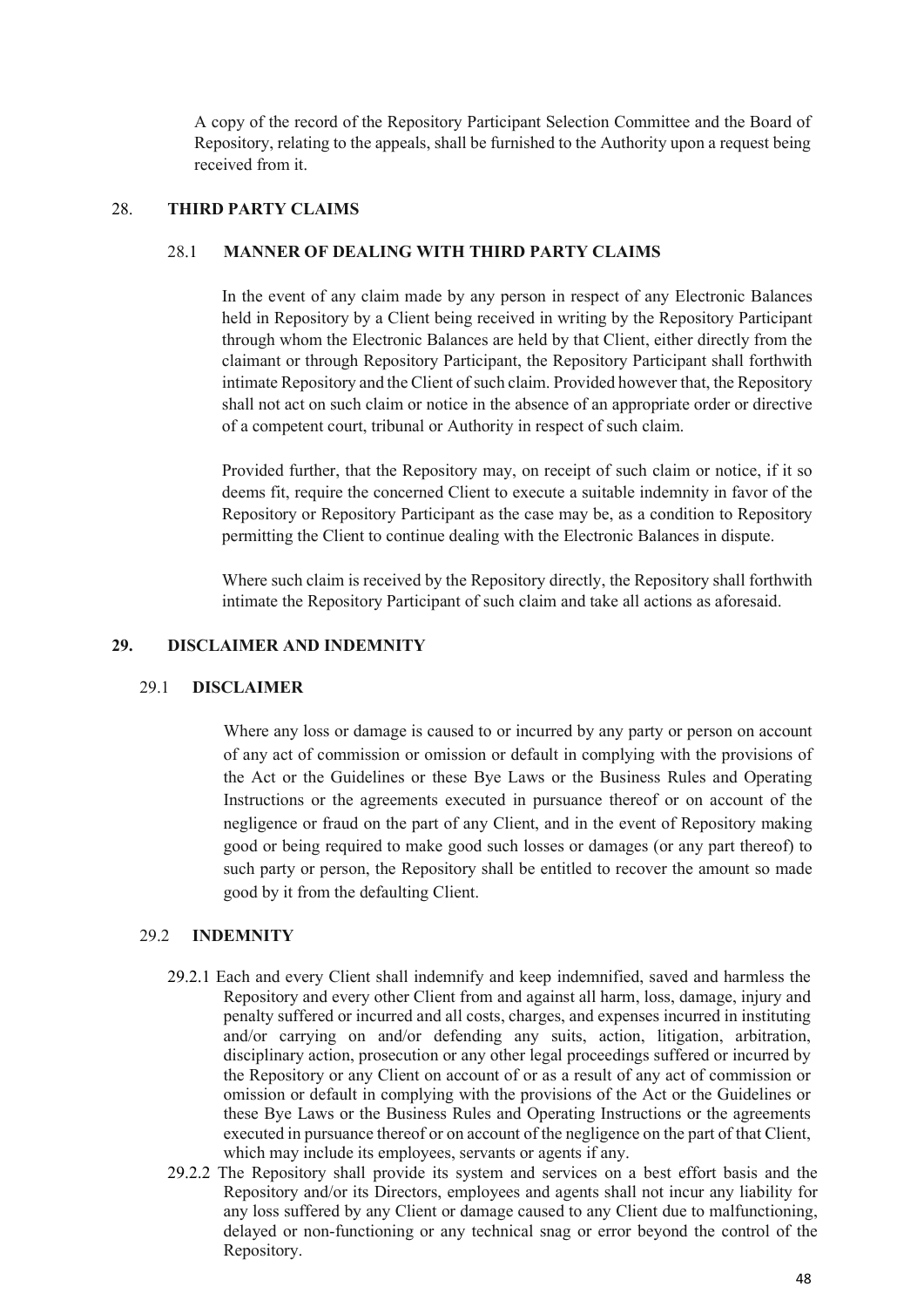A copy of the record of the Repository Participant Selection Committee and the Board of Repository, relating to the appeals, shall be furnished to the Authority upon a request being received from it.

## 28. THIRD PARTY CLAIMS

### 28.1 MANNER OF DEALING WITH THIRD PARTY CLAIMS

In the event of any claim made by any person in respect of any Electronic Balances held in Repository by a Client being received in writing by the Repository Participant through whom the Electronic Balances are held by that Client, either directly from the claimant or through Repository Participant, the Repository Participant shall forthwith intimate Repository and the Client of such claim. Provided however that, the Repository shall not act on such claim or notice in the absence of an appropriate order or directive of a competent court, tribunal or Authority in respect of such claim.

Provided further, that the Repository may, on receipt of such claim or notice, if it so deems fit, require the concerned Client to execute a suitable indemnity in favor of the Repository or Repository Participant as the case may be, as a condition to Repository permitting the Client to continue dealing with the Electronic Balances in dispute.

Where such claim is received by the Repository directly, the Repository shall forthwith intimate the Repository Participant of such claim and take all actions as aforesaid.

## 29. DISCLAIMER AND INDEMNITY

### 29.1 DISCLAIMER

Where any loss or damage is caused to or incurred by any party or person on account of any act of commission or omission or default in complying with the provisions of the Act or the Guidelines or these Bye Laws or the Business Rules and Operating Instructions or the agreements executed in pursuance thereof or on account of the negligence or fraud on the part of any Client, and in the event of Repository making good or being required to make good such losses or damages (or any part thereof) to such party or person, the Repository shall be entitled to recover the amount so made good by it from the defaulting Client.

### 29.2 INDEMNITY

29.2.1 Each and every Client shall indemnify and keep indemnified, saved and harmless the Repository and every other Client from and against all harm, loss, damage, injury and penalty suffered or incurred and all costs, charges, and expenses incurred in instituting and/or carrying on and/or defending any suits, action, litigation, arbitration, disciplinary action, prosecution or any other legal proceedings suffered or incurred by the Repository or any Client on account of or as a result of any act of commission or omission or default in complying with the provisions of the Act or the Guidelines or these Bye Laws or the Business Rules and Operating Instructions or the agreements executed in pursuance thereof or on account of the negligence on the part of that Client, which may include its employees, servants or agents if any.

29.2.2 The Repository shall provide its system and services on a best effort basis and the Repository and/or its Directors, employees and agents shall not incur any liability for any loss suffered by any Client or damage caused to any Client due to malfunctioning, delayed or non-functioning or any technical snag or error beyond the control of the Repository.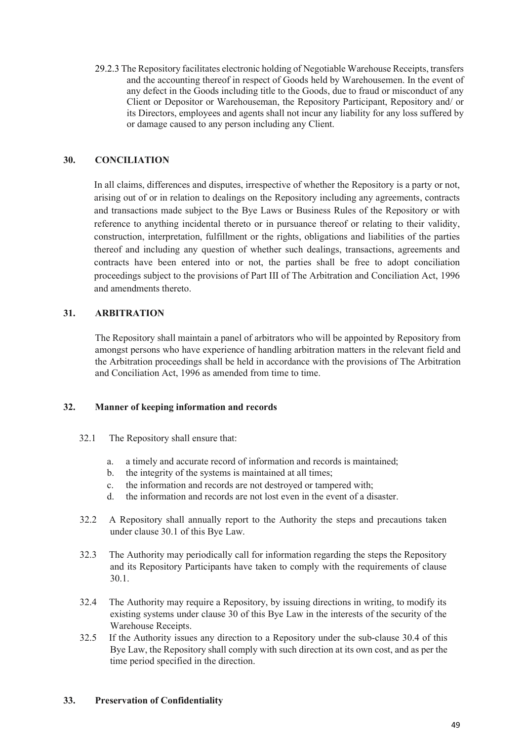29.2.3 The Repository facilitates electronic holding of Negotiable Warehouse Receipts, transfers and the accounting thereof in respect of Goods held by Warehousemen. In the event of any defect in the Goods including title to the Goods, due to fraud or misconduct of any Client or Depositor or Warehouseman, the Repository Participant, Repository and/ or its Directors, employees and agents shall not incur any liability for any loss suffered by or damage caused to any person including any Client.

## 30. CONCILIATION

In all claims, differences and disputes, irrespective of whether the Repository is a party or not, arising out of or in relation to dealings on the Repository including any agreements, contracts and transactions made subject to the Bye Laws or Business Rules of the Repository or with reference to anything incidental thereto or in pursuance thereof or relating to their validity, construction, interpretation, fulfillment or the rights, obligations and liabilities of the parties thereof and including any question of whether such dealings, transactions, agreements and contracts have been entered into or not, the parties shall be free to adopt conciliation proceedings subject to the provisions of Part III of The Arbitration and Conciliation Act, 1996 and amendments thereto.

## 31. ARBITRATION

The Repository shall maintain a panel of arbitrators who will be appointed by Repository from amongst persons who have experience of handling arbitration matters in the relevant field and the Arbitration proceedings shall be held in accordance with the provisions of The Arbitration and Conciliation Act, 1996 as amended from time to time.

## 32. Manner of keeping information and records

32.1 The Repository shall ensure that:

a. a timely and accurate record of information and records is maintained;
b. the integrity of the systems is maintained at all times;
c. the information and records are not destroyed or tampered with;
d. the information and records are not lost even in the event of a disaster.

32.2 A Repository shall annually report to the Authority the steps and precautions taken under clause 30.1 of this Bye Law.

32.3 The Authority may periodically call for information regarding the steps the Repository and its Repository Participants have taken to comply with the requirements of clause 30.1.

32.4 The Authority may require a Repository, by issuing directions in writing, to modify its existing systems under clause 30 of this Bye Law in the interests of the security of the Warehouse Receipts.

32.5 If the Authority issues any direction to a Repository under the sub-clause 30.4 of this Bye Law, the Repository shall comply with such direction at its own cost, and as per the time period specified in the direction.

## 33. Preservation of Confidentiality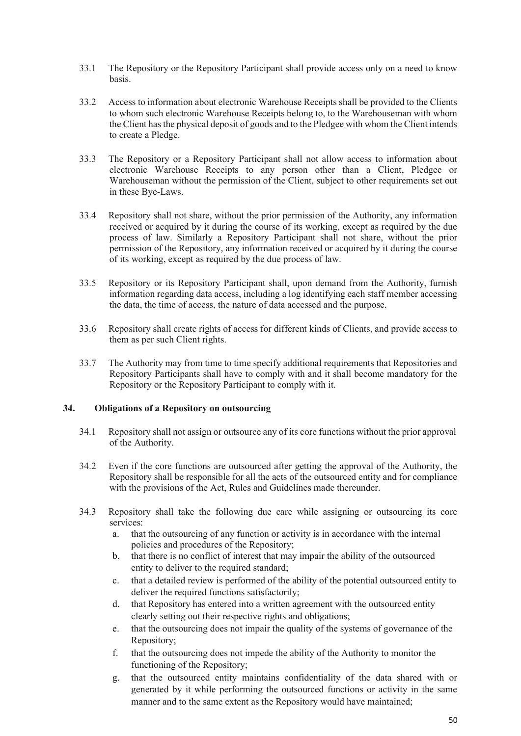33.1 The Repository or the Repository Participant shall provide access only on a need to know basis.

33.2 Access to information about electronic Warehouse Receipts shall be provided to the Clients to whom such electronic Warehouse Receipts belong to, to the Warehouseman with whom the Client has the physical deposit of goods and to the Pledgee with whom the Client intends to create a Pledge.

33.3 The Repository or a Repository Participant shall not allow access to information about electronic Warehouse Receipts to any person other than a Client, Pledgee or Warehouseman without the permission of the Client, subject to other requirements set out in these Bye-Laws.

33.4 Repository shall not share, without the prior permission of the Authority, any information received or acquired by it during the course of its working, except as required by the due process of law. Similarly a Repository Participant shall not share, without the prior permission of the Repository, any information received or acquired by it during the course of its working, except as required by the due process of law.

33.5 Repository or its Repository Participant shall, upon demand from the Authority, furnish information regarding data access, including a log identifying each staff member accessing the data, the time of access, the nature of data accessed and the purpose.

33.6 Repository shall create rights of access for different kinds of Clients, and provide access to them as per such Client rights.

33.7 The Authority may from time to time specify additional requirements that Repositories and Repository Participants shall have to comply with and it shall become mandatory for the Repository or the Repository Participant to comply with it.

## 34. Obligations of a Repository on outsourcing

34.1 Repository shall not assign or outsource any of its core functions without the prior approval of the Authority.

34.2 Even if the core functions are outsourced after getting the approval of the Authority, the Repository shall be responsible for all the acts of the outsourced entity and for compliance with the provisions of the Act, Rules and Guidelines made thereunder.

34.3 Repository shall take the following due care while assigning or outsourcing its core services:

a. that the outsourcing of any function or activity is in accordance with the internal policies and procedures of the Repository;
b. that there is no conflict of interest that may impair the ability of the outsourced entity to deliver to the required standard;
c. that a detailed review is performed of the ability of the potential outsourced entity to deliver the required functions satisfactorily;
d. that Repository has entered into a written agreement with the outsourced entity clearly setting out their respective rights and obligations;
e. that the outsourcing does not impair the quality of the systems of governance of the Repository;
f. that the outsourcing does not impede the ability of the Authority to monitor the functioning of the Repository;
g. that the outsourced entity maintains confidentiality of the data shared with or generated by it while performing the outsourced functions or activity in the same manner and to the same extent as the Repository would have maintained;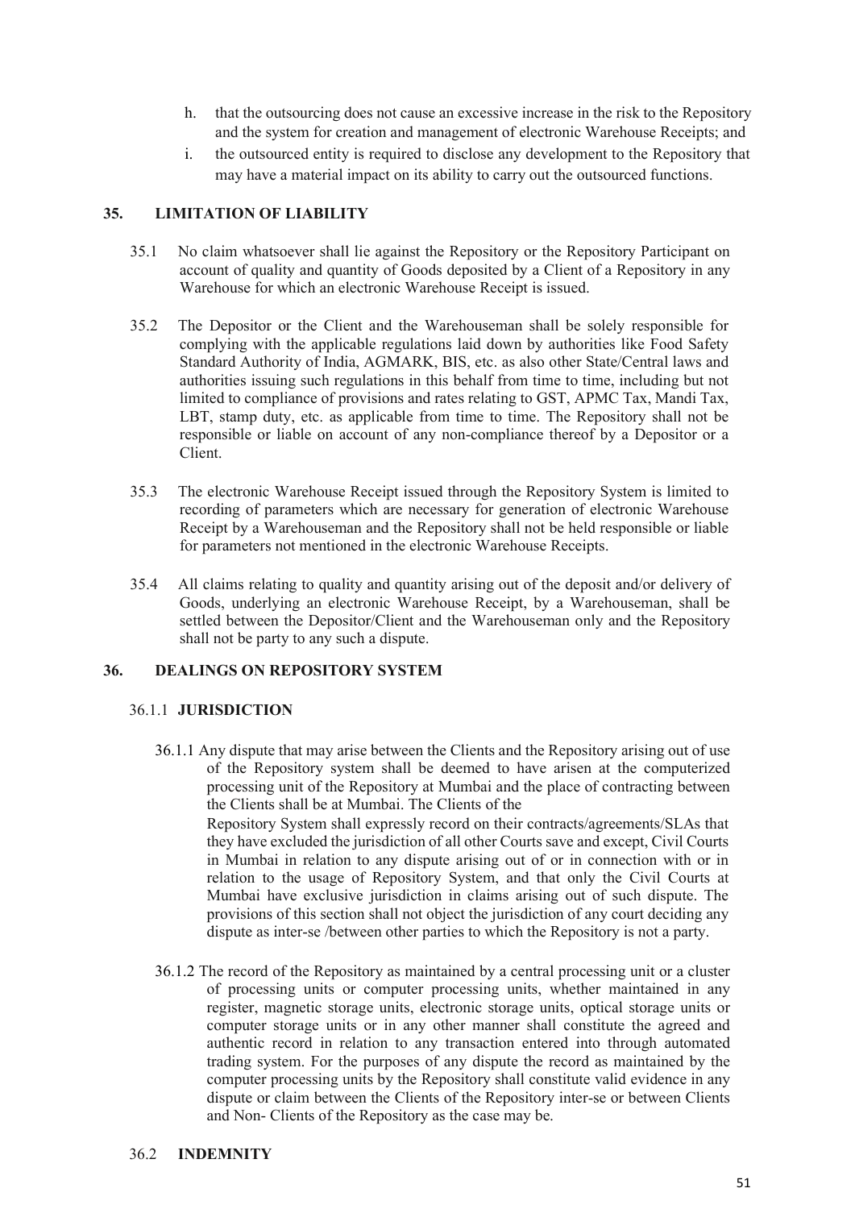h. that the outsourcing does not cause an excessive increase in the risk to the Repository and the system for creation and management of electronic Warehouse Receipts; and

i. the outsourced entity is required to disclose any development to the Repository that may have a material impact on its ability to carry out the outsourced functions.

## 35. LIMITATION OF LIABILITY

35.1 No claim whatsoever shall lie against the Repository or the Repository Participant on account of quality and quantity of Goods deposited by a Client of a Repository in any Warehouse for which an electronic Warehouse Receipt is issued.

35.2 The Depositor or the Client and the Warehouseman shall be solely responsible for complying with the applicable regulations laid down by authorities like Food Safety Standard Authority of India, AGMARK, BIS, etc. as also other State/Central laws and authorities issuing such regulations in this behalf from time to time, including but not limited to compliance of provisions and rates relating to GST, APMC Tax, Mandi Tax, LBT, stamp duty, etc. as applicable from time to time. The Repository shall not be responsible or liable on account of any non-compliance thereof by a Depositor or a Client.

35.3 The electronic Warehouse Receipt issued through the Repository System is limited to recording of parameters which are necessary for generation of electronic Warehouse Receipt by a Warehouseman and the Repository shall not be held responsible or liable for parameters not mentioned in the electronic Warehouse Receipts.

35.4 All claims relating to quality and quantity arising out of the deposit and/or delivery of Goods, underlying an electronic Warehouse Receipt, by a Warehouseman, shall be settled between the Depositor/Client and the Warehouseman only and the Repository shall not be party to any such a dispute.

## 36. DEALINGS ON REPOSITORY SYSTEM

### 36.1.1 JURISDICTION

36.1.1 Any dispute that may arise between the Clients and the Repository arising out of use of the Repository system shall be deemed to have arisen at the computerized processing unit of the Repository at Mumbai and the place of contracting between the Clients shall be at Mumbai. The Clients of the Repository System shall expressly record on their contracts/agreements/SLAs that they have excluded the jurisdiction of all other Courts save and except, Civil Courts in Mumbai in relation to any dispute arising out of or in connection with or in relation to the usage of Repository System, and that only the Civil Courts at Mumbai have exclusive jurisdiction in claims arising out of such dispute. The provisions of this section shall not object the jurisdiction of any court deciding any dispute as inter-se /between other parties to which the Repository is not a party.

36.1.2 The record of the Repository as maintained by a central processing unit or a cluster of processing units or computer processing units, whether maintained in any register, magnetic storage units, electronic storage units, optical storage units or computer storage units or in any other manner shall constitute the agreed and authentic record in relation to any transaction entered into through automated trading system. For the purposes of any dispute the record as maintained by the computer processing units by the Repository shall constitute valid evidence in any dispute or claim between the Clients of the Repository inter-se or between Clients and Non- Clients of the Repository as the case may be.

### 36.2 INDEMNITY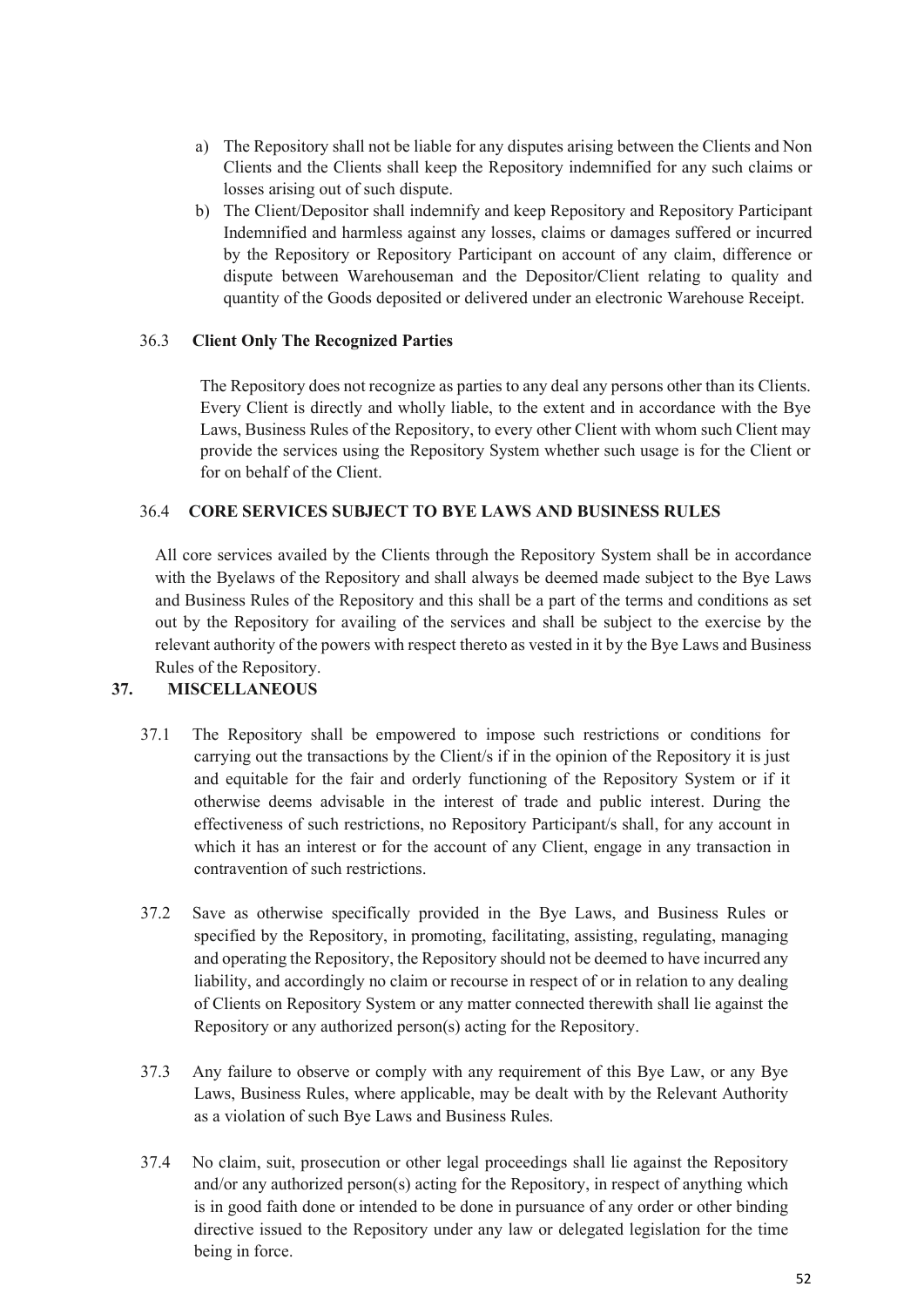a) The Repository shall not be liable for any disputes arising between the Clients and Non Clients and the Clients shall keep the Repository indemnified for any such claims or losses arising out of such dispute.
b) The Client/Depositor shall indemnify and keep Repository and Repository Participant Indemnified and harmless against any losses, claims or damages suffered or incurred by the Repository or Repository Participant on account of any claim, difference or dispute between Warehouseman and the Depositor/Client relating to quality and quantity of the Goods deposited or delivered under an electronic Warehouse Receipt.

### 36.3 Client Only The Recognized Parties

The Repository does not recognize as parties to any deal any persons other than its Clients. Every Client is directly and wholly liable, to the extent and in accordance with the Bye Laws, Business Rules of the Repository, to every other Client with whom such Client may provide the services using the Repository System whether such usage is for the Client or for on behalf of the Client.

### 36.4 CORE SERVICES SUBJECT TO BYE LAWS AND BUSINESS RULES

All core services availed by the Clients through the Repository System shall be in accordance with the Byelaws of the Repository and shall always be deemed made subject to the Bye Laws and Business Rules of the Repository and this shall be a part of the terms and conditions as set out by the Repository for availing of the services and shall be subject to the exercise by the relevant authority of the powers with respect thereto as vested in it by the Bye Laws and Business Rules of the Repository.

## 37. MISCELLANEOUS

37.1 The Repository shall be empowered to impose such restrictions or conditions for carrying out the transactions by the Client/s if in the opinion of the Repository it is just and equitable for the fair and orderly functioning of the Repository System or if it otherwise deems advisable in the interest of trade and public interest. During the effectiveness of such restrictions, no Repository Participant/s shall, for any account in which it has an interest or for the account of any Client, engage in any transaction in contravention of such restrictions.

37.2 Save as otherwise specifically provided in the Bye Laws, and Business Rules or specified by the Repository, in promoting, facilitating, assisting, regulating, managing and operating the Repository, the Repository should not be deemed to have incurred any liability, and accordingly no claim or recourse in respect of or in relation to any dealing of Clients on Repository System or any matter connected therewith shall lie against the Repository or any authorized person(s) acting for the Repository.

37.3 Any failure to observe or comply with any requirement of this Bye Law, or any Bye Laws, Business Rules, where applicable, may be dealt with by the Relevant Authority as a violation of such Bye Laws and Business Rules.

37.4 No claim, suit, prosecution or other legal proceedings shall lie against the Repository and/or any authorized person(s) acting for the Repository, in respect of anything which is in good faith done or intended to be done in pursuance of any order or other binding directive issued to the Repository under any law or delegated legislation for the time being in force.